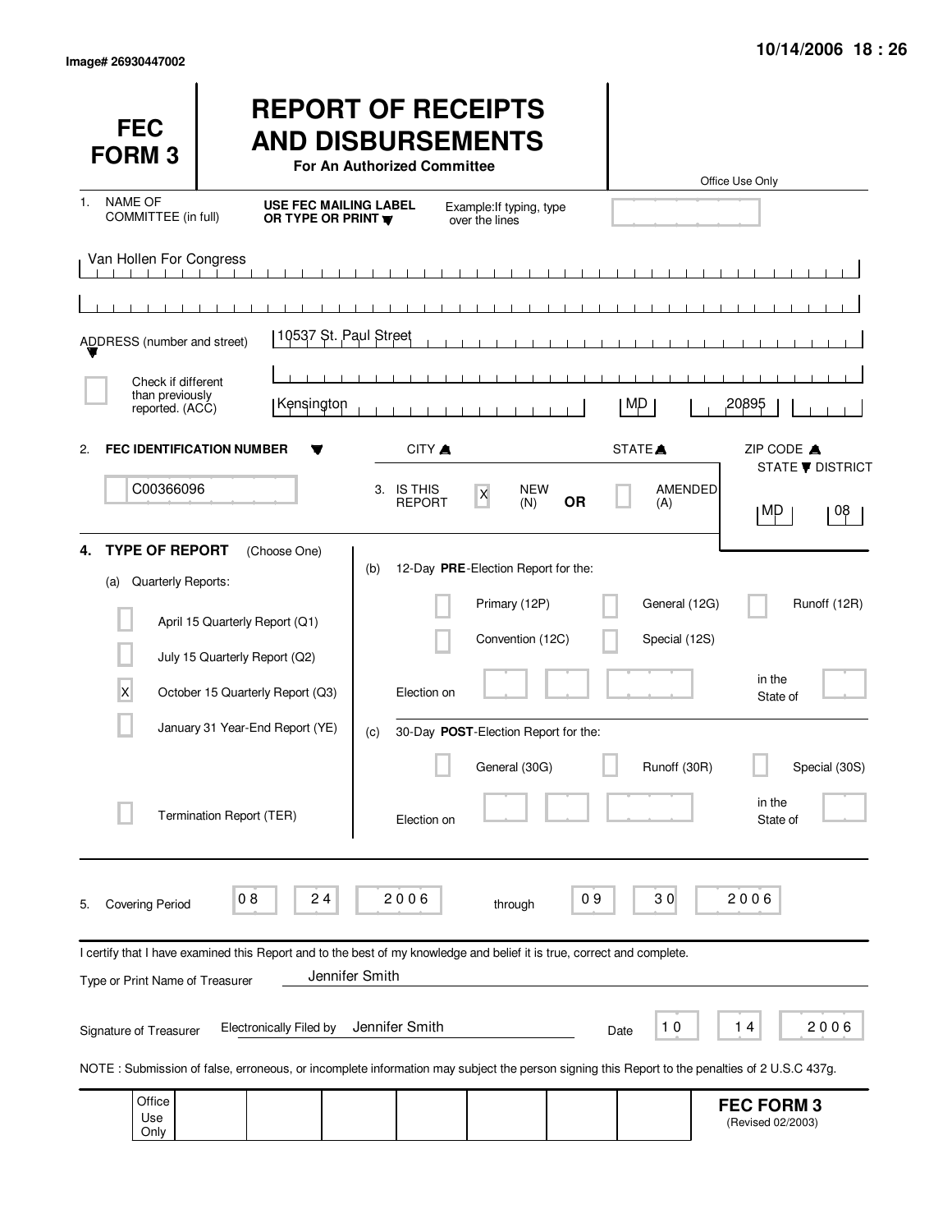Image# 26930447002

10/14/2006 18 : 26

# FEC FORM 3

# REPORT OF RECEIPTS AND DISBURSEMENTS

**For An Authorized Committee**

Office Use Only

1. NAME OF COMMITTEE (in full) — **USE FEC MAILING LABEL OR TYPE OR PRINT** — Example: If typing, type over the lines

Van Hollen For Congress

ADDRESS (number and street): 10537 St. Paul Street

[ ] Check if different than previously reported. (ACC)

| CITY | STATE | ZIP CODE |
|---|---|---|
| Kensington | MD | 20895 |

2. **FEC IDENTIFICATION NUMBER**: C00366096

3. IS THIS REPORT [X] NEW (N) **OR** [ ] AMENDED (A)

| STATE | DISTRICT |
|---|---|
| MD | 08 |

4. **TYPE OF REPORT** (Choose One)

(a) Quarterly Reports:

- [ ] April 15 Quarterly Report (Q1)
- [ ] July 15 Quarterly Report (Q2)
- [X] October 15 Quarterly Report (Q3)
- [ ] January 31 Year-End Report (YE)
- [ ] Termination Report (TER)

(b) 12-Day **PRE**-Election Report for the:

- [ ] Primary (12P)
- [ ] General (12G)
- [ ] Runoff (12R)
- [ ] Convention (12C)
- [ ] Special (12S)

Election on ______ in the State of ______

(c) 30-Day **POST**-Election Report for the:

- [ ] General (30G)
- [ ] Runoff (30R)
- [ ] Special (30S)

Election on ______ in the State of ______

5. Covering Period 08 24 2006 through 09 30 2006

I certify that I have examined this Report and to the best of my knowledge and belief it is true, correct and complete.

Type or Print Name of Treasurer: Jennifer Smith

Signature of Treasurer: Electronically Filed by Jennifer Smith — Date 10 14 2006

NOTE : Submission of false, erroneous, or incomplete information may subject the person signing this Report to the penalties of 2 U.S.C 437g.

Office Use Only

**FEC FORM 3** (Revised 02/2003)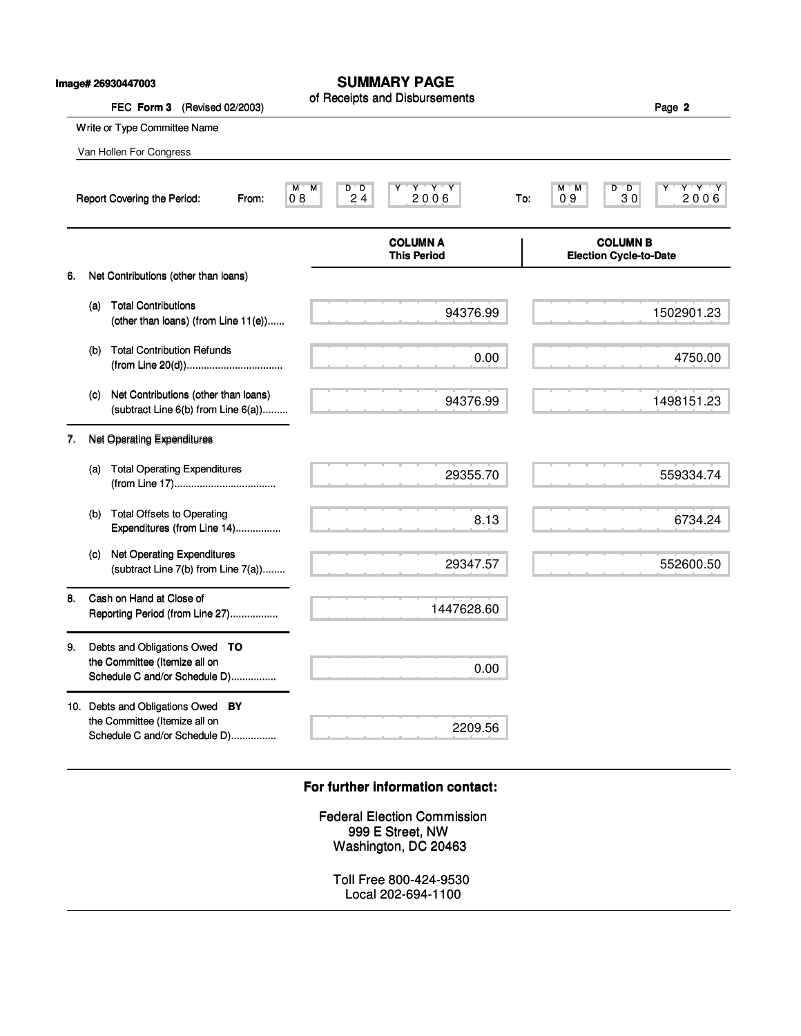Image# 26930447003

# SUMMARY PAGE

of Receipts and Disbursements

FEC **Form 3** (Revised 02/2003)

Page **2**

Write or Type Committee Name

Van Hollen For Congress

Report Covering the Period: From: 08 24 2006 To: 09 30 2006

| | COLUMN A This Period | COLUMN B Election Cycle-to-Date |
|---|---|---|
| **6.** Net Contributions (other than loans) | | |
| (a) Total Contributions (other than loans) (from Line 11(e)) | 94376.99 | 1502901.23 |
| (b) Total Contribution Refunds (from Line 20(d)) | 0.00 | 4750.00 |
| (c) Net Contributions (other than loans) (subtract Line 6(b) from Line 6(a)) | 94376.99 | 1498151.23 |
| **7.** Net Operating Expenditures | | |
| (a) Total Operating Expenditures (from Line 17) | 29355.70 | 559334.74 |
| (b) Total Offsets to Operating Expenditures (from Line 14) | 8.13 | 6734.24 |
| (c) Net Operating Expenditures (subtract Line 7(b) from Line 7(a)) | 29347.57 | 552600.50 |
| **8.** Cash on Hand at Close of Reporting Period (from Line 27) | 1447628.60 | |
| **9.** Debts and Obligations Owed **TO** the Committee (Itemize all on Schedule C and/or Schedule D) | 0.00 | |
| **10.** Debts and Obligations Owed **BY** the Committee (Itemize all on Schedule C and/or Schedule D) | 2209.56 | |

**For further information contact:**

Federal Election Commission
999 E Street, NW
Washington, DC 20463

Toll Free 800-424-9530
Local 202-694-1100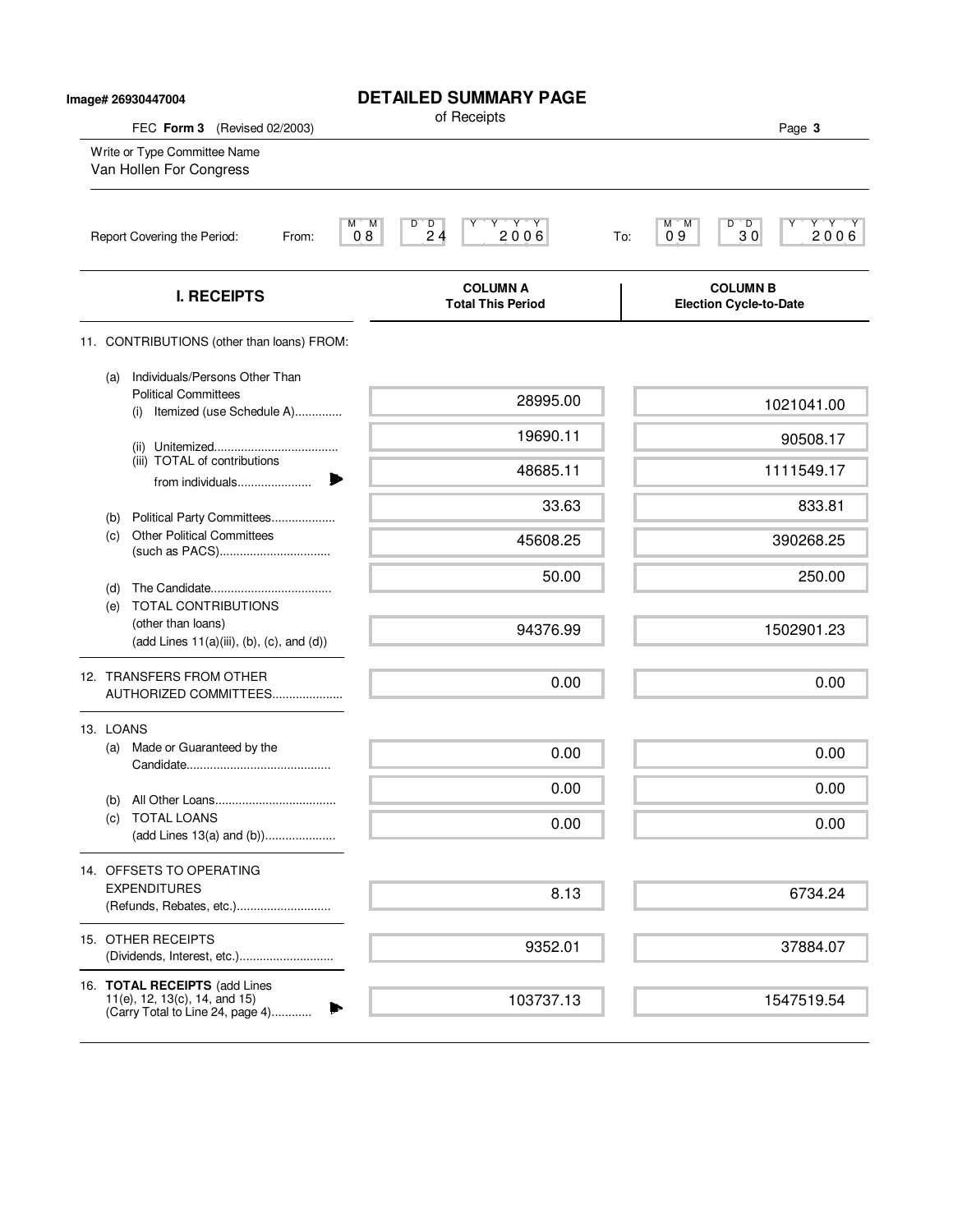Image# 26930447004

# DETAILED SUMMARY PAGE

of Receipts

FEC **Form 3** (Revised 02/2003)

Write or Type Committee Name
Van Hollen For Congress

Report Covering the Period: From: 08 24 2006 To: 09 30 2006

| I. RECEIPTS | COLUMN A Total This Period | COLUMN B Election Cycle-to-Date |
|---|---|---|
| 11. CONTRIBUTIONS (other than loans) FROM: | | |
| (a) Individuals/Persons Other Than Political Committees (i) Itemized (use Schedule A)............. | 28995.00 | 1021041.00 |
| (ii) Unitemized.................................... | 19690.11 | 90508.17 |
| (iii) TOTAL of contributions from individuals...................... | 48685.11 | 1111549.17 |
| (b) Political Party Committees.................. | 33.63 | 833.81 |
| (c) Other Political Committees (such as PACS)................................ | 45608.25 | 390268.25 |
| (d) The Candidate.................................... | 50.00 | 250.00 |
| (e) TOTAL CONTRIBUTIONS (other than loans) (add Lines 11(a)(iii), (b), (c), and (d)) | 94376.99 | 1502901.23 |
| 12. TRANSFERS FROM OTHER AUTHORIZED COMMITTEES.................... | 0.00 | 0.00 |
| 13. LOANS | | |
| (a) Made or Guaranteed by the Candidate.......................................... | 0.00 | 0.00 |
| (b) All Other Loans.................................... | 0.00 | 0.00 |
| (c) TOTAL LOANS (add Lines 13(a) and (b)).................... | 0.00 | 0.00 |
| 14. OFFSETS TO OPERATING EXPENDITURES (Refunds, Rebates, etc.)............................ | 8.13 | 6734.24 |
| 15. OTHER RECEIPTS (Dividends, Interest, etc.)............................ | 9352.01 | 37884.07 |
| 16. **TOTAL RECEIPTS** (add Lines 11(e), 12, 13(c), 14, and 15) (Carry Total to Line 24, page 4)............ | 103737.13 | 1547519.54 |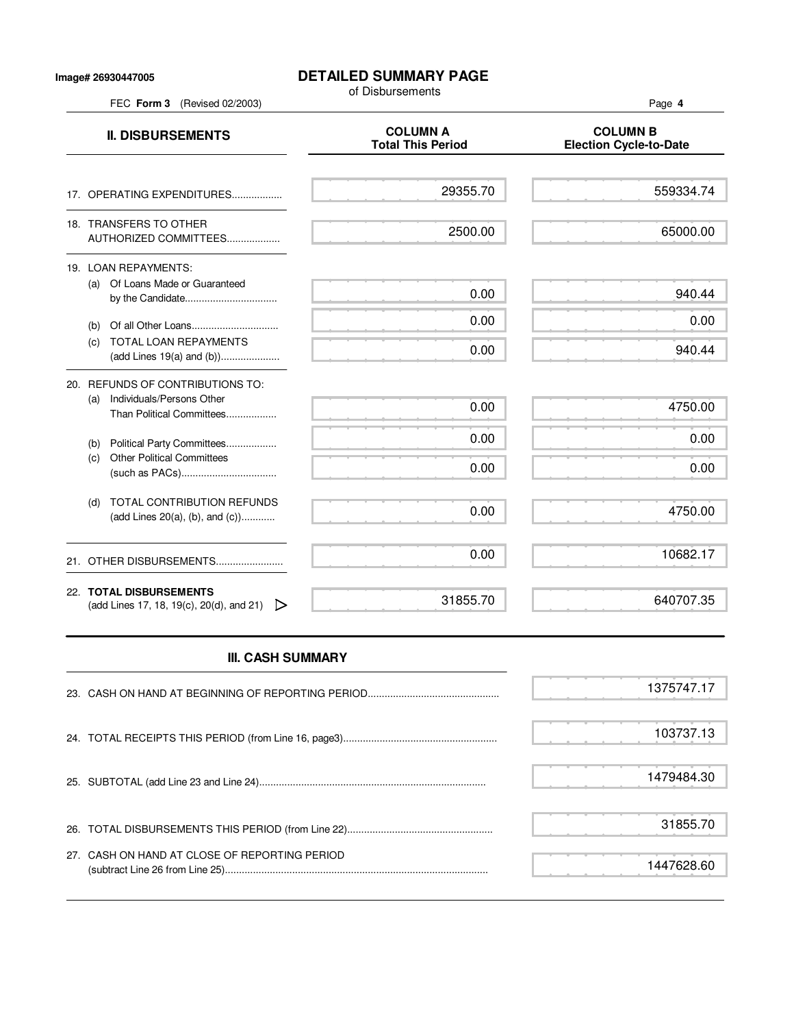Image# 26930447005

# DETAILED SUMMARY PAGE

of Disbursements

FEC **Form 3** (Revised 02/2003)

| **II. DISBURSEMENTS** | **COLUMN A Total This Period** | **COLUMN B Election Cycle-to-Date** |
|---|---|---|
| 17. OPERATING EXPENDITURES.................. | 29355.70 | 559334.74 |
| 18. TRANSFERS TO OTHER AUTHORIZED COMMITTEES................... | 2500.00 | 65000.00 |
| 19. LOAN REPAYMENTS: | | |
| (a) Of Loans Made or Guaranteed by the Candidate................................. | 0.00 | 940.44 |
| (b) Of all Other Loans.............................. | 0.00 | 0.00 |
| (c) TOTAL LOAN REPAYMENTS (add Lines 19(a) and (b))..................... | 0.00 | 940.44 |
| 20. REFUNDS OF CONTRIBUTIONS TO: | | |
| (a) Individuals/Persons Other Than Political Committees.................. | 0.00 | 4750.00 |
| (b) Political Party Committees.................. | 0.00 | 0.00 |
| (c) Other Political Committees (such as PACs).................................. | 0.00 | 0.00 |
| (d) TOTAL CONTRIBUTION REFUNDS (add Lines 20(a), (b), and (c))........... | 0.00 | 4750.00 |
| 21. OTHER DISBURSEMENTS........................ | 0.00 | 10682.17 |
| 22. **TOTAL DISBURSEMENTS** (add Lines 17, 18, 19(c), 20(d), and 21) ▷ | 31855.70 | 640707.35 |

## III. CASH SUMMARY

| | |
|---|---|
| 23. CASH ON HAND AT BEGINNING OF REPORTING PERIOD............................................... | 1375747.17 |
| 24. TOTAL RECEIPTS THIS PERIOD (from Line 16, page3)...................................................... | 103737.13 |
| 25. SUBTOTAL (add Line 23 and Line 24)................................................................................ | 1479484.30 |
| 26. TOTAL DISBURSEMENTS THIS PERIOD (from Line 22).................................................... | 31855.70 |
| 27. CASH ON HAND AT CLOSE OF REPORTING PERIOD (subtract Line 26 from Line 25)............................................................................................ | 1447628.60 |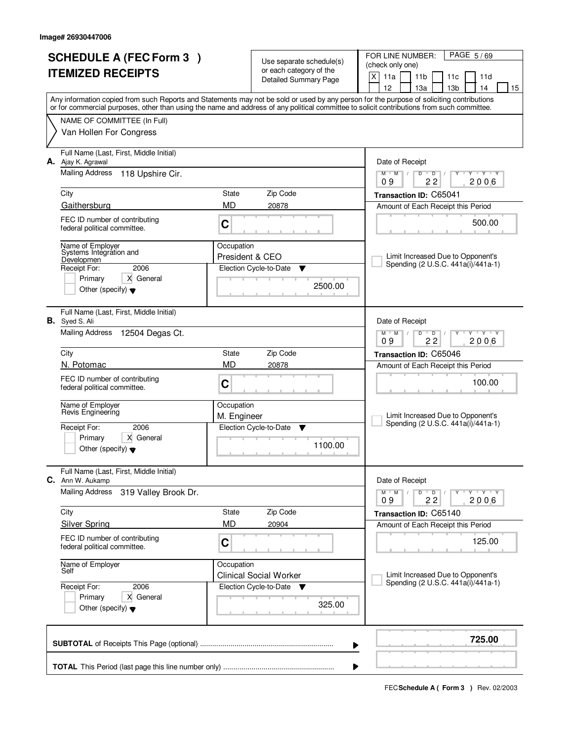Image# 26930447006

# SCHEDULE A (FEC Form 3 )
# ITEMIZED RECEIPTS

Use separate schedule(s) or each category of the Detailed Summary Page

FOR LINE NUMBER: (check only one)

[X] 11a [ ] 11b [ ] 11c [ ] 11d [ ] 12 [ ] 13a [ ] 13b [ ] 14 [ ] 15

Any information copied from such Reports and Statements may not be sold or used by any person for the purpose of soliciting contributions or for commercial purposes, other than using the name and address of any political committee to solicit contributions from such committee.

NAME OF COMMITTEE (In Full)
Van Hollen For Congress

---

**A.** Full Name (Last, First, Middle Initial): Ajay K. Agrawal

Mailing Address: 118 Upshire Cir.

City: Gaithersburg | State: MD | Zip Code: 20878

FEC ID number of contributing federal political committee: C

Name of Employer: Systems Integration and Developmen

Occupation: President & CEO

Receipt For: 2006 [ ] Primary [X] General [ ] Other (specify)

Election Cycle-to-Date: 2500.00

Date of Receipt: 09 / 22 / 2006

Transaction ID: C65041

Amount of Each Receipt this Period: 500.00

[ ] Limit Increased Due to Opponent's Spending (2 U.S.C. 441a(i)/441a-1)

---

**B.** Full Name (Last, First, Middle Initial): Syed S. Ali

Mailing Address: 12504 Degas Ct.

City: N. Potomac | State: MD | Zip Code: 20878

FEC ID number of contributing federal political committee: C

Name of Employer: Revis Engineering

Occupation: M. Engineer

Receipt For: 2006 [ ] Primary [X] General [ ] Other (specify)

Election Cycle-to-Date: 1100.00

Date of Receipt: 09 / 22 / 2006

Transaction ID: C65046

Amount of Each Receipt this Period: 100.00

[ ] Limit Increased Due to Opponent's Spending (2 U.S.C. 441a(i)/441a-1)

---

**C.** Full Name (Last, First, Middle Initial): Ann W. Aukamp

Mailing Address: 319 Valley Brook Dr.

City: Silver Spring | State: MD | Zip Code: 20904

FEC ID number of contributing federal political committee: C

Name of Employer: Self

Occupation: Clinical Social Worker

Receipt For: 2006 [ ] Primary [X] General [ ] Other (specify)

Election Cycle-to-Date: 325.00

Date of Receipt: 09 / 22 / 2006

Transaction ID: C65140

Amount of Each Receipt this Period: 125.00

[ ] Limit Increased Due to Opponent's Spending (2 U.S.C. 441a(i)/441a-1)

---

**SUBTOTAL** of Receipts This Page (optional): **725.00**

**TOTAL** This Period (last page this line number only):

FEC **Schedule A ( Form 3 )** Rev. 02/2003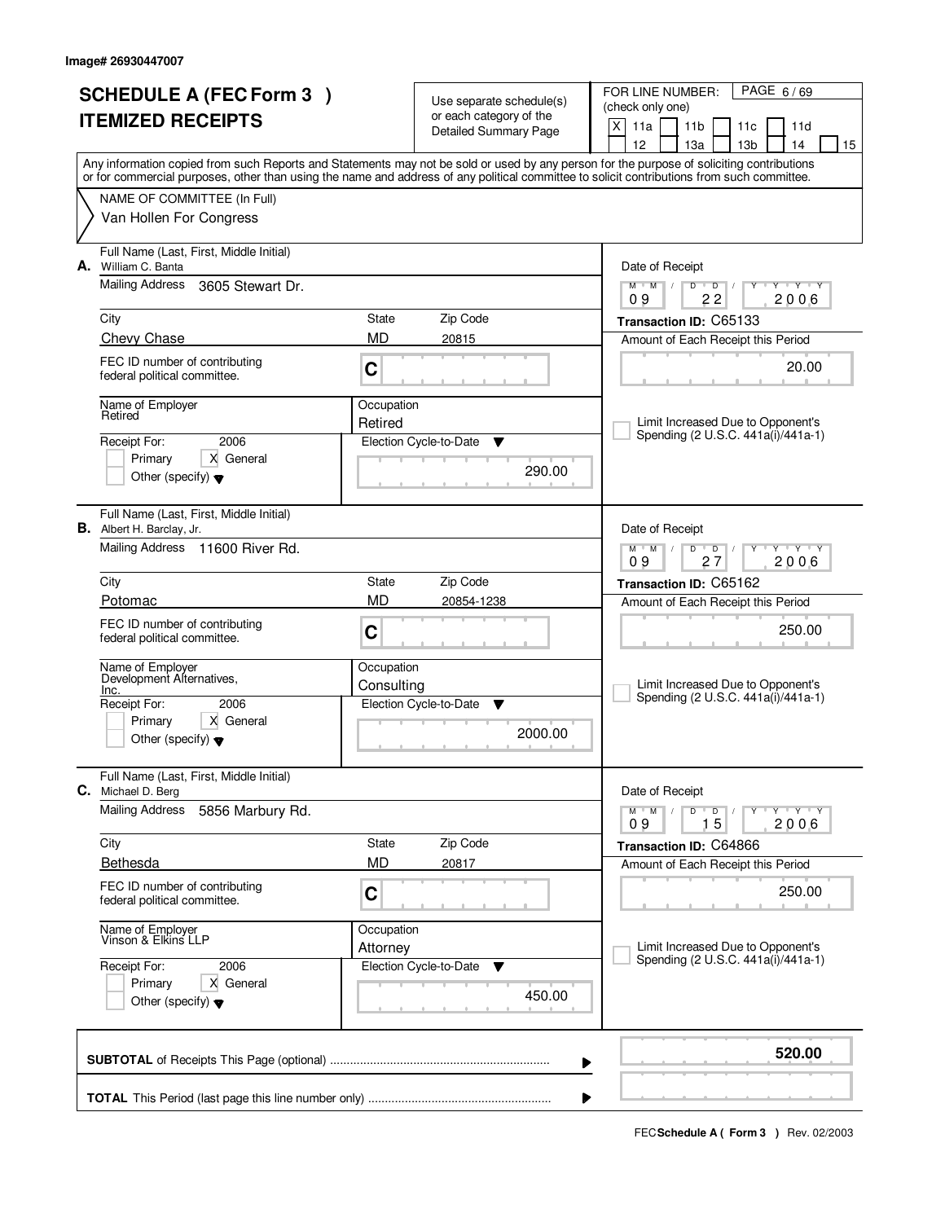Image# 26930447007

# SCHEDULE A (FEC Form 3 ) ITEMIZED RECEIPTS

Use separate schedule(s) or each category of the Detailed Summary Page

FOR LINE NUMBER: (check only one)

[X] 11a [ ] 11b [ ] 11c [ ] 11d [ ] 12 [ ] 13a [ ] 13b [ ] 14 [ ] 15

Any information copied from such Reports and Statements may not be sold or used by any person for the purpose of soliciting contributions or for commercial purposes, other than using the name and address of any political committee to solicit contributions from such committee.

NAME OF COMMITTEE (In Full)

Van Hollen For Congress

---

**A.** Full Name (Last, First, Middle Initial): William C. Banta

Mailing Address: 3605 Stewart Dr.

City: Chevy Chase | State: MD | Zip Code: 20815

FEC ID number of contributing federal political committee: C

Name of Employer: Retired

Occupation: Retired

Receipt For: 2006 — [ ] Primary [X] General [ ] Other (specify)

Election Cycle-to-Date: 290.00

Date of Receipt: 09 / 22 / 2006

Transaction ID: C65133

Amount of Each Receipt this Period: 20.00

[ ] Limit Increased Due to Opponent's Spending (2 U.S.C. 441a(i)/441a-1)

---

**B.** Full Name (Last, First, Middle Initial): Albert H. Barclay, Jr.

Mailing Address: 11600 River Rd.

City: Potomac | State: MD | Zip Code: 20854-1238

FEC ID number of contributing federal political committee: C

Name of Employer: Development Alternatives, Inc.

Occupation: Consulting

Receipt For: 2006 — [ ] Primary [X] General [ ] Other (specify)

Election Cycle-to-Date: 2000.00

Date of Receipt: 09 / 27 / 2006

Transaction ID: C65162

Amount of Each Receipt this Period: 250.00

[ ] Limit Increased Due to Opponent's Spending (2 U.S.C. 441a(i)/441a-1)

---

**C.** Full Name (Last, First, Middle Initial): Michael D. Berg

Mailing Address: 5856 Marbury Rd.

City: Bethesda | State: MD | Zip Code: 20817

FEC ID number of contributing federal political committee: C

Name of Employer: Vinson & Elkins LLP

Occupation: Attorney

Receipt For: 2006 — [ ] Primary [X] General [ ] Other (specify)

Election Cycle-to-Date: 450.00

Date of Receipt: 09 / 15 / 2006

Transaction ID: C64866

Amount of Each Receipt this Period: 250.00

[ ] Limit Increased Due to Opponent's Spending (2 U.S.C. 441a(i)/441a-1)

---

**SUBTOTAL** of Receipts This Page (optional): **520.00**

**TOTAL** This Period (last page this line number only):

FEC **Schedule A ( Form 3 )** Rev. 02/2003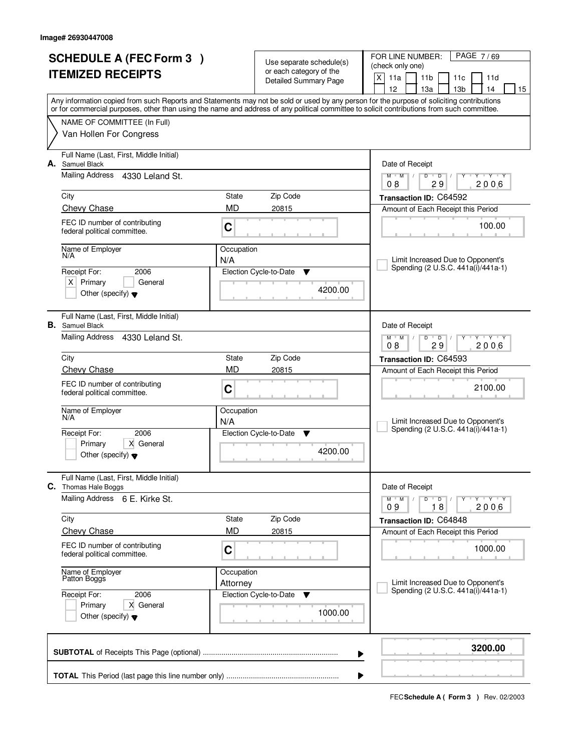Image# 26930447008

# SCHEDULE A (FEC Form 3 )
# ITEMIZED RECEIPTS

Use separate schedule(s) or each category of the Detailed Summary Page

FOR LINE NUMBER: (check only one)

[X] 11a [ ] 11b [ ] 11c [ ] 11d [ ] 12 [ ] 13a [ ] 13b [ ] 14 [ ] 15

Any information copied from such Reports and Statements may not be sold or used by any person for the purpose of soliciting contributions or for commercial purposes, other than using the name and address of any political committee to solicit contributions from such committee.

NAME OF COMMITTEE (In Full)
Van Hollen For Congress

---

**A.** Full Name (Last, First, Middle Initial): Samuel Black

Mailing Address: 4330 Leland St.

City: Chevy Chase | State: MD | Zip Code: 20815

FEC ID number of contributing federal political committee: C

Name of Employer: N/A | Occupation: N/A

Receipt For: 2006 — [X] Primary [ ] General [ ] Other (specify)

Election Cycle-to-Date: 4200.00

Date of Receipt: 08/29/2006

Transaction ID: C64592

Amount of Each Receipt this Period: 100.00

[ ] Limit Increased Due to Opponent's Spending (2 U.S.C. 441a(i)/441a-1)

---

**B.** Full Name (Last, First, Middle Initial): Samuel Black

Mailing Address: 4330 Leland St.

City: Chevy Chase | State: MD | Zip Code: 20815

FEC ID number of contributing federal political committee: C

Name of Employer: N/A | Occupation: N/A

Receipt For: 2006 — [ ] Primary [X] General [ ] Other (specify)

Election Cycle-to-Date: 4200.00

Date of Receipt: 08/29/2006

Transaction ID: C64593

Amount of Each Receipt this Period: 2100.00

[ ] Limit Increased Due to Opponent's Spending (2 U.S.C. 441a(i)/441a-1)

---

**C.** Full Name (Last, First, Middle Initial): Thomas Hale Boggs

Mailing Address: 6 E. Kirke St.

City: Chevy Chase | State: MD | Zip Code: 20815

FEC ID number of contributing federal political committee: C

Name of Employer: Patton Boggs | Occupation: Attorney

Receipt For: 2006 — [ ] Primary [X] General [ ] Other (specify)

Election Cycle-to-Date: 1000.00

Date of Receipt: 09/18/2006

Transaction ID: C64848

Amount of Each Receipt this Period: 1000.00

[ ] Limit Increased Due to Opponent's Spending (2 U.S.C. 441a(i)/441a-1)

---

**SUBTOTAL** of Receipts This Page (optional): **3200.00**

**TOTAL** This Period (last page this line number only):

FEC **Schedule A ( Form 3 )** Rev. 02/2003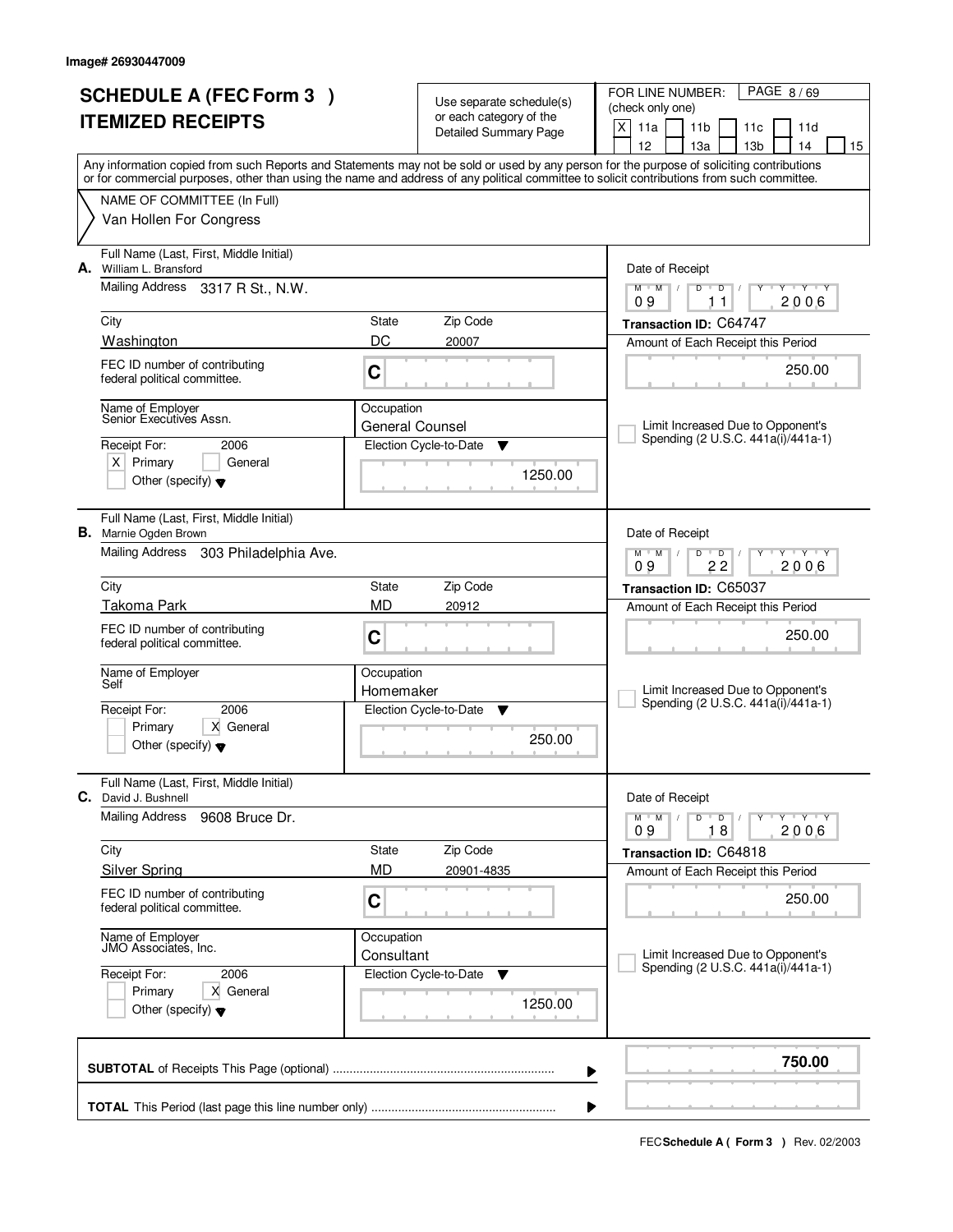Image# 26930447009

# SCHEDULE A (FEC Form 3 ) ITEMIZED RECEIPTS

Use separate schedule(s) or each category of the Detailed Summary Page

FOR LINE NUMBER: (check only one)
[X] 11a [ ] 11b [ ] 11c [ ] 11d [ ] 12 [ ] 13a [ ] 13b [ ] 14 [ ] 15

Any information copied from such Reports and Statements may not be sold or used by any person for the purpose of soliciting contributions or for commercial purposes, other than using the name and address of any political committee to solicit contributions from such committee.

NAME OF COMMITTEE (In Full)
Van Hollen For Congress

---

**A.** Full Name (Last, First, Middle Initial): William L. Bransford

Mailing Address: 3317 R St., N.W.

City: Washington | State: DC | Zip Code: 20007

FEC ID number of contributing federal political committee: C

Name of Employer: Senior Executives Assn.

Occupation: General Counsel

Receipt For: 2006 — [X] Primary [ ] General [ ] Other (specify)

Election Cycle-to-Date: 1250.00

Date of Receipt: 09/11/2006

Transaction ID: C64747

Amount of Each Receipt this Period: 250.00

[ ] Limit Increased Due to Opponent's Spending (2 U.S.C. 441a(i)/441a-1)

---

**B.** Full Name (Last, First, Middle Initial): Marnie Ogden Brown

Mailing Address: 303 Philadelphia Ave.

City: Takoma Park | State: MD | Zip Code: 20912

FEC ID number of contributing federal political committee: C

Name of Employer: Self

Occupation: Homemaker

Receipt For: 2006 — [ ] Primary [X] General [ ] Other (specify)

Election Cycle-to-Date: 250.00

Date of Receipt: 09/22/2006

Transaction ID: C65037

Amount of Each Receipt this Period: 250.00

[ ] Limit Increased Due to Opponent's Spending (2 U.S.C. 441a(i)/441a-1)

---

**C.** Full Name (Last, First, Middle Initial): David J. Bushnell

Mailing Address: 9608 Bruce Dr.

City: Silver Spring | State: MD | Zip Code: 20901-4835

FEC ID number of contributing federal political committee: C

Name of Employer: JMO Associates, Inc.

Occupation: Consultant

Receipt For: 2006 — [ ] Primary [X] General [ ] Other (specify)

Election Cycle-to-Date: 1250.00

Date of Receipt: 09/18/2006

Transaction ID: C64818

Amount of Each Receipt this Period: 250.00

[ ] Limit Increased Due to Opponent's Spending (2 U.S.C. 441a(i)/441a-1)

---

**SUBTOTAL** of Receipts This Page (optional): **750.00**

**TOTAL** This Period (last page this line number only):

FEC **Schedule A ( Form 3 )** Rev. 02/2003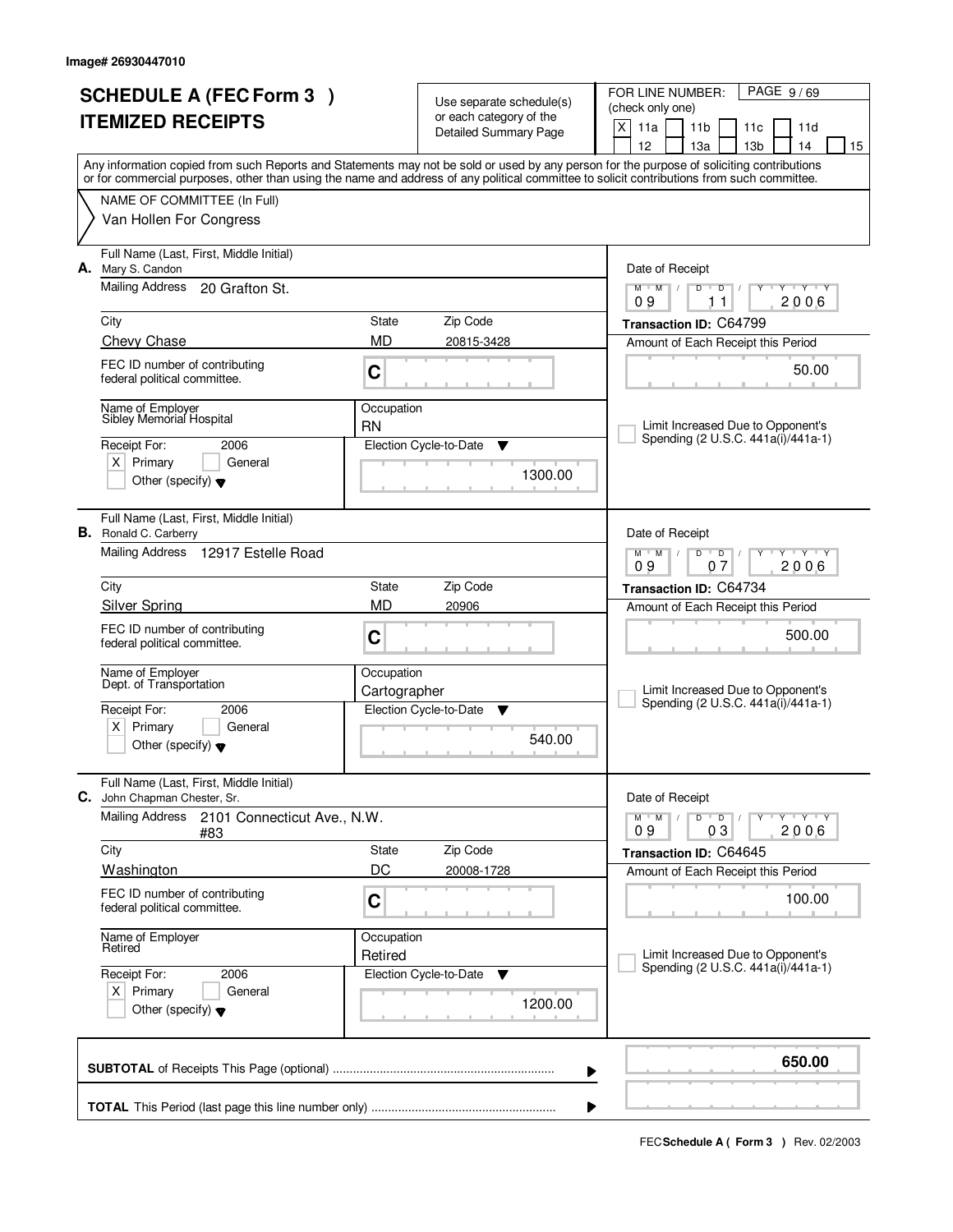Image# 26930447010

# SCHEDULE A (FEC Form 3 ) ITEMIZED RECEIPTS

Use separate schedule(s) or each category of the Detailed Summary Page

FOR LINE NUMBER: (check only one)

[X] 11a [ ] 11b [ ] 11c [ ] 11d [ ] 12 [ ] 13a [ ] 13b [ ] 14 [ ] 15

PAGE 9 / 69

Any information copied from such Reports and Statements may not be sold or used by any person for the purpose of soliciting contributions or for commercial purposes, other than using the name and address of any political committee to solicit contributions from such committee.

NAME OF COMMITTEE (In Full)
Van Hollen For Congress

---

**A.** Full Name (Last, First, Middle Initial): Mary S. Candon

Mailing Address: 20 Grafton St.

City: Chevy Chase | State: MD | Zip Code: 20815-3428

FEC ID number of contributing federal political committee: C

Name of Employer: Sibley Memorial Hospital

Occupation: RN

Receipt For: 2006 — [X] Primary [ ] General [ ] Other (specify)

Election Cycle-to-Date: 1300.00

Date of Receipt: 09 / 11 / 2006

Transaction ID: C64799

Amount of Each Receipt this Period: 50.00

[ ] Limit Increased Due to Opponent's Spending (2 U.S.C. 441a(i)/441a-1)

---

**B.** Full Name (Last, First, Middle Initial): Ronald C. Carberry

Mailing Address: 12917 Estelle Road

City: Silver Spring | State: MD | Zip Code: 20906

FEC ID number of contributing federal political committee: C

Name of Employer: Dept. of Transportation

Occupation: Cartographer

Receipt For: 2006 — [X] Primary [ ] General [ ] Other (specify)

Election Cycle-to-Date: 540.00

Date of Receipt: 09 / 07 / 2006

Transaction ID: C64734

Amount of Each Receipt this Period: 500.00

[ ] Limit Increased Due to Opponent's Spending (2 U.S.C. 441a(i)/441a-1)

---

**C.** Full Name (Last, First, Middle Initial): John Chapman Chester, Sr.

Mailing Address: 2101 Connecticut Ave., N.W. #83

City: Washington | State: DC | Zip Code: 20008-1728

FEC ID number of contributing federal political committee: C

Name of Employer: Retired

Occupation: Retired

Receipt For: 2006 — [X] Primary [ ] General [ ] Other (specify)

Election Cycle-to-Date: 1200.00

Date of Receipt: 09 / 03 / 2006

Transaction ID: C64645

Amount of Each Receipt this Period: 100.00

[ ] Limit Increased Due to Opponent's Spending (2 U.S.C. 441a(i)/441a-1)

---

**SUBTOTAL** of Receipts This Page (optional): **650.00**

**TOTAL** This Period (last page this line number only):

FEC **Schedule A ( Form 3 )** Rev. 02/2003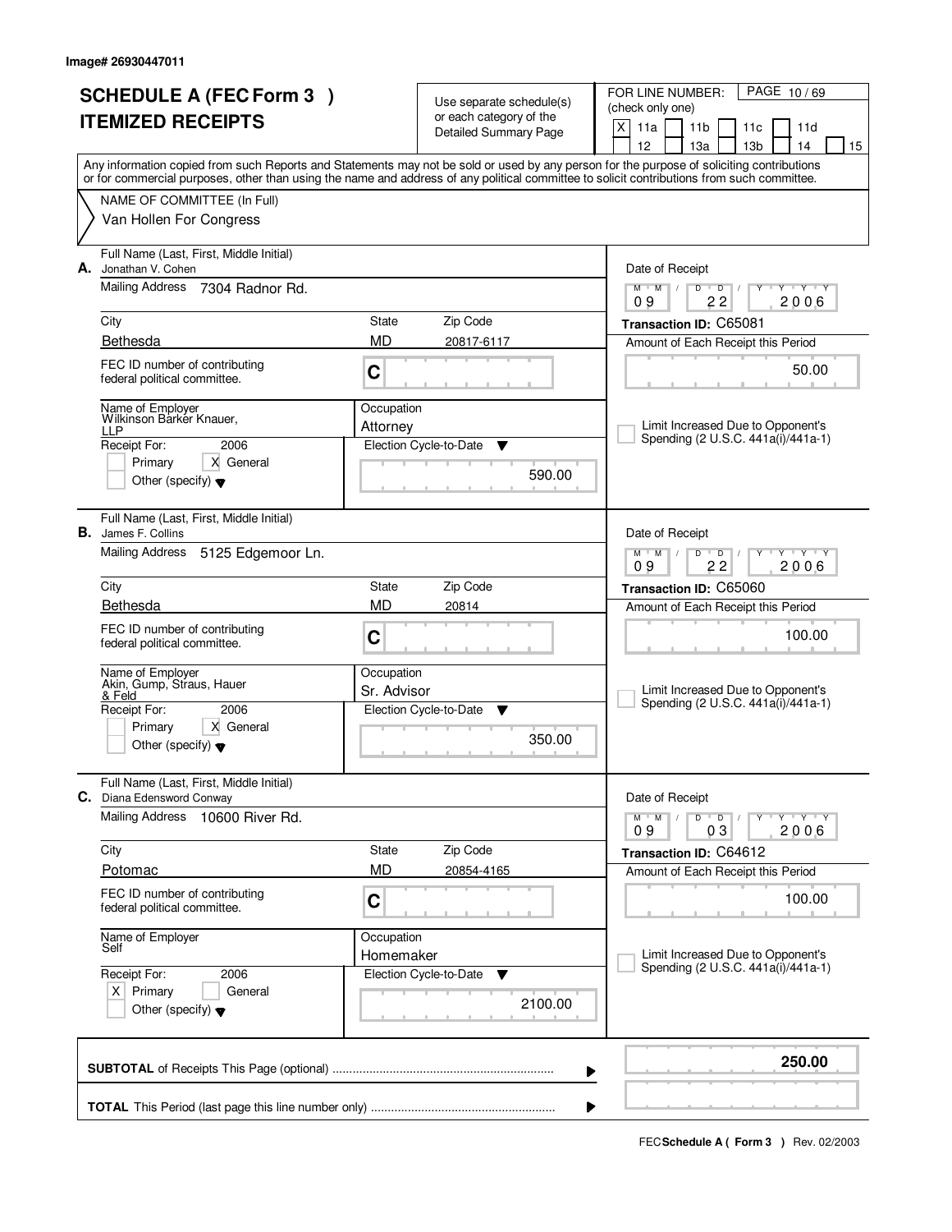Image# 26930447011

# SCHEDULE A (FEC Form 3 )
# ITEMIZED RECEIPTS

Use separate schedule(s) or each category of the Detailed Summary Page

FOR LINE NUMBER: (check only one)
[X] 11a [ ] 11b [ ] 11c [ ] 11d [ ] 12 [ ] 13a [ ] 13b [ ] 14 [ ] 15

Any information copied from such Reports and Statements may not be sold or used by any person for the purpose of soliciting contributions or for commercial purposes, other than using the name and address of any political committee to solicit contributions from such committee.

NAME OF COMMITTEE (In Full)
Van Hollen For Congress

---

**A.** Full Name (Last, First, Middle Initial): Jonathan V. Cohen
Mailing Address: 7304 Radnor Rd.
City: Bethesda | State: MD | Zip Code: 20817-6117
FEC ID number of contributing federal political committee: C
Name of Employer: Wilkinson Barker Knauer, LLP
Occupation: Attorney
Receipt For: 2006 [ ] Primary [X] General [ ] Other (specify)
Election Cycle-to-Date: 590.00
Date of Receipt: 09/22/2006
Transaction ID: C65081
Amount of Each Receipt this Period: 50.00
[ ] Limit Increased Due to Opponent's Spending (2 U.S.C. 441a(i)/441a-1)

---

**B.** Full Name (Last, First, Middle Initial): James F. Collins
Mailing Address: 5125 Edgemoor Ln.
City: Bethesda | State: MD | Zip Code: 20814
FEC ID number of contributing federal political committee: C
Name of Employer: Akin, Gump, Straus, Hauer & Feld
Occupation: Sr. Advisor
Receipt For: 2006 [ ] Primary [X] General [ ] Other (specify)
Election Cycle-to-Date: 350.00
Date of Receipt: 09/22/2006
Transaction ID: C65060
Amount of Each Receipt this Period: 100.00
[ ] Limit Increased Due to Opponent's Spending (2 U.S.C. 441a(i)/441a-1)

---

**C.** Full Name (Last, First, Middle Initial): Diana Edensword Conway
Mailing Address: 10600 River Rd.
City: Potomac | State: MD | Zip Code: 20854-4165
FEC ID number of contributing federal political committee: C
Name of Employer: Self
Occupation: Homemaker
Receipt For: 2006 [X] Primary [ ] General [ ] Other (specify)
Election Cycle-to-Date: 2100.00
Date of Receipt: 09/03/2006
Transaction ID: C64612
Amount of Each Receipt this Period: 100.00
[ ] Limit Increased Due to Opponent's Spending (2 U.S.C. 441a(i)/441a-1)

---

**SUBTOTAL** of Receipts This Page (optional): 250.00

**TOTAL** This Period (last page this line number only):

FEC **Schedule A ( Form 3 )** Rev. 02/2003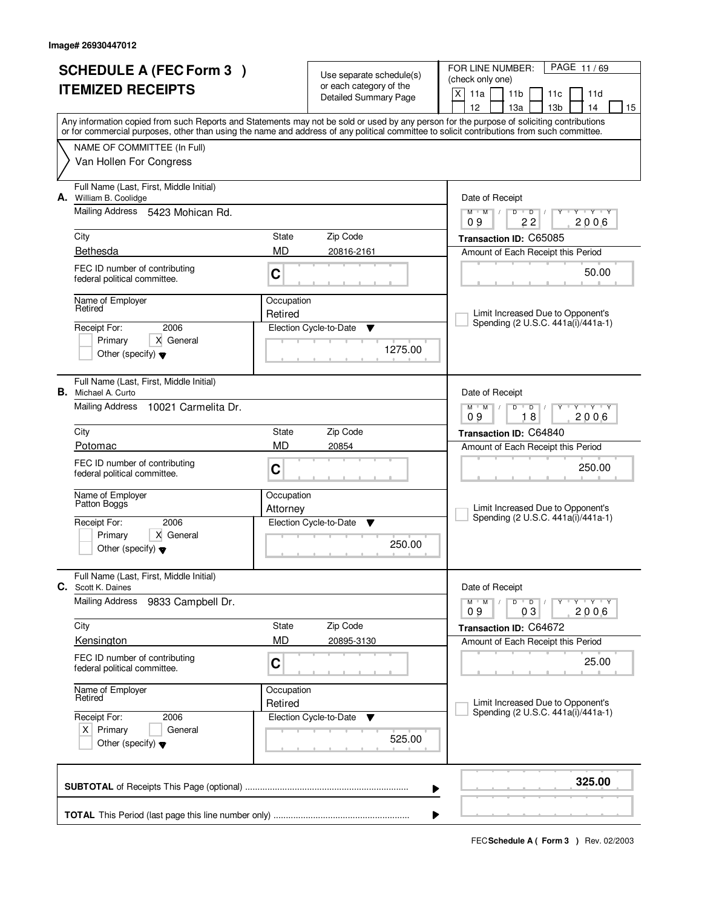Image# 26930447012

# SCHEDULE A (FEC Form 3 )
# ITEMIZED RECEIPTS

Use separate schedule(s) or each category of the Detailed Summary Page

FOR LINE NUMBER: (check only one)
[X] 11a [ ] 11b [ ] 11c [ ] 11d [ ] 12 [ ] 13a [ ] 13b [ ] 14 [ ] 15

Any information copied from such Reports and Statements may not be sold or used by any person for the purpose of soliciting contributions or for commercial purposes, other than using the name and address of any political committee to solicit contributions from such committee.

NAME OF COMMITTEE (In Full)
Van Hollen For Congress

---

**A.** Full Name (Last, First, Middle Initial): William B. Coolidge

Mailing Address: 5423 Mohican Rd.

| City | State | Zip Code |
|---|---|---|
| Bethesda | MD | 20816-2161 |

FEC ID number of contributing federal political committee: C

Name of Employer: Retired
Occupation: Retired

Receipt For: 2006 — [ ] Primary [X] General [ ] Other (specify)

Election Cycle-to-Date: 1275.00

Date of Receipt: 09/22/2006
Transaction ID: C65085
Amount of Each Receipt this Period: 50.00

[ ] Limit Increased Due to Opponent's Spending (2 U.S.C. 441a(i)/441a-1)

---

**B.** Full Name (Last, First, Middle Initial): Michael A. Curto

Mailing Address: 10021 Carmelita Dr.

| City | State | Zip Code |
|---|---|---|
| Potomac | MD | 20854 |

FEC ID number of contributing federal political committee: C

Name of Employer: Patton Boggs
Occupation: Attorney

Receipt For: 2006 — [ ] Primary [X] General [ ] Other (specify)

Election Cycle-to-Date: 250.00

Date of Receipt: 09/18/2006
Transaction ID: C64840
Amount of Each Receipt this Period: 250.00

[ ] Limit Increased Due to Opponent's Spending (2 U.S.C. 441a(i)/441a-1)

---

**C.** Full Name (Last, First, Middle Initial): Scott K. Daines

Mailing Address: 9833 Campbell Dr.

| City | State | Zip Code |
|---|---|---|
| Kensington | MD | 20895-3130 |

FEC ID number of contributing federal political committee: C

Name of Employer: Retired
Occupation: Retired

Receipt For: 2006 — [X] Primary [ ] General [ ] Other (specify)

Election Cycle-to-Date: 525.00

Date of Receipt: 09/03/2006
Transaction ID: C64672
Amount of Each Receipt this Period: 25.00

[ ] Limit Increased Due to Opponent's Spending (2 U.S.C. 441a(i)/441a-1)

---

**SUBTOTAL** of Receipts This Page (optional): **325.00**

**TOTAL** This Period (last page this line number only):

FEC **Schedule A ( Form 3 )** Rev. 02/2003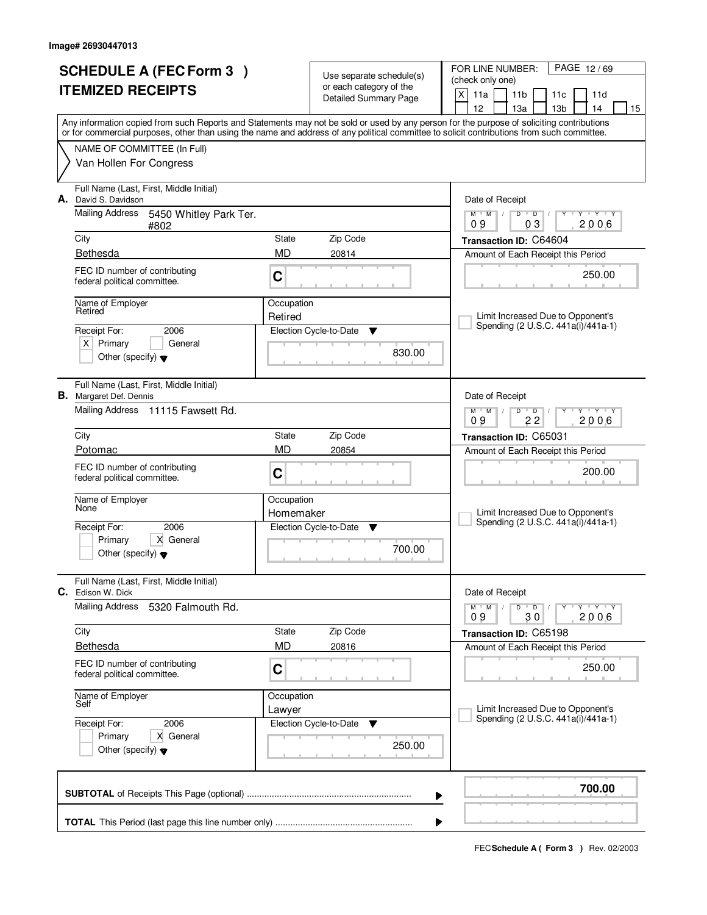Image# 26930447013

# SCHEDULE A (FEC Form 3 )
# ITEMIZED RECEIPTS

Use separate schedule(s) or each category of the Detailed Summary Page

FOR LINE NUMBER: (check only one)
[X] 11a [ ] 11b [ ] 11c [ ] 11d [ ] 12 [ ] 13a [ ] 13b [ ] 14 [ ] 15

PAGE 12 / 69

Any information copied from such Reports and Statements may not be sold or used by any person for the purpose of soliciting contributions or for commercial purposes, other than using the name and address of any political committee to solicit contributions from such committee.

NAME OF COMMITTEE (In Full)
Van Hollen For Congress

---

**A.** Full Name (Last, First, Middle Initial): David S. Davidson

Mailing Address: 5450 Whitley Park Ter. #802

City: Bethesda | State: MD | Zip Code: 20814

FEC ID number of contributing federal political committee: C

Name of Employer: Retired

Occupation: Retired

Receipt For: 2006 — [X] Primary [ ] General — Other (specify)

Election Cycle-to-Date: 830.00

Date of Receipt: 09 / 03 / 2006

Transaction ID: C64604

Amount of Each Receipt this Period: 250.00

[ ] Limit Increased Due to Opponent's Spending (2 U.S.C. 441a(i)/441a-1)

---

**B.** Full Name (Last, First, Middle Initial): Margaret Def. Dennis

Mailing Address: 11115 Fawsett Rd.

City: Potomac | State: MD | Zip Code: 20854

FEC ID number of contributing federal political committee: C

Name of Employer: None

Occupation: Homemaker

Receipt For: 2006 — [ ] Primary [X] General — Other (specify)

Election Cycle-to-Date: 700.00

Date of Receipt: 09 / 22 / 2006

Transaction ID: C65031

Amount of Each Receipt this Period: 200.00

[ ] Limit Increased Due to Opponent's Spending (2 U.S.C. 441a(i)/441a-1)

---

**C.** Full Name (Last, First, Middle Initial): Edison W. Dick

Mailing Address: 5320 Falmouth Rd.

City: Bethesda | State: MD | Zip Code: 20816

FEC ID number of contributing federal political committee: C

Name of Employer: Self

Occupation: Lawyer

Receipt For: 2006 — [ ] Primary [X] General — Other (specify)

Election Cycle-to-Date: 250.00

Date of Receipt: 09 / 30 / 2006

Transaction ID: C65198

Amount of Each Receipt this Period: 250.00

[ ] Limit Increased Due to Opponent's Spending (2 U.S.C. 441a(i)/441a-1)

---

**SUBTOTAL** of Receipts This Page (optional): **700.00**

**TOTAL** This Period (last page this line number only):

FEC **Schedule A ( Form 3 )** Rev. 02/2003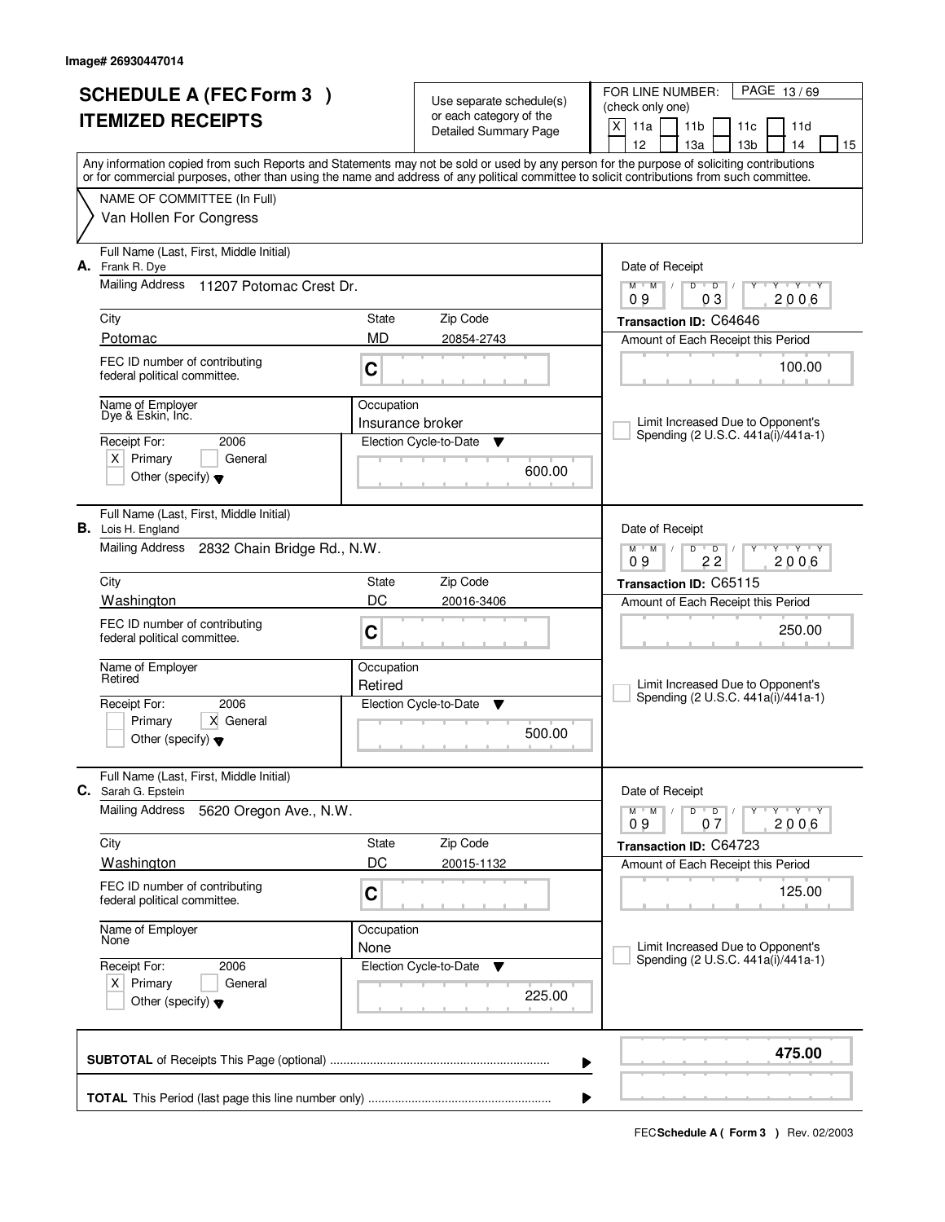Image# 26930447014

# SCHEDULE A (FEC Form 3 )
# ITEMIZED RECEIPTS

Use separate schedule(s) or each category of the Detailed Summary Page

FOR LINE NUMBER: (check only one)

[X] 11a [ ] 11b [ ] 11c [ ] 11d [ ] 12 [ ] 13a [ ] 13b [ ] 14 [ ] 15

Any information copied from such Reports and Statements may not be sold or used by any person for the purpose of soliciting contributions or for commercial purposes, other than using the name and address of any political committee to solicit contributions from such committee.

NAME OF COMMITTEE (In Full)
Van Hollen For Congress

---

**A.** Full Name (Last, First, Middle Initial): Frank R. Dye

Mailing Address: 11207 Potomac Crest Dr.

| City | State | Zip Code |
|---|---|---|
| Potomac | MD | 20854-2743 |

FEC ID number of contributing federal political committee: C

Name of Employer: Dye & Eskin, Inc.

Occupation: Insurance broker

Receipt For: 2006 — [X] Primary [ ] General [ ] Other (specify)

Election Cycle-to-Date: 600.00

Date of Receipt: 09 / 03 / 2006

Transaction ID: C64646

Amount of Each Receipt this Period: 100.00

[ ] Limit Increased Due to Opponent's Spending (2 U.S.C. 441a(i)/441a-1)

---

**B.** Full Name (Last, First, Middle Initial): Lois H. England

Mailing Address: 2832 Chain Bridge Rd., N.W.

| City | State | Zip Code |
|---|---|---|
| Washington | DC | 20016-3406 |

FEC ID number of contributing federal political committee: C

Name of Employer: Retired

Occupation: Retired

Receipt For: 2006 — [ ] Primary [X] General [ ] Other (specify)

Election Cycle-to-Date: 500.00

Date of Receipt: 09 / 22 / 2006

Transaction ID: C65115

Amount of Each Receipt this Period: 250.00

[ ] Limit Increased Due to Opponent's Spending (2 U.S.C. 441a(i)/441a-1)

---

**C.** Full Name (Last, First, Middle Initial): Sarah G. Epstein

Mailing Address: 5620 Oregon Ave., N.W.

| City | State | Zip Code |
|---|---|---|
| Washington | DC | 20015-1132 |

FEC ID number of contributing federal political committee: C

Name of Employer: None

Occupation: None

Receipt For: 2006 — [X] Primary [ ] General [ ] Other (specify)

Election Cycle-to-Date: 225.00

Date of Receipt: 09 / 07 / 2006

Transaction ID: C64723

Amount of Each Receipt this Period: 125.00

[ ] Limit Increased Due to Opponent's Spending (2 U.S.C. 441a(i)/441a-1)

---

**SUBTOTAL** of Receipts This Page (optional): **475.00**

**TOTAL** This Period (last page this line number only):

FEC **Schedule A ( Form 3 )** Rev. 02/2003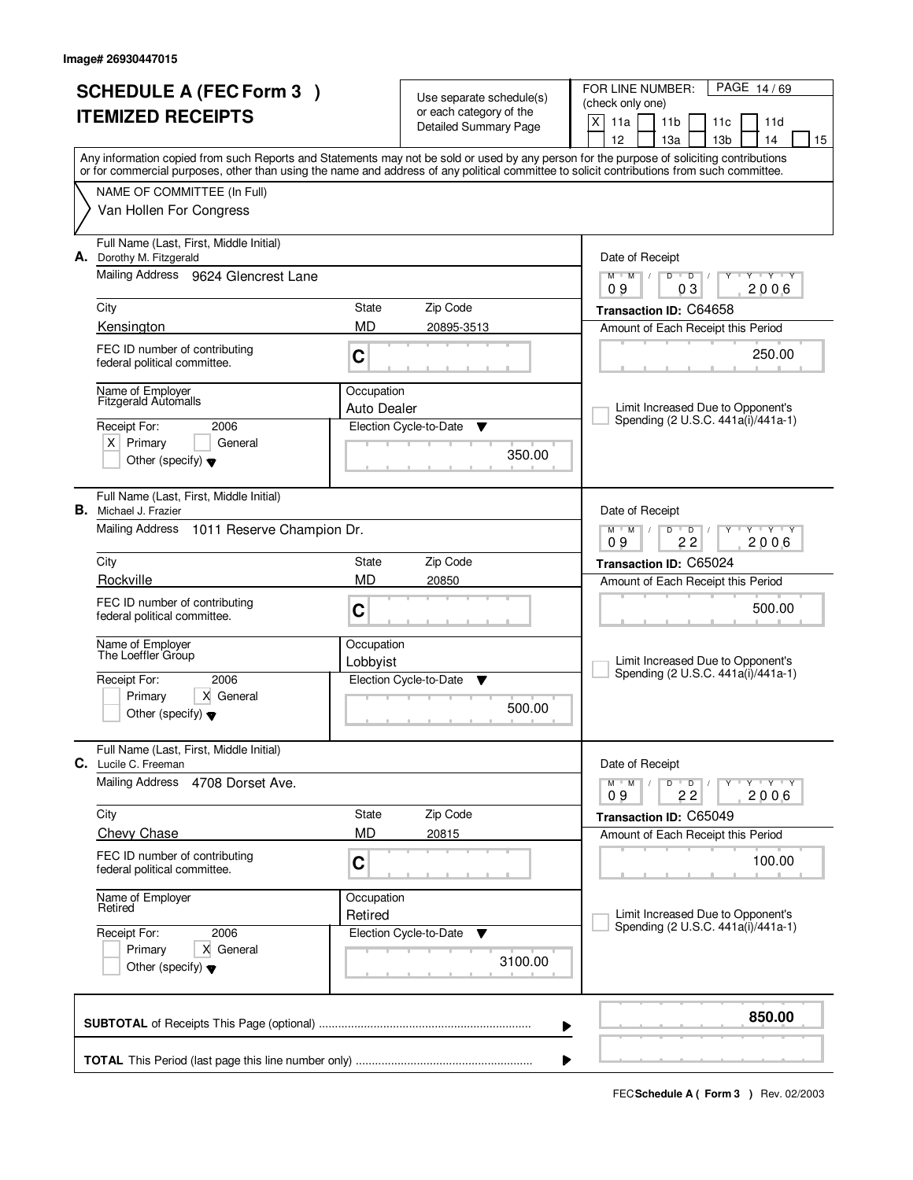Image# 26930447015

# SCHEDULE A (FEC Form 3 ) ITEMIZED RECEIPTS

Use separate schedule(s) or each category of the Detailed Summary Page

FOR LINE NUMBER: (check only one)

- [X] 11a
- [ ] 11b
- [ ] 11c
- [ ] 11d
- [ ] 12
- [ ] 13a
- [ ] 13b
- [ ] 14
- [ ] 15

PAGE 14 / 69

Any information copied from such Reports and Statements may not be sold or used by any person for the purpose of soliciting contributions or for commercial purposes, other than using the name and address of any political committee to solicit contributions from such committee.

NAME OF COMMITTEE (In Full)
Van Hollen For Congress

---

**A.** Full Name (Last, First, Middle Initial): Dorothy M. Fitzgerald

Mailing Address: 9624 Glencrest Lane

City: Kensington | State: MD | Zip Code: 20895-3513

FEC ID number of contributing federal political committee: C

Name of Employer: Fitzgerald Automalls

Occupation: Auto Dealer

Receipt For: 2006 — [X] Primary [ ] General [ ] Other (specify)

Election Cycle-to-Date: 350.00

Date of Receipt: 09 / 03 / 2006

Transaction ID: C64658

Amount of Each Receipt this Period: 250.00

[ ] Limit Increased Due to Opponent's Spending (2 U.S.C. 441a(i)/441a-1)

---

**B.** Full Name (Last, First, Middle Initial): Michael J. Frazier

Mailing Address: 1011 Reserve Champion Dr.

City: Rockville | State: MD | Zip Code: 20850

FEC ID number of contributing federal political committee: C

Name of Employer: The Loeffler Group

Occupation: Lobbyist

Receipt For: 2006 — [ ] Primary [X] General [ ] Other (specify)

Election Cycle-to-Date: 500.00

Date of Receipt: 09 / 22 / 2006

Transaction ID: C65024

Amount of Each Receipt this Period: 500.00

[ ] Limit Increased Due to Opponent's Spending (2 U.S.C. 441a(i)/441a-1)

---

**C.** Full Name (Last, First, Middle Initial): Lucile C. Freeman

Mailing Address: 4708 Dorset Ave.

City: Chevy Chase | State: MD | Zip Code: 20815

FEC ID number of contributing federal political committee: C

Name of Employer: Retired

Occupation: Retired

Receipt For: 2006 — [ ] Primary [X] General [ ] Other (specify)

Election Cycle-to-Date: 3100.00

Date of Receipt: 09 / 22 / 2006

Transaction ID: C65049

Amount of Each Receipt this Period: 100.00

[ ] Limit Increased Due to Opponent's Spending (2 U.S.C. 441a(i)/441a-1)

---

**SUBTOTAL** of Receipts This Page (optional): **850.00**

**TOTAL** This Period (last page this line number only):

FEC **Schedule A ( Form 3 )** Rev. 02/2003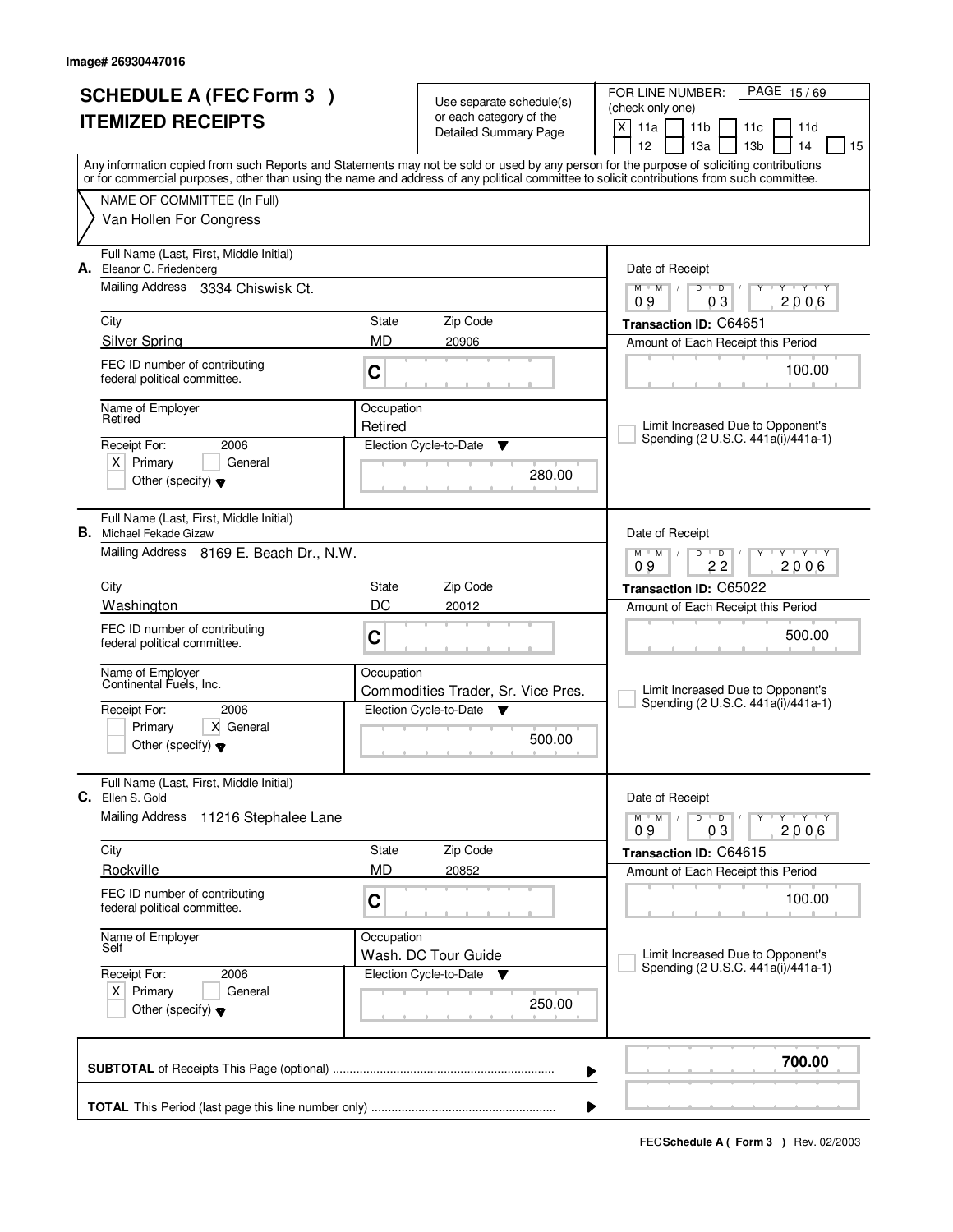Image# 26930447016

# SCHEDULE A (FEC Form 3 )
# ITEMIZED RECEIPTS

Use separate schedule(s) or each category of the Detailed Summary Page

FOR LINE NUMBER: (check only one)
[X] 11a [ ] 11b [ ] 11c [ ] 11d [ ] 12 [ ] 13a [ ] 13b [ ] 14 [ ] 15

Any information copied from such Reports and Statements may not be sold or used by any person for the purpose of soliciting contributions or for commercial purposes, other than using the name and address of any political committee to solicit contributions from such committee.

NAME OF COMMITTEE (In Full)
Van Hollen For Congress

---

**A.** Full Name (Last, First, Middle Initial): Eleanor C. Friedenberg
Mailing Address: 3334 Chiswisk Ct.
City: Silver Spring | State: MD | Zip Code: 20906
FEC ID number of contributing federal political committee: C
Name of Employer: Retired
Occupation: Retired
Receipt For: 2006 [X] Primary [ ] General [ ] Other (specify)
Election Cycle-to-Date: 280.00
Date of Receipt: 09/03/2006
Transaction ID: C64651
Amount of Each Receipt this Period: 100.00
[ ] Limit Increased Due to Opponent's Spending (2 U.S.C. 441a(i)/441a-1)

---

**B.** Full Name (Last, First, Middle Initial): Michael Fekade Gizaw
Mailing Address: 8169 E. Beach Dr., N.W.
City: Washington | State: DC | Zip Code: 20012
FEC ID number of contributing federal political committee: C
Name of Employer: Continental Fuels, Inc.
Occupation: Commodities Trader, Sr. Vice Pres.
Receipt For: 2006 [ ] Primary [X] General [ ] Other (specify)
Election Cycle-to-Date: 500.00
Date of Receipt: 09/22/2006
Transaction ID: C65022
Amount of Each Receipt this Period: 500.00
[ ] Limit Increased Due to Opponent's Spending (2 U.S.C. 441a(i)/441a-1)

---

**C.** Full Name (Last, First, Middle Initial): Ellen S. Gold
Mailing Address: 11216 Stephalee Lane
City: Rockville | State: MD | Zip Code: 20852
FEC ID number of contributing federal political committee: C
Name of Employer: Self
Occupation: Wash. DC Tour Guide
Receipt For: 2006 [X] Primary [ ] General [ ] Other (specify)
Election Cycle-to-Date: 250.00
Date of Receipt: 09/03/2006
Transaction ID: C64615
Amount of Each Receipt this Period: 100.00
[ ] Limit Increased Due to Opponent's Spending (2 U.S.C. 441a(i)/441a-1)

---

**SUBTOTAL** of Receipts This Page (optional): **700.00**

**TOTAL** This Period (last page this line number only):

FEC **Schedule A ( Form 3 )** Rev. 02/2003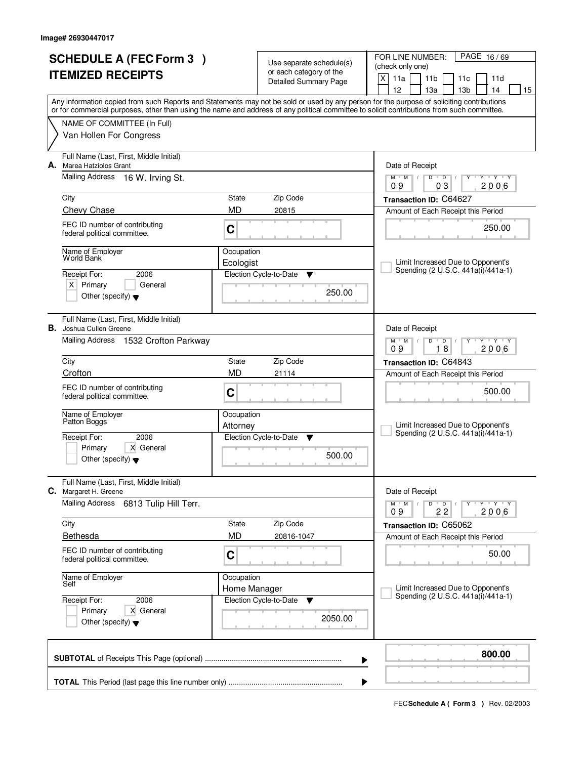Image# 26930447017

# SCHEDULE A (FEC Form 3 ) ITEMIZED RECEIPTS

Use separate schedule(s) or each category of the Detailed Summary Page

FOR LINE NUMBER: (check only one)

[X] 11a [ ] 11b [ ] 11c [ ] 11d [ ] 12 [ ] 13a [ ] 13b [ ] 14 [ ] 15

PAGE 16 / 69

Any information copied from such Reports and Statements may not be sold or used by any person for the purpose of soliciting contributions or for commercial purposes, other than using the name and address of any political committee to solicit contributions from such committee.

NAME OF COMMITTEE (In Full)

Van Hollen For Congress

---

**A.** Full Name (Last, First, Middle Initial): Marea Hatziolos Grant

Mailing Address: 16 W. Irving St.

City: Chevy Chase | State: MD | Zip Code: 20815

FEC ID number of contributing federal political committee: C

Name of Employer: World Bank

Occupation: Ecologist

Receipt For: 2006 — [X] Primary [ ] General [ ] Other (specify)

Election Cycle-to-Date: 250.00

Date of Receipt: 09 / 03 / 2006

Transaction ID: C64627

Amount of Each Receipt this Period: 250.00

[ ] Limit Increased Due to Opponent's Spending (2 U.S.C. 441a(i)/441a-1)

---

**B.** Full Name (Last, First, Middle Initial): Joshua Cullen Greene

Mailing Address: 1532 Crofton Parkway

City: Crofton | State: MD | Zip Code: 21114

FEC ID number of contributing federal political committee: C

Name of Employer: Patton Boggs

Occupation: Attorney

Receipt For: 2006 — [ ] Primary [X] General [ ] Other (specify)

Election Cycle-to-Date: 500.00

Date of Receipt: 09 / 18 / 2006

Transaction ID: C64843

Amount of Each Receipt this Period: 500.00

[ ] Limit Increased Due to Opponent's Spending (2 U.S.C. 441a(i)/441a-1)

---

**C.** Full Name (Last, First, Middle Initial): Margaret H. Greene

Mailing Address: 6813 Tulip Hill Terr.

City: Bethesda | State: MD | Zip Code: 20816-1047

FEC ID number of contributing federal political committee: C

Name of Employer: Self

Occupation: Home Manager

Receipt For: 2006 — [ ] Primary [X] General [ ] Other (specify)

Election Cycle-to-Date: 2050.00

Date of Receipt: 09 / 22 / 2006

Transaction ID: C65062

Amount of Each Receipt this Period: 50.00

[ ] Limit Increased Due to Opponent's Spending (2 U.S.C. 441a(i)/441a-1)

---

**SUBTOTAL** of Receipts This Page (optional): **800.00**

**TOTAL** This Period (last page this line number only):

FEC **Schedule A ( Form 3 )** Rev. 02/2003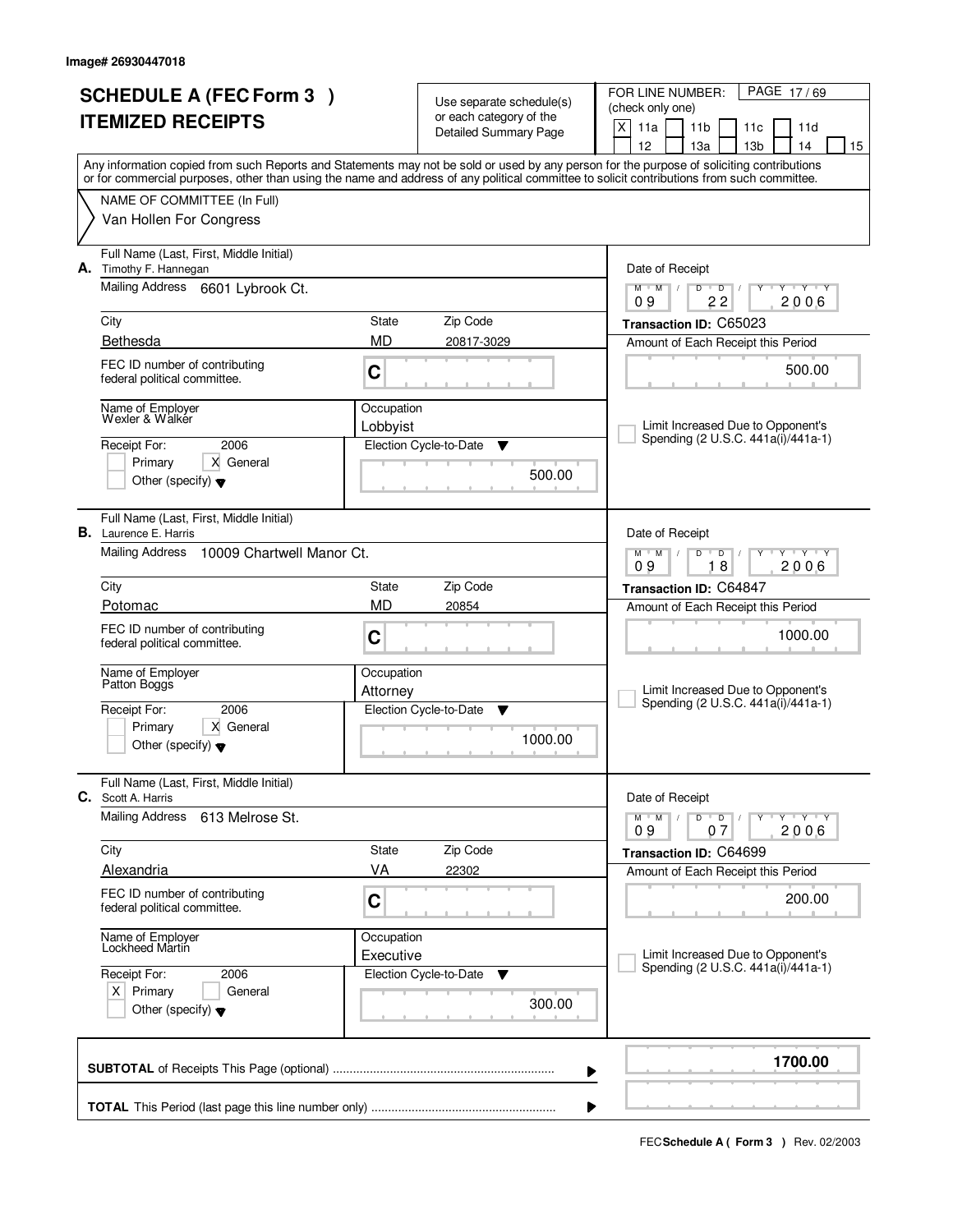Image# 26930447018

# SCHEDULE A (FEC Form 3 ) ITEMIZED RECEIPTS

Use separate schedule(s) or each category of the Detailed Summary Page

FOR LINE NUMBER: (check only one)

- [X] 11a
- [ ] 11b
- [ ] 11c
- [ ] 11d
- [ ] 12
- [ ] 13a
- [ ] 13b
- [ ] 14
- [ ] 15

Any information copied from such Reports and Statements may not be sold or used by any person for the purpose of soliciting contributions or for commercial purposes, other than using the name and address of any political committee to solicit contributions from such committee.

NAME OF COMMITTEE (In Full)
Van Hollen For Congress

---

**A.** Full Name (Last, First, Middle Initial): Timothy F. Hannegan

Mailing Address: 6601 Lybrook Ct.

City: Bethesda | State: MD | Zip Code: 20817-3029

FEC ID number of contributing federal political committee: C

Name of Employer: Wexler & Walker | Occupation: Lobbyist

Receipt For: 2006 — [ ] Primary [X] General [ ] Other (specify)

Election Cycle-to-Date: 500.00

Date of Receipt: 09/22/2006

Transaction ID: C65023

Amount of Each Receipt this Period: 500.00

[ ] Limit Increased Due to Opponent's Spending (2 U.S.C. 441a(i)/441a-1)

---

**B.** Full Name (Last, First, Middle Initial): Laurence E. Harris

Mailing Address: 10009 Chartwell Manor Ct.

City: Potomac | State: MD | Zip Code: 20854

FEC ID number of contributing federal political committee: C

Name of Employer: Patton Boggs | Occupation: Attorney

Receipt For: 2006 — [ ] Primary [X] General [ ] Other (specify)

Election Cycle-to-Date: 1000.00

Date of Receipt: 09/18/2006

Transaction ID: C64847

Amount of Each Receipt this Period: 1000.00

[ ] Limit Increased Due to Opponent's Spending (2 U.S.C. 441a(i)/441a-1)

---

**C.** Full Name (Last, First, Middle Initial): Scott A. Harris

Mailing Address: 613 Melrose St.

City: Alexandria | State: VA | Zip Code: 22302

FEC ID number of contributing federal political committee: C

Name of Employer: Lockheed Martin | Occupation: Executive

Receipt For: 2006 — [X] Primary [ ] General [ ] Other (specify)

Election Cycle-to-Date: 300.00

Date of Receipt: 09/07/2006

Transaction ID: C64699

Amount of Each Receipt this Period: 200.00

[ ] Limit Increased Due to Opponent's Spending (2 U.S.C. 441a(i)/441a-1)

---

**SUBTOTAL** of Receipts This Page (optional): **1700.00**

**TOTAL** This Period (last page this line number only):

FEC **Schedule A ( Form 3 )** Rev. 02/2003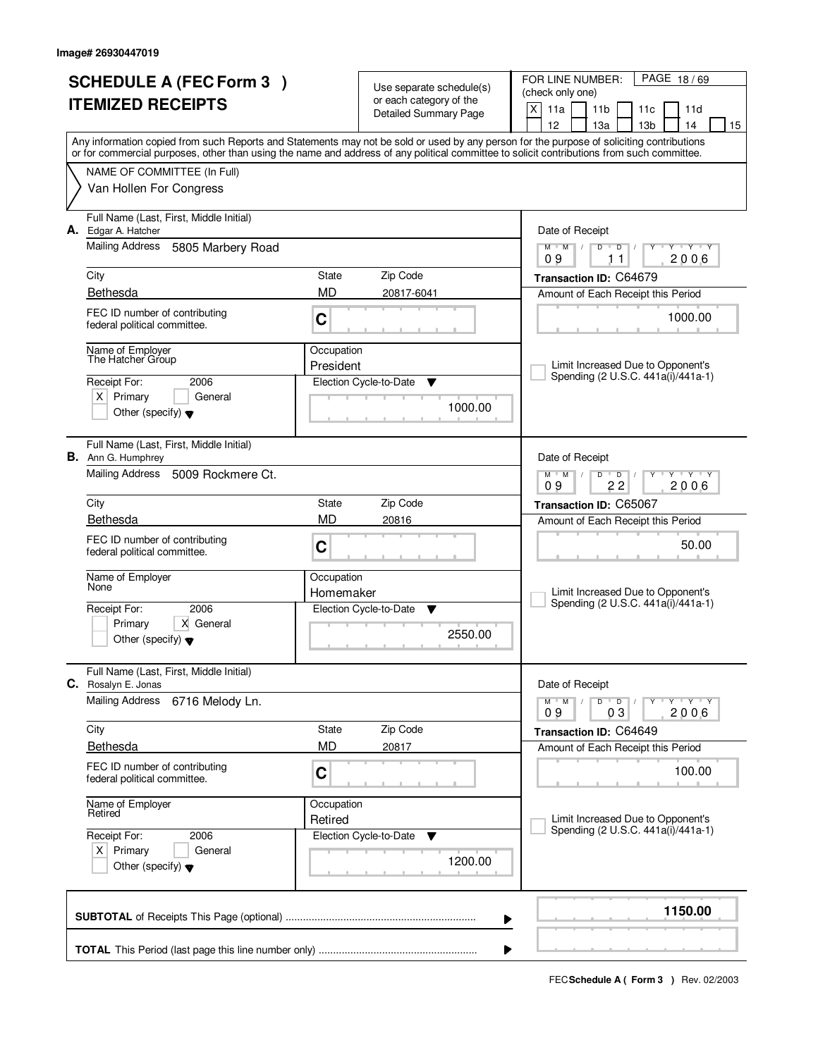Image# 26930447019

# SCHEDULE A (FEC Form 3 ) ITEMIZED RECEIPTS

Use separate schedule(s) or each category of the Detailed Summary Page

FOR LINE NUMBER: (check only one)

[X] 11a [ ] 11b [ ] 11c [ ] 11d [ ] 12 [ ] 13a [ ] 13b [ ] 14 [ ] 15

PAGE 18 / 69

Any information copied from such Reports and Statements may not be sold or used by any person for the purpose of soliciting contributions or for commercial purposes, other than using the name and address of any political committee to solicit contributions from such committee.

NAME OF COMMITTEE (In Full)
Van Hollen For Congress

---

**A.** Full Name (Last, First, Middle Initial): Edgar A. Hatcher

Mailing Address: 5805 Marbery Road

City: Bethesda | State: MD | Zip Code: 20817-6041

FEC ID number of contributing federal political committee: C

Name of Employer: The Hatcher Group

Occupation: President

Receipt For: 2006 — [X] Primary [ ] General [ ] Other (specify)

Election Cycle-to-Date: 1000.00

Date of Receipt: 09 / 11 / 2006

Transaction ID: C64679

Amount of Each Receipt this Period: 1000.00

[ ] Limit Increased Due to Opponent's Spending (2 U.S.C. 441a(i)/441a-1)

---

**B.** Full Name (Last, First, Middle Initial): Ann G. Humphrey

Mailing Address: 5009 Rockmere Ct.

City: Bethesda | State: MD | Zip Code: 20816

FEC ID number of contributing federal political committee: C

Name of Employer: None

Occupation: Homemaker

Receipt For: 2006 — [ ] Primary [X] General [ ] Other (specify)

Election Cycle-to-Date: 2550.00

Date of Receipt: 09 / 22 / 2006

Transaction ID: C65067

Amount of Each Receipt this Period: 50.00

[ ] Limit Increased Due to Opponent's Spending (2 U.S.C. 441a(i)/441a-1)

---

**C.** Full Name (Last, First, Middle Initial): Rosalyn E. Jonas

Mailing Address: 6716 Melody Ln.

City: Bethesda | State: MD | Zip Code: 20817

FEC ID number of contributing federal political committee: C

Name of Employer: Retired

Occupation: Retired

Receipt For: 2006 — [X] Primary [ ] General [ ] Other (specify)

Election Cycle-to-Date: 1200.00

Date of Receipt: 09 / 03 / 2006

Transaction ID: C64649

Amount of Each Receipt this Period: 100.00

[ ] Limit Increased Due to Opponent's Spending (2 U.S.C. 441a(i)/441a-1)

---

**SUBTOTAL** of Receipts This Page (optional) ........ **1150.00**

**TOTAL** This Period (last page this line number only) ........

FEC **Schedule A ( Form 3 )** Rev. 02/2003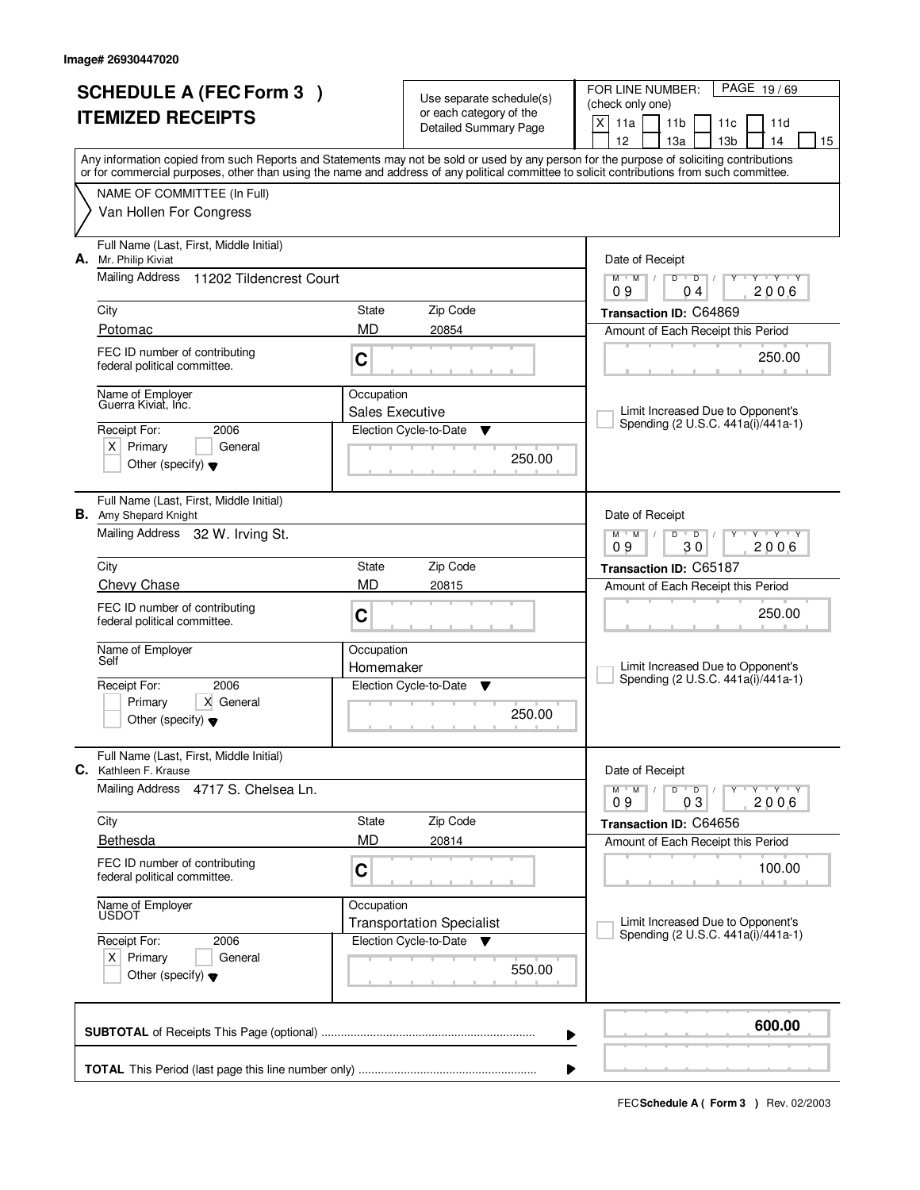Image# 26930447020

# SCHEDULE A (FEC Form 3 ) ITEMIZED RECEIPTS

Use separate schedule(s) or each category of the Detailed Summary Page

FOR LINE NUMBER: (check only one)

[X] 11a [ ] 11b [ ] 11c [ ] 11d [ ] 12 [ ] 13a [ ] 13b [ ] 14 [ ] 15

Any information copied from such Reports and Statements may not be sold or used by any person for the purpose of soliciting contributions or for commercial purposes, other than using the name and address of any political committee to solicit contributions from such committee.

NAME OF COMMITTEE (In Full)
Van Hollen For Congress

---

**A.** Full Name (Last, First, Middle Initial): Mr. Philip Kiviat

Mailing Address: 11202 Tildencrest Court

City: Potomac | State: MD | Zip Code: 20854

FEC ID number of contributing federal political committee: C

Name of Employer: Guerra Kiviat, Inc.

Occupation: Sales Executive

Receipt For: 2006 — [X] Primary [ ] General [ ] Other (specify)

Election Cycle-to-Date: 250.00

Date of Receipt: 09/04/2006

Transaction ID: C64869

Amount of Each Receipt this Period: 250.00

[ ] Limit Increased Due to Opponent's Spending (2 U.S.C. 441a(i)/441a-1)

---

**B.** Full Name (Last, First, Middle Initial): Amy Shepard Knight

Mailing Address: 32 W. Irving St.

City: Chevy Chase | State: MD | Zip Code: 20815

FEC ID number of contributing federal political committee: C

Name of Employer: Self

Occupation: Homemaker

Receipt For: 2006 — [ ] Primary [X] General [ ] Other (specify)

Election Cycle-to-Date: 250.00

Date of Receipt: 09/30/2006

Transaction ID: C65187

Amount of Each Receipt this Period: 250.00

[ ] Limit Increased Due to Opponent's Spending (2 U.S.C. 441a(i)/441a-1)

---

**C.** Full Name (Last, First, Middle Initial): Kathleen F. Krause

Mailing Address: 4717 S. Chelsea Ln.

City: Bethesda | State: MD | Zip Code: 20814

FEC ID number of contributing federal political committee: C

Name of Employer: USDOT

Occupation: Transportation Specialist

Receipt For: 2006 — [X] Primary [ ] General [ ] Other (specify)

Election Cycle-to-Date: 550.00

Date of Receipt: 09/03/2006

Transaction ID: C64656

Amount of Each Receipt this Period: 100.00

[ ] Limit Increased Due to Opponent's Spending (2 U.S.C. 441a(i)/441a-1)

---

**SUBTOTAL** of Receipts This Page (optional): **600.00**

**TOTAL** This Period (last page this line number only):

FEC **Schedule A ( Form 3 )** Rev. 02/2003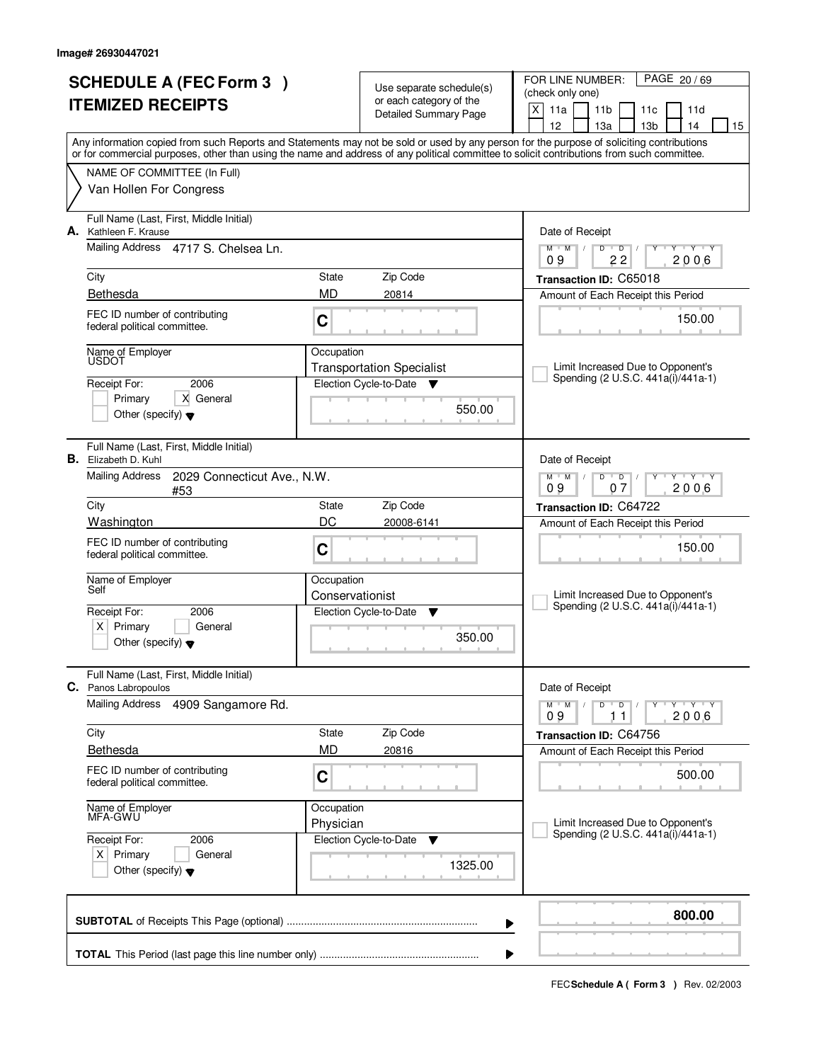Image# 26930447021

# SCHEDULE A (FEC Form 3 ) ITEMIZED RECEIPTS

Use separate schedule(s) or each category of the Detailed Summary Page

FOR LINE NUMBER: (check only one)

[X] 11a [ ] 11b [ ] 11c [ ] 11d [ ] 12 [ ] 13a [ ] 13b [ ] 14 [ ] 15

Any information copied from such Reports and Statements may not be sold or used by any person for the purpose of soliciting contributions or for commercial purposes, other than using the name and address of any political committee to solicit contributions from such committee.

NAME OF COMMITTEE (In Full)
Van Hollen For Congress

---

**A.** Full Name (Last, First, Middle Initial): Kathleen F. Krause

Mailing Address: 4717 S. Chelsea Ln.

City: Bethesda | State: MD | Zip Code: 20814

FEC ID number of contributing federal political committee: C

Name of Employer: USDOT

Occupation: Transportation Specialist

Receipt For: 2006 — [ ] Primary [X] General [ ] Other (specify)

Election Cycle-to-Date: 550.00

Date of Receipt: 09 22 2006

Transaction ID: C65018

Amount of Each Receipt this Period: 150.00

[ ] Limit Increased Due to Opponent's Spending (2 U.S.C. 441a(i)/441a-1)

---

**B.** Full Name (Last, First, Middle Initial): Elizabeth D. Kuhl

Mailing Address: 2029 Connecticut Ave., N.W. #53

City: Washington | State: DC | Zip Code: 20008-6141

FEC ID number of contributing federal political committee: C

Name of Employer: Self

Occupation: Conservationist

Receipt For: 2006 — [X] Primary [ ] General [ ] Other (specify)

Election Cycle-to-Date: 350.00

Date of Receipt: 09 07 2006

Transaction ID: C64722

Amount of Each Receipt this Period: 150.00

[ ] Limit Increased Due to Opponent's Spending (2 U.S.C. 441a(i)/441a-1)

---

**C.** Full Name (Last, First, Middle Initial): Panos Labropoulos

Mailing Address: 4909 Sangamore Rd.

City: Bethesda | State: MD | Zip Code: 20816

FEC ID number of contributing federal political committee: C

Name of Employer: MFA-GWU

Occupation: Physician

Receipt For: 2006 — [X] Primary [ ] General [ ] Other (specify)

Election Cycle-to-Date: 1325.00

Date of Receipt: 09 11 2006

Transaction ID: C64756

Amount of Each Receipt this Period: 500.00

[ ] Limit Increased Due to Opponent's Spending (2 U.S.C. 441a(i)/441a-1)

---

**SUBTOTAL** of Receipts This Page (optional): 800.00

**TOTAL** This Period (last page this line number only):

FEC **Schedule A ( Form 3 )** Rev. 02/2003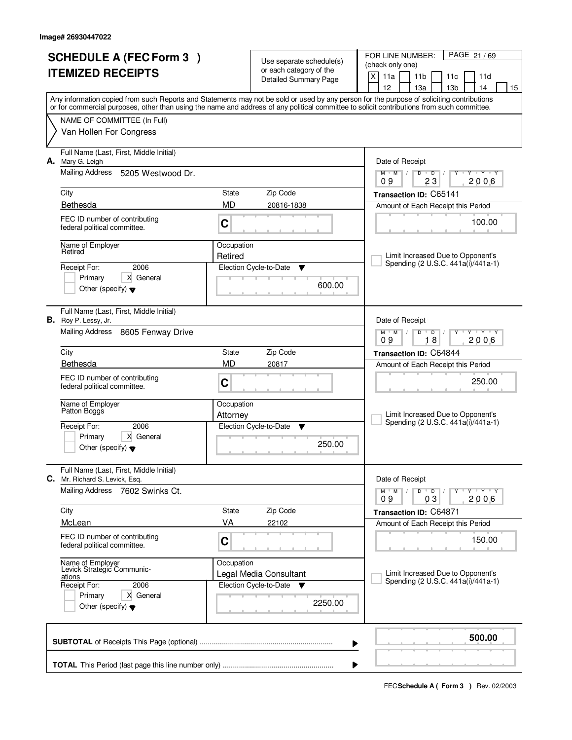Image# 26930447022

# SCHEDULE A (FEC Form 3 ) ITEMIZED RECEIPTS

Use separate schedule(s) or each category of the Detailed Summary Page

FOR LINE NUMBER: (check only one)

[X] 11a [ ] 11b [ ] 11c [ ] 11d [ ] 12 [ ] 13a [ ] 13b [ ] 14 [ ] 15

Any information copied from such Reports and Statements may not be sold or used by any person for the purpose of soliciting contributions or for commercial purposes, other than using the name and address of any political committee to solicit contributions from such committee.

NAME OF COMMITTEE (In Full)

Van Hollen For Congress

---

**A.** Full Name (Last, First, Middle Initial): Mary G. Leigh

Mailing Address: 5205 Westwood Dr.

City: Bethesda | State: MD | Zip Code: 20816-1838

FEC ID number of contributing federal political committee: C

Name of Employer: Retired

Occupation: Retired

Receipt For: 2006 — [ ] Primary [X] General [ ] Other (specify)

Election Cycle-to-Date: 600.00

Date of Receipt: 09 / 23 / 2006

Transaction ID: C65141

Amount of Each Receipt this Period: 100.00

[ ] Limit Increased Due to Opponent's Spending (2 U.S.C. 441a(i)/441a-1)

---

**B.** Full Name (Last, First, Middle Initial): Roy P. Lessy, Jr.

Mailing Address: 8605 Fenway Drive

City: Bethesda | State: MD | Zip Code: 20817

FEC ID number of contributing federal political committee: C

Name of Employer: Patton Boggs

Occupation: Attorney

Receipt For: 2006 — [ ] Primary [X] General [ ] Other (specify)

Election Cycle-to-Date: 250.00

Date of Receipt: 09 / 18 / 2006

Transaction ID: C64844

Amount of Each Receipt this Period: 250.00

[ ] Limit Increased Due to Opponent's Spending (2 U.S.C. 441a(i)/441a-1)

---

**C.** Full Name (Last, First, Middle Initial): Mr. Richard S. Levick, Esq.

Mailing Address: 7602 Swinks Ct.

City: McLean | State: VA | Zip Code: 22102

FEC ID number of contributing federal political committee: C

Name of Employer: Levick Strategic Communications

Occupation: Legal Media Consultant

Receipt For: 2006 — [ ] Primary [X] General [ ] Other (specify)

Election Cycle-to-Date: 2250.00

Date of Receipt: 09 / 03 / 2006

Transaction ID: C64871

Amount of Each Receipt this Period: 150.00

[ ] Limit Increased Due to Opponent's Spending (2 U.S.C. 441a(i)/441a-1)

---

**SUBTOTAL** of Receipts This Page (optional): 500.00

**TOTAL** This Period (last page this line number only):

FEC **Schedule A ( Form 3 )** Rev. 02/2003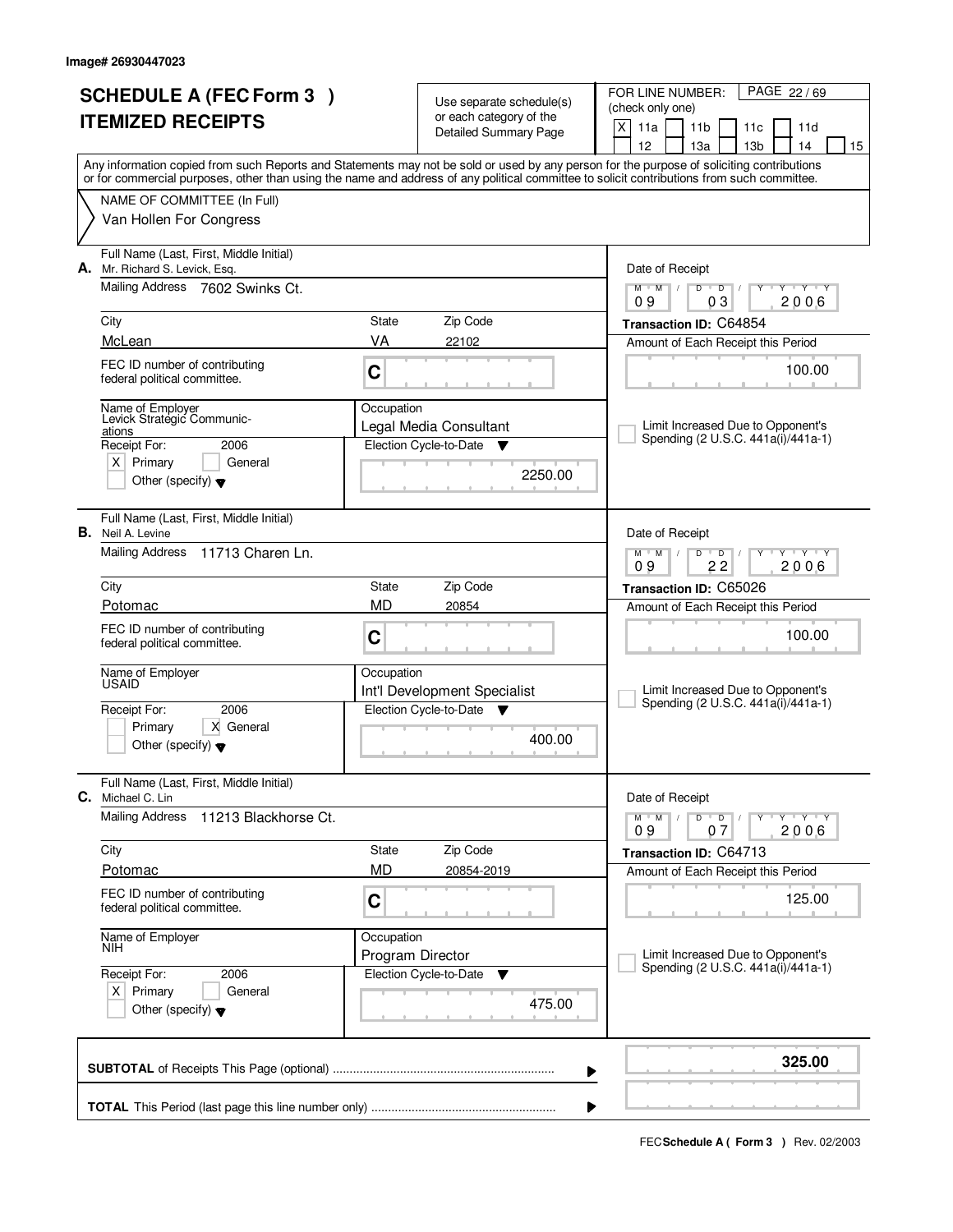Image# 26930447023

# SCHEDULE A (FEC Form 3 )
# ITEMIZED RECEIPTS

Use separate schedule(s) or each category of the Detailed Summary Page

FOR LINE NUMBER: (check only one)
[X] 11a [ ] 11b [ ] 11c [ ] 11d [ ] 12 [ ] 13a [ ] 13b [ ] 14 [ ] 15

PAGE 22 / 69

Any information copied from such Reports and Statements may not be sold or used by any person for the purpose of soliciting contributions or for commercial purposes, other than using the name and address of any political committee to solicit contributions from such committee.

NAME OF COMMITTEE (In Full)
Van Hollen For Congress

---

**A.** Full Name (Last, First, Middle Initial): Mr. Richard S. Levick, Esq.
Mailing Address: 7602 Swinks Ct.
City: McLean | State: VA | Zip Code: 22102
FEC ID number of contributing federal political committee: C
Name of Employer: Levick Strategic Communications
Occupation: Legal Media Consultant
Receipt For: 2006 — [X] Primary [ ] General [ ] Other (specify)
Election Cycle-to-Date: 2250.00
Date of Receipt: 09 / 03 / 2006
Transaction ID: C64854
Amount of Each Receipt this Period: 100.00
[ ] Limit Increased Due to Opponent's Spending (2 U.S.C. 441a(i)/441a-1)

---

**B.** Full Name (Last, First, Middle Initial): Neil A. Levine
Mailing Address: 11713 Charen Ln.
City: Potomac | State: MD | Zip Code: 20854
FEC ID number of contributing federal political committee: C
Name of Employer: USAID
Occupation: Int'l Development Specialist
Receipt For: 2006 — [ ] Primary [X] General [ ] Other (specify)
Election Cycle-to-Date: 400.00
Date of Receipt: 09 / 22 / 2006
Transaction ID: C65026
Amount of Each Receipt this Period: 100.00
[ ] Limit Increased Due to Opponent's Spending (2 U.S.C. 441a(i)/441a-1)

---

**C.** Full Name (Last, First, Middle Initial): Michael C. Lin
Mailing Address: 11213 Blackhorse Ct.
City: Potomac | State: MD | Zip Code: 20854-2019
FEC ID number of contributing federal political committee: C
Name of Employer: NIH
Occupation: Program Director
Receipt For: 2006 — [X] Primary [ ] General [ ] Other (specify)
Election Cycle-to-Date: 475.00
Date of Receipt: 09 / 07 / 2006
Transaction ID: C64713
Amount of Each Receipt this Period: 125.00
[ ] Limit Increased Due to Opponent's Spending (2 U.S.C. 441a(i)/441a-1)

---

**SUBTOTAL** of Receipts This Page (optional): **325.00**

**TOTAL** This Period (last page this line number only):

FEC **Schedule A ( Form 3 )** Rev. 02/2003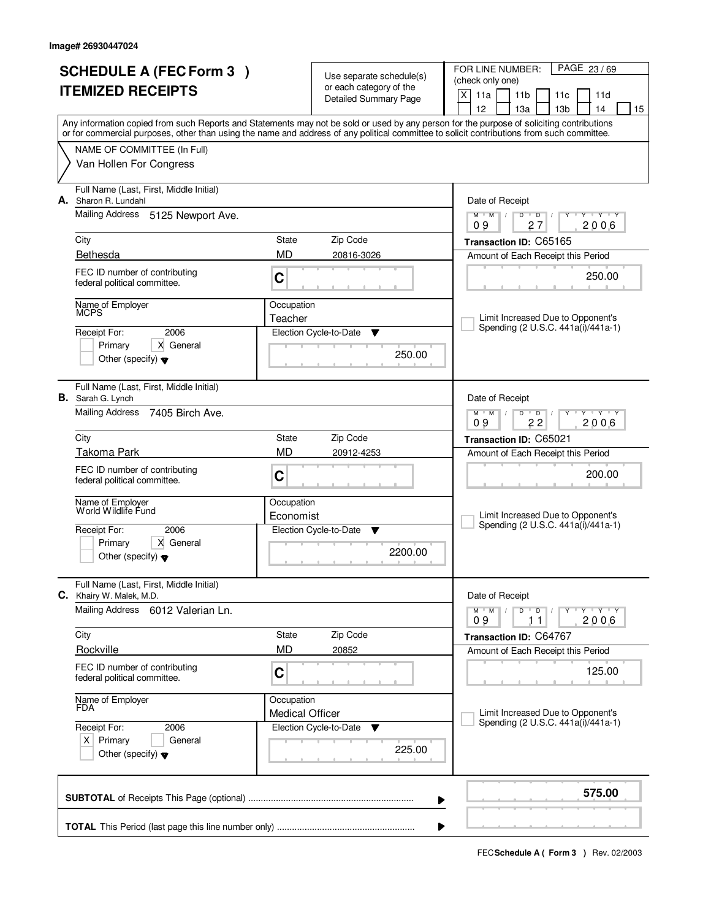Image# 26930447024

# SCHEDULE A (FEC Form 3 ) ITEMIZED RECEIPTS

Use separate schedule(s) or each category of the Detailed Summary Page

FOR LINE NUMBER: (check only one)

[X] 11a [ ] 11b [ ] 11c [ ] 11d [ ] 12 [ ] 13a [ ] 13b [ ] 14 [ ] 15

Any information copied from such Reports and Statements may not be sold or used by any person for the purpose of soliciting contributions or for commercial purposes, other than using the name and address of any political committee to solicit contributions from such committee.

NAME OF COMMITTEE (In Full)

Van Hollen For Congress

---

**A.** Full Name (Last, First, Middle Initial): Sharon R. Lundahl

Mailing Address: 5125 Newport Ave.

City: Bethesda | State: MD | Zip Code: 20816-3026

FEC ID number of contributing federal political committee: C

Name of Employer: MCPS

Occupation: Teacher

Receipt For: 2006 — [ ] Primary [X] General [ ] Other (specify)

Election Cycle-to-Date: 250.00

Date of Receipt: 09 / 27 / 2006

Transaction ID: C65165

Amount of Each Receipt this Period: 250.00

[ ] Limit Increased Due to Opponent's Spending (2 U.S.C. 441a(i)/441a-1)

---

**B.** Full Name (Last, First, Middle Initial): Sarah G. Lynch

Mailing Address: 7405 Birch Ave.

City: Takoma Park | State: MD | Zip Code: 20912-4253

FEC ID number of contributing federal political committee: C

Name of Employer: World Wildlife Fund

Occupation: Economist

Receipt For: 2006 — [ ] Primary [X] General [ ] Other (specify)

Election Cycle-to-Date: 2200.00

Date of Receipt: 09 / 22 / 2006

Transaction ID: C65021

Amount of Each Receipt this Period: 200.00

[ ] Limit Increased Due to Opponent's Spending (2 U.S.C. 441a(i)/441a-1)

---

**C.** Full Name (Last, First, Middle Initial): Khairy W. Malek, M.D.

Mailing Address: 6012 Valerian Ln.

City: Rockville | State: MD | Zip Code: 20852

FEC ID number of contributing federal political committee: C

Name of Employer: FDA

Occupation: Medical Officer

Receipt For: 2006 — [X] Primary [ ] General [ ] Other (specify)

Election Cycle-to-Date: 225.00

Date of Receipt: 09 / 11 / 2006

Transaction ID: C64767

Amount of Each Receipt this Period: 125.00

[ ] Limit Increased Due to Opponent's Spending (2 U.S.C. 441a(i)/441a-1)

---

**SUBTOTAL** of Receipts This Page (optional): **575.00**

**TOTAL** This Period (last page this line number only):

FEC **Schedule A ( Form 3 )** Rev. 02/2003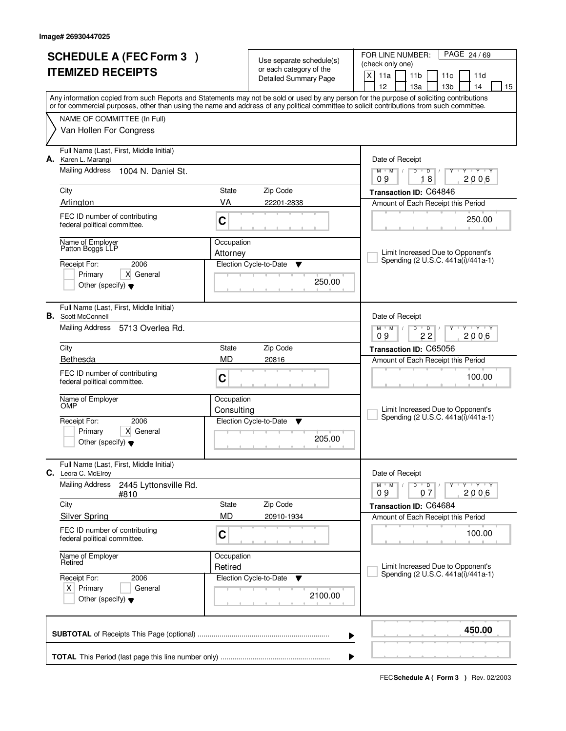Image# 26930447025

# SCHEDULE A (FEC Form 3 )
# ITEMIZED RECEIPTS

Use separate schedule(s) or each category of the Detailed Summary Page

FOR LINE NUMBER: (check only one)
[X] 11a [ ] 11b [ ] 11c [ ] 11d [ ] 12 [ ] 13a [ ] 13b [ ] 14 [ ] 15

PAGE 24 / 69

Any information copied from such Reports and Statements may not be sold or used by any person for the purpose of soliciting contributions or for commercial purposes, other than using the name and address of any political committee to solicit contributions from such committee.

NAME OF COMMITTEE (In Full)
Van Hollen For Congress

---

**A.** Full Name (Last, First, Middle Initial): Karen L. Marangi

Mailing Address: 1004 N. Daniel St.

City: Arlington | State: VA | Zip Code: 22201-2838

FEC ID number of contributing federal political committee: C

Name of Employer: Patton Boggs LLP

Occupation: Attorney

Receipt For: 2006 [ ] Primary [X] General [ ] Other (specify)

Election Cycle-to-Date: 250.00

Date of Receipt: 09 / 18 / 2006

Transaction ID: C64846

Amount of Each Receipt this Period: 250.00

[ ] Limit Increased Due to Opponent's Spending (2 U.S.C. 441a(i)/441a-1)

---

**B.** Full Name (Last, First, Middle Initial): Scott McConnell

Mailing Address: 5713 Overlea Rd.

City: Bethesda | State: MD | Zip Code: 20816

FEC ID number of contributing federal political committee: C

Name of Employer: OMP

Occupation: Consulting

Receipt For: 2006 [ ] Primary [X] General [ ] Other (specify)

Election Cycle-to-Date: 205.00

Date of Receipt: 09 / 22 / 2006

Transaction ID: C65056

Amount of Each Receipt this Period: 100.00

[ ] Limit Increased Due to Opponent's Spending (2 U.S.C. 441a(i)/441a-1)

---

**C.** Full Name (Last, First, Middle Initial): Leora C. McElroy

Mailing Address: 2445 Lyttonsville Rd. #810

City: Silver Spring | State: MD | Zip Code: 20910-1934

FEC ID number of contributing federal political committee: C

Name of Employer: Retired

Occupation: Retired

Receipt For: 2006 [X] Primary [ ] General [ ] Other (specify)

Election Cycle-to-Date: 2100.00

Date of Receipt: 09 / 07 / 2006

Transaction ID: C64684

Amount of Each Receipt this Period: 100.00

[ ] Limit Increased Due to Opponent's Spending (2 U.S.C. 441a(i)/441a-1)

---

**SUBTOTAL** of Receipts This Page (optional): **450.00**

**TOTAL** This Period (last page this line number only):

FEC **Schedule A ( Form 3 )** Rev. 02/2003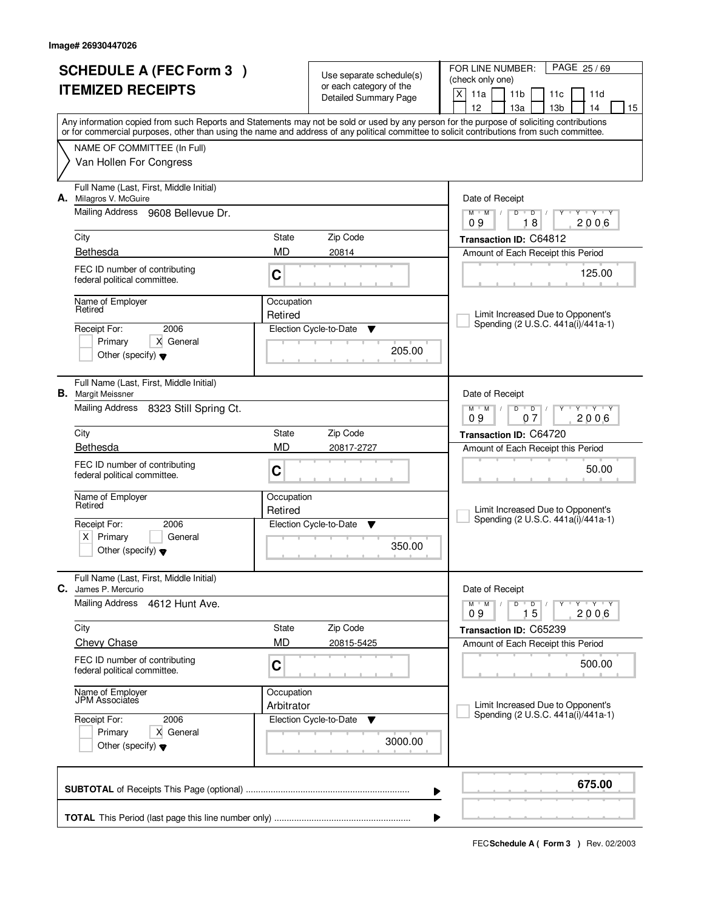Image# 26930447026

# SCHEDULE A (FEC Form 3 )
# ITEMIZED RECEIPTS

Use separate schedule(s) or each category of the Detailed Summary Page

FOR LINE NUMBER: (check only one)

[X] 11a [ ] 11b [ ] 11c [ ] 11d [ ] 12 [ ] 13a [ ] 13b [ ] 14 [ ] 15

PAGE 25 / 69

Any information copied from such Reports and Statements may not be sold or used by any person for the purpose of soliciting contributions or for commercial purposes, other than using the name and address of any political committee to solicit contributions from such committee.

NAME OF COMMITTEE (In Full)
Van Hollen For Congress

---

**A.** Full Name (Last, First, Middle Initial): Milagros V. McGuire

Mailing Address: 9608 Bellevue Dr.

| City | State | Zip Code |
|---|---|---|
| Bethesda | MD | 20814 |

FEC ID number of contributing federal political committee: C

Name of Employer: Retired

Occupation: Retired

Receipt For: 2006 — [ ] Primary [X] General [ ] Other (specify)

Election Cycle-to-Date: 205.00

Date of Receipt: 09 / 18 / 2006

Transaction ID: C64812

Amount of Each Receipt this Period: 125.00

[ ] Limit Increased Due to Opponent's Spending (2 U.S.C. 441a(i)/441a-1)

---

**B.** Full Name (Last, First, Middle Initial): Margit Meissner

Mailing Address: 8323 Still Spring Ct.

| City | State | Zip Code |
|---|---|---|
| Bethesda | MD | 20817-2727 |

FEC ID number of contributing federal political committee: C

Name of Employer: Retired

Occupation: Retired

Receipt For: 2006 — [X] Primary [ ] General [ ] Other (specify)

Election Cycle-to-Date: 350.00

Date of Receipt: 09 / 07 / 2006

Transaction ID: C64720

Amount of Each Receipt this Period: 50.00

[ ] Limit Increased Due to Opponent's Spending (2 U.S.C. 441a(i)/441a-1)

---

**C.** Full Name (Last, First, Middle Initial): James P. Mercurio

Mailing Address: 4612 Hunt Ave.

| City | State | Zip Code |
|---|---|---|
| Chevy Chase | MD | 20815-5425 |

FEC ID number of contributing federal political committee: C

Name of Employer: JPM Associates

Occupation: Arbitrator

Receipt For: 2006 — [ ] Primary [X] General [ ] Other (specify)

Election Cycle-to-Date: 3000.00

Date of Receipt: 09 / 15 / 2006

Transaction ID: C65239

Amount of Each Receipt this Period: 500.00

[ ] Limit Increased Due to Opponent's Spending (2 U.S.C. 441a(i)/441a-1)

---

**SUBTOTAL** of Receipts This Page (optional) ........ **675.00**

**TOTAL** This Period (last page this line number only) ........

FEC **Schedule A ( Form 3 )** Rev. 02/2003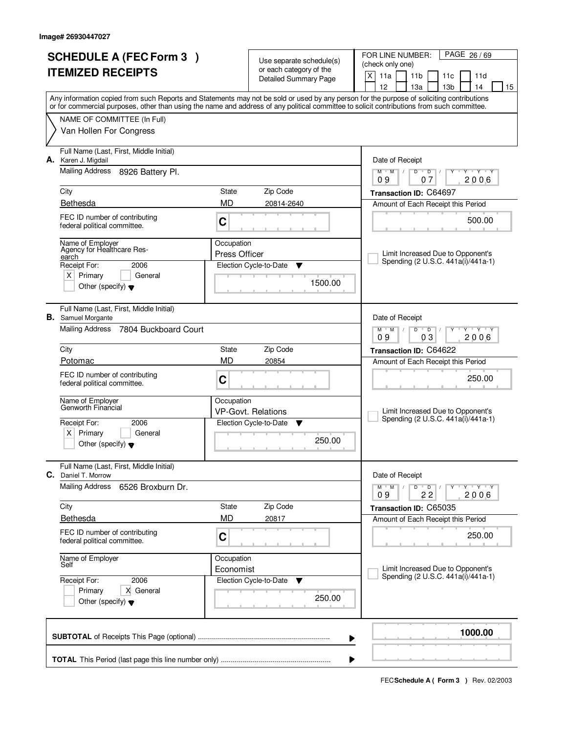Image# 26930447027

# SCHEDULE A (FEC Form 3 ) ITEMIZED RECEIPTS

Use separate schedule(s) or each category of the Detailed Summary Page

FOR LINE NUMBER: (check only one)
[X] 11a [ ] 11b [ ] 11c [ ] 11d [ ] 12 [ ] 13a [ ] 13b [ ] 14 [ ] 15

PAGE 26 / 69

Any information copied from such Reports and Statements may not be sold or used by any person for the purpose of soliciting contributions or for commercial purposes, other than using the name and address of any political committee to solicit contributions from such committee.

NAME OF COMMITTEE (In Full)
Van Hollen For Congress

---

**A.** Full Name (Last, First, Middle Initial): Karen J. Migdail
Mailing Address: 8926 Battery Pl.
City: Bethesda | State: MD | Zip Code: 20814-2640
FEC ID number of contributing federal political committee: C
Name of Employer: Agency for Healthcare Research
Occupation: Press Officer
Receipt For: 2006 [X] Primary [ ] General [ ] Other (specify)
Election Cycle-to-Date: 1500.00
Date of Receipt: 09 07 2006
Transaction ID: C64697
Amount of Each Receipt this Period: 500.00
[ ] Limit Increased Due to Opponent's Spending (2 U.S.C. 441a(i)/441a-1)

---

**B.** Full Name (Last, First, Middle Initial): Samuel Morgante
Mailing Address: 7804 Buckboard Court
City: Potomac | State: MD | Zip Code: 20854
FEC ID number of contributing federal political committee: C
Name of Employer: Genworth Financial
Occupation: VP-Govt. Relations
Receipt For: 2006 [X] Primary [ ] General [ ] Other (specify)
Election Cycle-to-Date: 250.00
Date of Receipt: 09 03 2006
Transaction ID: C64622
Amount of Each Receipt this Period: 250.00
[ ] Limit Increased Due to Opponent's Spending (2 U.S.C. 441a(i)/441a-1)

---

**C.** Full Name (Last, First, Middle Initial): Daniel T. Morrow
Mailing Address: 6526 Broxburn Dr.
City: Bethesda | State: MD | Zip Code: 20817
FEC ID number of contributing federal political committee: C
Name of Employer: Self
Occupation: Economist
Receipt For: 2006 [ ] Primary [X] General [ ] Other (specify)
Election Cycle-to-Date: 250.00
Date of Receipt: 09 22 2006
Transaction ID: C65035
Amount of Each Receipt this Period: 250.00
[ ] Limit Increased Due to Opponent's Spending (2 U.S.C. 441a(i)/441a-1)

---

**SUBTOTAL** of Receipts This Page (optional): **1000.00**

**TOTAL** This Period (last page this line number only):

FEC **Schedule A ( Form 3 )** Rev. 02/2003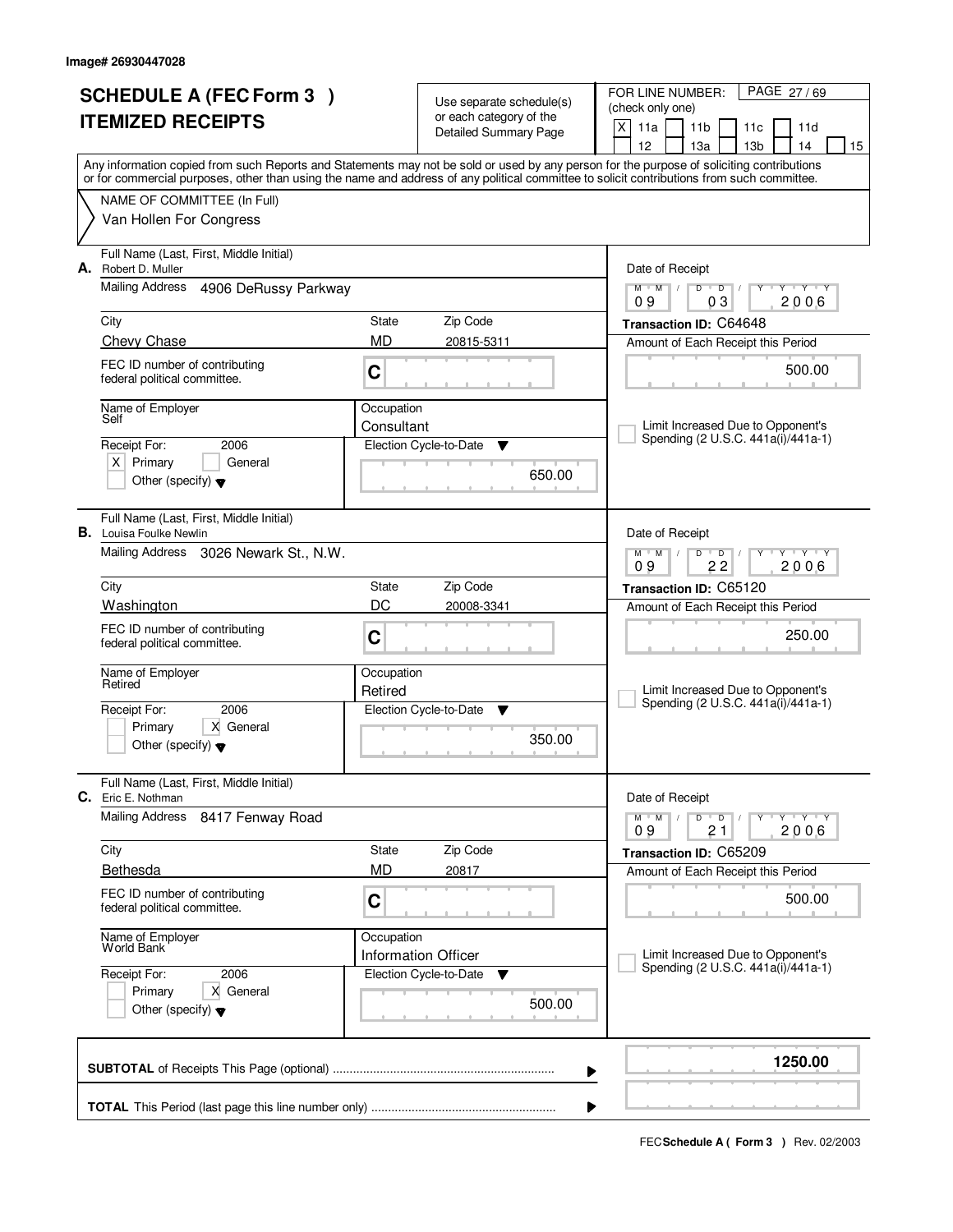Image# 26930447028

# SCHEDULE A (FEC Form 3 )
# ITEMIZED RECEIPTS

Use separate schedule(s) or each category of the Detailed Summary Page

FOR LINE NUMBER: (check only one)
[X] 11a [ ] 11b [ ] 11c [ ] 11d [ ] 12 [ ] 13a [ ] 13b [ ] 14 [ ] 15

PAGE 27 / 69

Any information copied from such Reports and Statements may not be sold or used by any person for the purpose of soliciting contributions or for commercial purposes, other than using the name and address of any political committee to solicit contributions from such committee.

NAME OF COMMITTEE (In Full)
Van Hollen For Congress

---

**A.** Full Name (Last, First, Middle Initial): Robert D. Muller
Mailing Address: 4906 DeRussy Parkway
City: Chevy Chase | State: MD | Zip Code: 20815-5311
FEC ID number of contributing federal political committee: C
Name of Employer: Self
Occupation: Consultant
Receipt For: 2006 [X] Primary [ ] General [ ] Other (specify)
Election Cycle-to-Date: 650.00
Date of Receipt: 09 / 03 / 2006
Transaction ID: C64648
Amount of Each Receipt this Period: 500.00
[ ] Limit Increased Due to Opponent's Spending (2 U.S.C. 441a(i)/441a-1)

---

**B.** Full Name (Last, First, Middle Initial): Louisa Foulke Newlin
Mailing Address: 3026 Newark St., N.W.
City: Washington | State: DC | Zip Code: 20008-3341
FEC ID number of contributing federal political committee: C
Name of Employer: Retired
Occupation: Retired
Receipt For: 2006 [ ] Primary [X] General [ ] Other (specify)
Election Cycle-to-Date: 350.00
Date of Receipt: 09 / 22 / 2006
Transaction ID: C65120
Amount of Each Receipt this Period: 250.00
[ ] Limit Increased Due to Opponent's Spending (2 U.S.C. 441a(i)/441a-1)

---

**C.** Full Name (Last, First, Middle Initial): Eric E. Nothman
Mailing Address: 8417 Fenway Road
City: Bethesda | State: MD | Zip Code: 20817
FEC ID number of contributing federal political committee: C
Name of Employer: World Bank
Occupation: Information Officer
Receipt For: 2006 [ ] Primary [X] General [ ] Other (specify)
Election Cycle-to-Date: 500.00
Date of Receipt: 09 / 21 / 2006
Transaction ID: C65209
Amount of Each Receipt this Period: 500.00
[ ] Limit Increased Due to Opponent's Spending (2 U.S.C. 441a(i)/441a-1)

---

**SUBTOTAL** of Receipts This Page (optional): 1250.00

**TOTAL** This Period (last page this line number only):

FEC Schedule A ( Form 3 ) Rev. 02/2003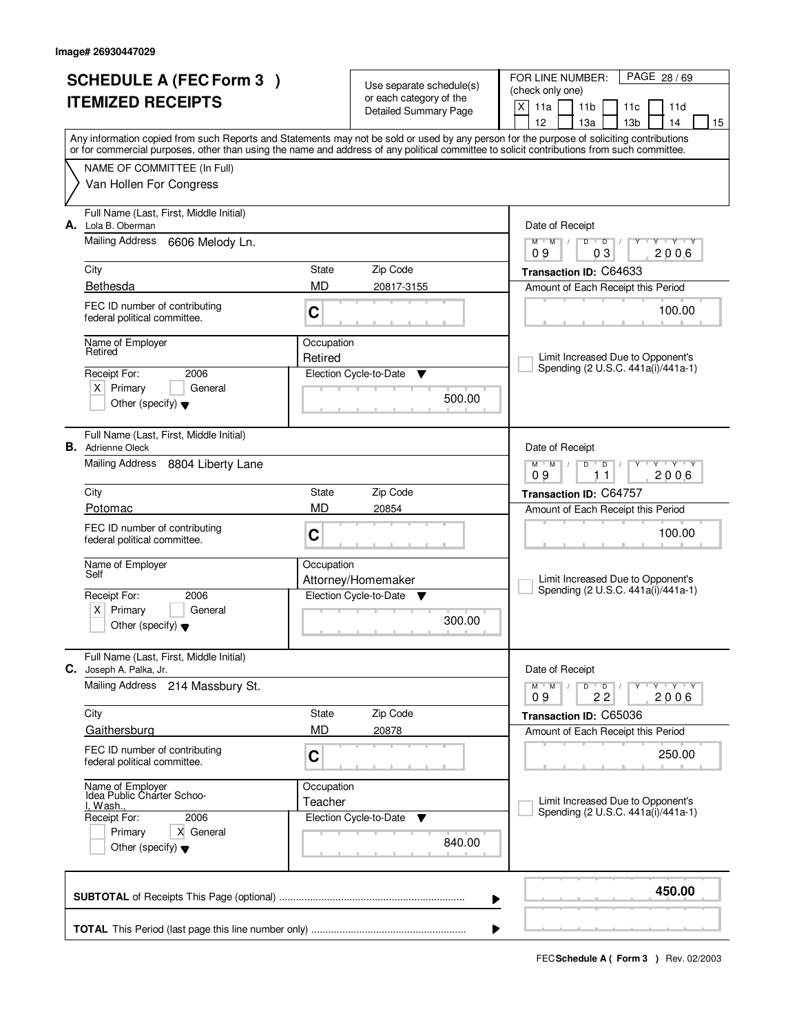Image# 26930447029

# SCHEDULE A (FEC Form 3 )
# ITEMIZED RECEIPTS

Use separate schedule(s) or each category of the Detailed Summary Page

FOR LINE NUMBER: (check only one)
[X] 11a [ ] 11b [ ] 11c [ ] 11d [ ] 12 [ ] 13a [ ] 13b [ ] 14 [ ] 15

PAGE 28 / 69

Any information copied from such Reports and Statements may not be sold or used by any person for the purpose of soliciting contributions or for commercial purposes, other than using the name and address of any political committee to solicit contributions from such committee.

NAME OF COMMITTEE (In Full)
Van Hollen For Congress

---

**A.** Full Name (Last, First, Middle Initial): Lola B. Oberman
Mailing Address: 6606 Melody Ln.
City: Bethesda | State: MD | Zip Code: 20817-3155
FEC ID number of contributing federal political committee: C
Name of Employer: Retired
Occupation: Retired
Receipt For: 2006 [X] Primary [ ] General [ ] Other (specify)
Election Cycle-to-Date: 500.00
Date of Receipt: 09 / 03 / 2006
Transaction ID: C64633
Amount of Each Receipt this Period: 100.00
[ ] Limit Increased Due to Opponent's Spending (2 U.S.C. 441a(i)/441a-1)

---

**B.** Full Name (Last, First, Middle Initial): Adrienne Oleck
Mailing Address: 8804 Liberty Lane
City: Potomac | State: MD | Zip Code: 20854
FEC ID number of contributing federal political committee: C
Name of Employer: Self
Occupation: Attorney/Homemaker
Receipt For: 2006 [X] Primary [ ] General [ ] Other (specify)
Election Cycle-to-Date: 300.00
Date of Receipt: 09 / 11 / 2006
Transaction ID: C64757
Amount of Each Receipt this Period: 100.00
[ ] Limit Increased Due to Opponent's Spending (2 U.S.C. 441a(i)/441a-1)

---

**C.** Full Name (Last, First, Middle Initial): Joseph A. Palka, Jr.
Mailing Address: 214 Massbury St.
City: Gaithersburg | State: MD | Zip Code: 20878
FEC ID number of contributing federal political committee: C
Name of Employer: Idea Public Charter School, Wash.,
Occupation: Teacher
Receipt For: 2006 [ ] Primary [X] General [ ] Other (specify)
Election Cycle-to-Date: 840.00
Date of Receipt: 09 / 22 / 2006
Transaction ID: C65036
Amount of Each Receipt this Period: 250.00
[ ] Limit Increased Due to Opponent's Spending (2 U.S.C. 441a(i)/441a-1)

---

**SUBTOTAL** of Receipts This Page (optional): **450.00**

**TOTAL** This Period (last page this line number only):

FEC **Schedule A ( Form 3 )** Rev. 02/2003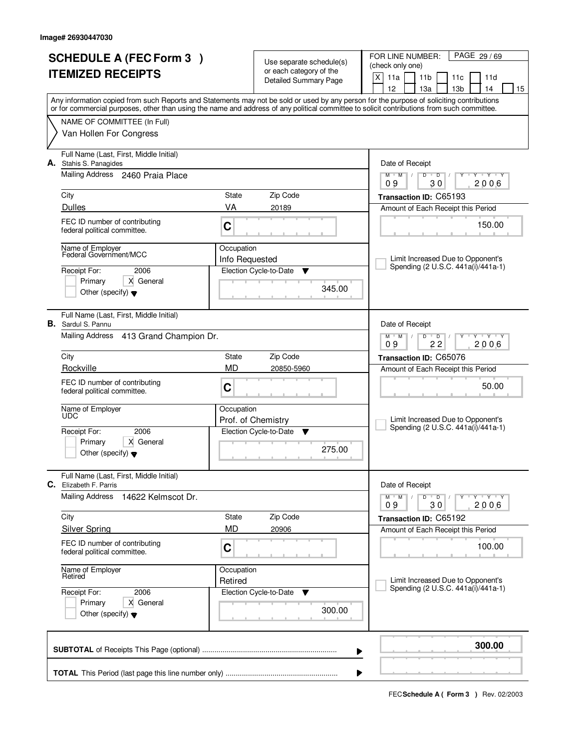Image# 26930447030

# SCHEDULE A (FEC Form 3 ) ITEMIZED RECEIPTS

Use separate schedule(s) or each category of the Detailed Summary Page

FOR LINE NUMBER: (check only one)

PAGE 29 / 69

[X] 11a [ ] 11b [ ] 11c [ ] 11d [ ] 12 [ ] 13a [ ] 13b [ ] 14 [ ] 15

Any information copied from such Reports and Statements may not be sold or used by any person for the purpose of soliciting contributions or for commercial purposes, other than using the name and address of any political committee to solicit contributions from such committee.

NAME OF COMMITTEE (In Full)
Van Hollen For Congress

---

**A.** Full Name (Last, First, Middle Initial): Stahis S. Panagides

Mailing Address: 2460 Praia Place

City: Dulles | State: VA | Zip Code: 20189

FEC ID number of contributing federal political committee: C

Name of Employer: Federal Government/MCC

Occupation: Info Requested

Receipt For: 2006 — [ ] Primary [X] General [ ] Other (specify)

Election Cycle-to-Date: 345.00

Date of Receipt: 09 / 30 / 2006

Transaction ID: C65193

Amount of Each Receipt this Period: 150.00

[ ] Limit Increased Due to Opponent's Spending (2 U.S.C. 441a(i)/441a-1)

---

**B.** Full Name (Last, First, Middle Initial): Sardul S. Pannu

Mailing Address: 413 Grand Champion Dr.

City: Rockville | State: MD | Zip Code: 20850-5960

FEC ID number of contributing federal political committee: C

Name of Employer: UDC

Occupation: Prof. of Chemistry

Receipt For: 2006 — [ ] Primary [X] General [ ] Other (specify)

Election Cycle-to-Date: 275.00

Date of Receipt: 09 / 22 / 2006

Transaction ID: C65076

Amount of Each Receipt this Period: 50.00

[ ] Limit Increased Due to Opponent's Spending (2 U.S.C. 441a(i)/441a-1)

---

**C.** Full Name (Last, First, Middle Initial): Elizabeth F. Parris

Mailing Address: 14622 Kelmscot Dr.

City: Silver Spring | State: MD | Zip Code: 20906

FEC ID number of contributing federal political committee: C

Name of Employer: Retired

Occupation: Retired

Receipt For: 2006 — [ ] Primary [X] General [ ] Other (specify)

Election Cycle-to-Date: 300.00

Date of Receipt: 09 / 30 / 2006

Transaction ID: C65192

Amount of Each Receipt this Period: 100.00

[ ] Limit Increased Due to Opponent's Spending (2 U.S.C. 441a(i)/441a-1)

---

**SUBTOTAL** of Receipts This Page (optional): **300.00**

**TOTAL** This Period (last page this line number only):

FEC **Schedule A ( Form 3 )** Rev. 02/2003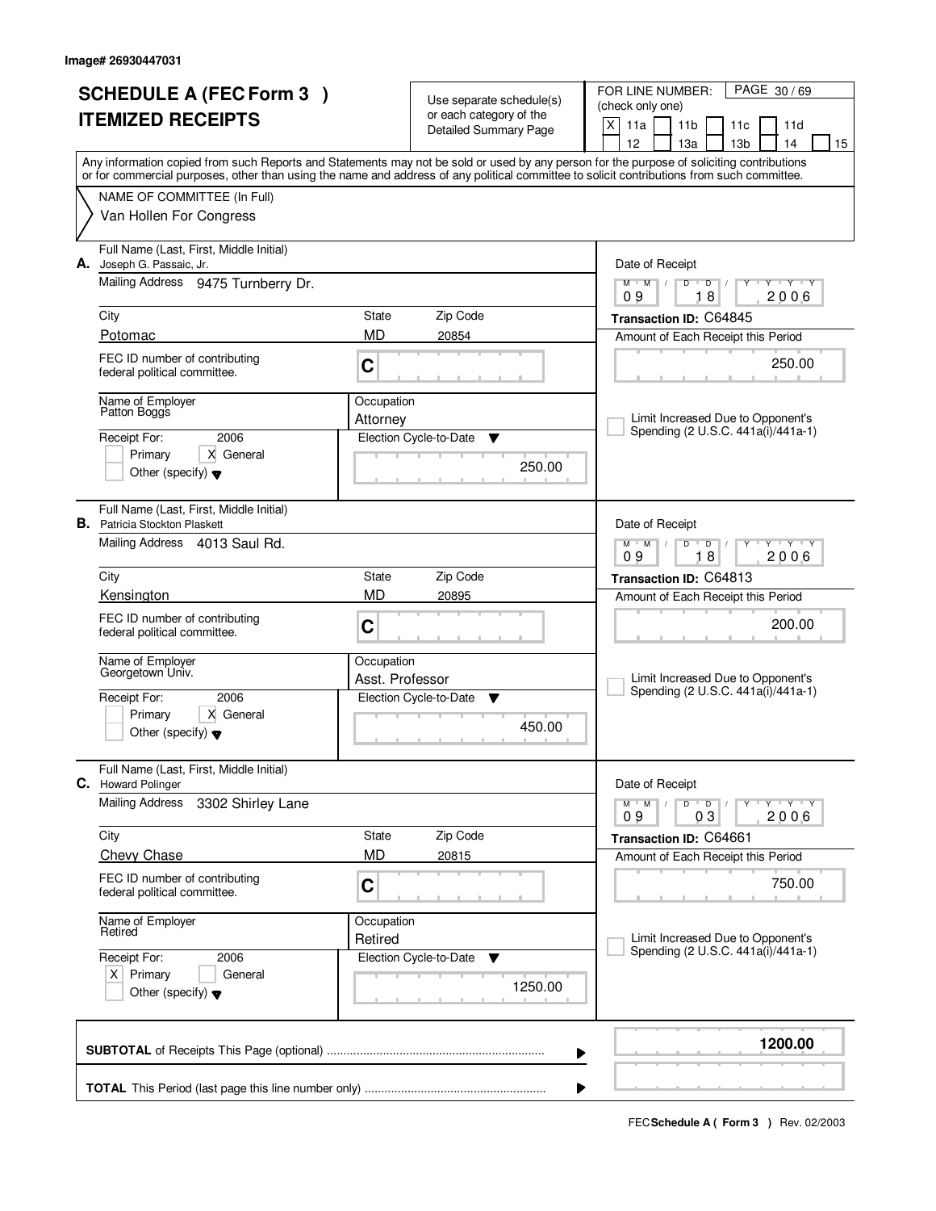Image# 26930447031

# SCHEDULE A (FEC Form 3 )
# ITEMIZED RECEIPTS

Use separate schedule(s) or each category of the Detailed Summary Page

FOR LINE NUMBER: (check only one)
[X] 11a [ ] 11b [ ] 11c [ ] 11d [ ] 12 [ ] 13a [ ] 13b [ ] 14 [ ] 15

Any information copied from such Reports and Statements may not be sold or used by any person for the purpose of soliciting contributions or for commercial purposes, other than using the name and address of any political committee to solicit contributions from such committee.

NAME OF COMMITTEE (In Full)
Van Hollen For Congress

---

**A.** Full Name (Last, First, Middle Initial): Joseph G. Passaic, Jr.
Mailing Address: 9475 Turnberry Dr.
City: Potomac | State: MD | Zip Code: 20854
FEC ID number of contributing federal political committee: C
Name of Employer: Patton Boggs
Occupation: Attorney
Receipt For: 2006 [ ] Primary [X] General [ ] Other (specify)
Election Cycle-to-Date: 250.00
Date of Receipt: 09/18/2006
Transaction ID: C64845
Amount of Each Receipt this Period: 250.00
[ ] Limit Increased Due to Opponent's Spending (2 U.S.C. 441a(i)/441a-1)

---

**B.** Full Name (Last, First, Middle Initial): Patricia Stockton Plaskett
Mailing Address: 4013 Saul Rd.
City: Kensington | State: MD | Zip Code: 20895
FEC ID number of contributing federal political committee: C
Name of Employer: Georgetown Univ.
Occupation: Asst. Professor
Receipt For: 2006 [ ] Primary [X] General [ ] Other (specify)
Election Cycle-to-Date: 450.00
Date of Receipt: 09/18/2006
Transaction ID: C64813
Amount of Each Receipt this Period: 200.00
[ ] Limit Increased Due to Opponent's Spending (2 U.S.C. 441a(i)/441a-1)

---

**C.** Full Name (Last, First, Middle Initial): Howard Polinger
Mailing Address: 3302 Shirley Lane
City: Chevy Chase | State: MD | Zip Code: 20815
FEC ID number of contributing federal political committee: C
Name of Employer: Retired
Occupation: Retired
Receipt For: 2006 [X] Primary [ ] General [ ] Other (specify)
Election Cycle-to-Date: 1250.00
Date of Receipt: 09/03/2006
Transaction ID: C64661
Amount of Each Receipt this Period: 750.00
[ ] Limit Increased Due to Opponent's Spending (2 U.S.C. 441a(i)/441a-1)

---

**SUBTOTAL** of Receipts This Page (optional): **1200.00**

**TOTAL** This Period (last page this line number only):

FEC **Schedule A ( Form 3 )** Rev. 02/2003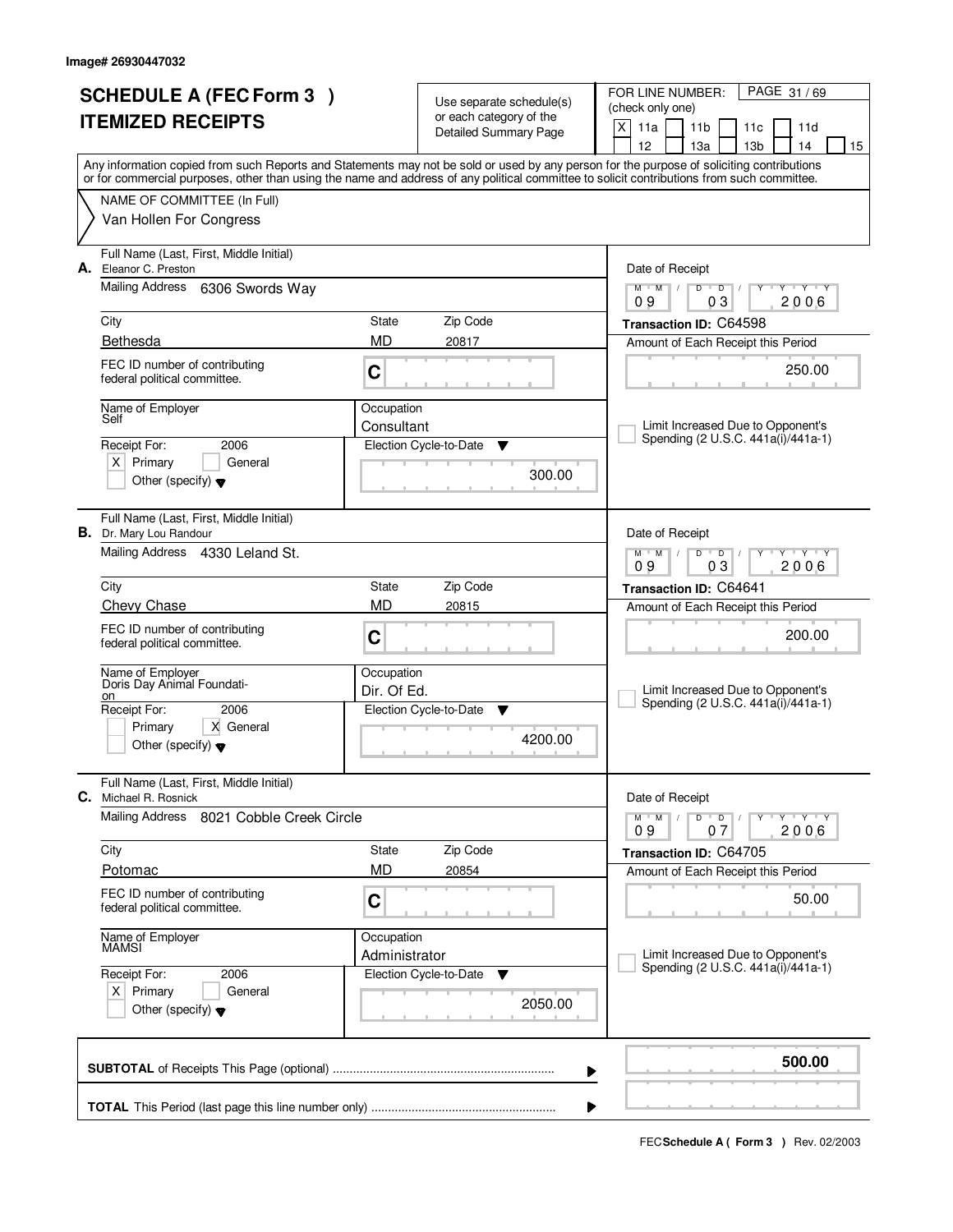Image# 26930447032

# SCHEDULE A (FEC Form 3 )
# ITEMIZED RECEIPTS

Use separate schedule(s) or each category of the Detailed Summary Page

FOR LINE NUMBER: (check only one)

[X] 11a [ ] 11b [ ] 11c [ ] 11d [ ] 12 [ ] 13a [ ] 13b [ ] 14 [ ] 15

Any information copied from such Reports and Statements may not be sold or used by any person for the purpose of soliciting contributions or for commercial purposes, other than using the name and address of any political committee to solicit contributions from such committee.

NAME OF COMMITTEE (In Full)
Van Hollen For Congress

---

**A.** Full Name (Last, First, Middle Initial): Eleanor C. Preston

Mailing Address: 6306 Swords Way

City: Bethesda | State: MD | Zip Code: 20817

FEC ID number of contributing federal political committee: C

Name of Employer: Self

Occupation: Consultant

Receipt For: 2006 — [X] Primary [ ] General [ ] Other (specify)

Election Cycle-to-Date: 300.00

Date of Receipt: 09 / 03 / 2006

Transaction ID: C64598

Amount of Each Receipt this Period: 250.00

[ ] Limit Increased Due to Opponent's Spending (2 U.S.C. 441a(i)/441a-1)

---

**B.** Full Name (Last, First, Middle Initial): Dr. Mary Lou Randour

Mailing Address: 4330 Leland St.

City: Chevy Chase | State: MD | Zip Code: 20815

FEC ID number of contributing federal political committee: C

Name of Employer: Doris Day Animal Foundation

Occupation: Dir. Of Ed.

Receipt For: 2006 — [ ] Primary [X] General [ ] Other (specify)

Election Cycle-to-Date: 4200.00

Date of Receipt: 09 / 03 / 2006

Transaction ID: C64641

Amount of Each Receipt this Period: 200.00

[ ] Limit Increased Due to Opponent's Spending (2 U.S.C. 441a(i)/441a-1)

---

**C.** Full Name (Last, First, Middle Initial): Michael R. Rosnick

Mailing Address: 8021 Cobble Creek Circle

City: Potomac | State: MD | Zip Code: 20854

FEC ID number of contributing federal political committee: C

Name of Employer: MAMSI

Occupation: Administrator

Receipt For: 2006 — [X] Primary [ ] General [ ] Other (specify)

Election Cycle-to-Date: 2050.00

Date of Receipt: 09 / 07 / 2006

Transaction ID: C64705

Amount of Each Receipt this Period: 50.00

[ ] Limit Increased Due to Opponent's Spending (2 U.S.C. 441a(i)/441a-1)

---

**SUBTOTAL** of Receipts This Page (optional): **500.00**

**TOTAL** This Period (last page this line number only):

FEC **Schedule A ( Form 3 )** Rev. 02/2003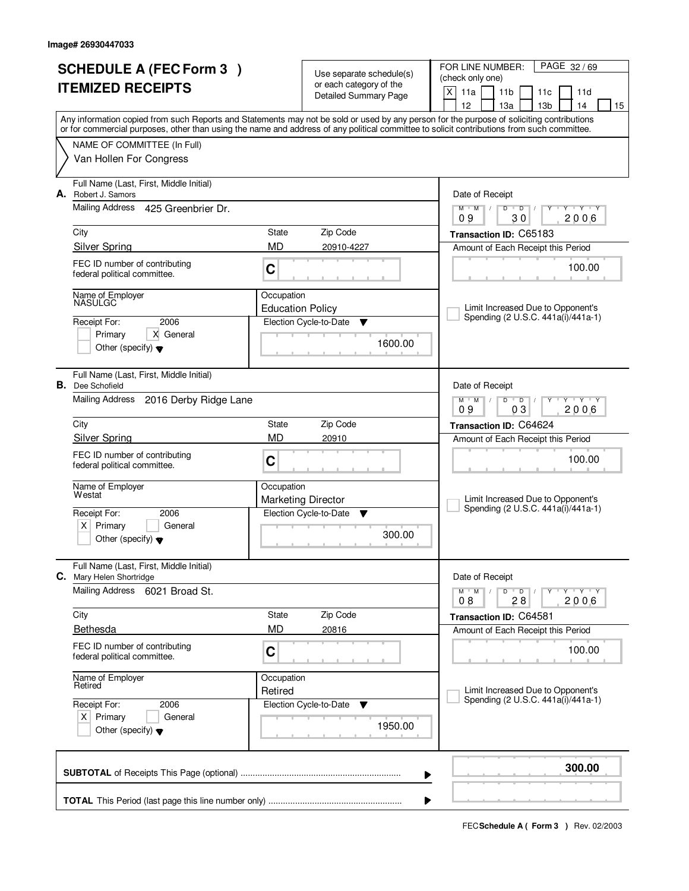Image# 26930447033

# SCHEDULE A (FEC Form 3 ) ITEMIZED RECEIPTS

Use separate schedule(s) or each category of the Detailed Summary Page

FOR LINE NUMBER: (check only one)

X 11a | 11b | 11c | 11d | 12 | 13a | 13b | 14 | 15

PAGE 32 / 69

Any information copied from such Reports and Statements may not be sold or used by any person for the purpose of soliciting contributions or for commercial purposes, other than using the name and address of any political committee to solicit contributions from such committee.

NAME OF COMMITTEE (In Full)
Van Hollen For Congress

**A.** Full Name (Last, First, Middle Initial): Robert J. Samors
Mailing Address: 425 Greenbrier Dr.
City: Silver Spring | State: MD | Zip Code: 20910-4227
FEC ID number of contributing federal political committee: C
Name of Employer: NASULGC
Occupation: Education Policy
Receipt For: 2006 — Primary [ ] General [X] Other (specify)
Election Cycle-to-Date: 1600.00
Date of Receipt: 09 / 30 / 2006
Transaction ID: C65183
Amount of Each Receipt this Period: 100.00
Limit Increased Due to Opponent's Spending (2 U.S.C. 441a(i)/441a-1)

**B.** Full Name (Last, First, Middle Initial): Dee Schofield
Mailing Address: 2016 Derby Ridge Lane
City: Silver Spring | State: MD | Zip Code: 20910
FEC ID number of contributing federal political committee: C
Name of Employer: Westat
Occupation: Marketing Director
Receipt For: 2006 — Primary [X] General [ ] Other (specify)
Election Cycle-to-Date: 300.00
Date of Receipt: 09 / 03 / 2006
Transaction ID: C64624
Amount of Each Receipt this Period: 100.00
Limit Increased Due to Opponent's Spending (2 U.S.C. 441a(i)/441a-1)

**C.** Full Name (Last, First, Middle Initial): Mary Helen Shortridge
Mailing Address: 6021 Broad St.
City: Bethesda | State: MD | Zip Code: 20816
FEC ID number of contributing federal political committee: C
Name of Employer: Retired
Occupation: Retired
Receipt For: 2006 — Primary [X] General [ ] Other (specify)
Election Cycle-to-Date: 1950.00
Date of Receipt: 08 / 28 / 2006
Transaction ID: C64581
Amount of Each Receipt this Period: 100.00
Limit Increased Due to Opponent's Spending (2 U.S.C. 441a(i)/441a-1)

**SUBTOTAL** of Receipts This Page (optional): **300.00**

**TOTAL** This Period (last page this line number only):

FEC **Schedule A ( Form 3 )** Rev. 02/2003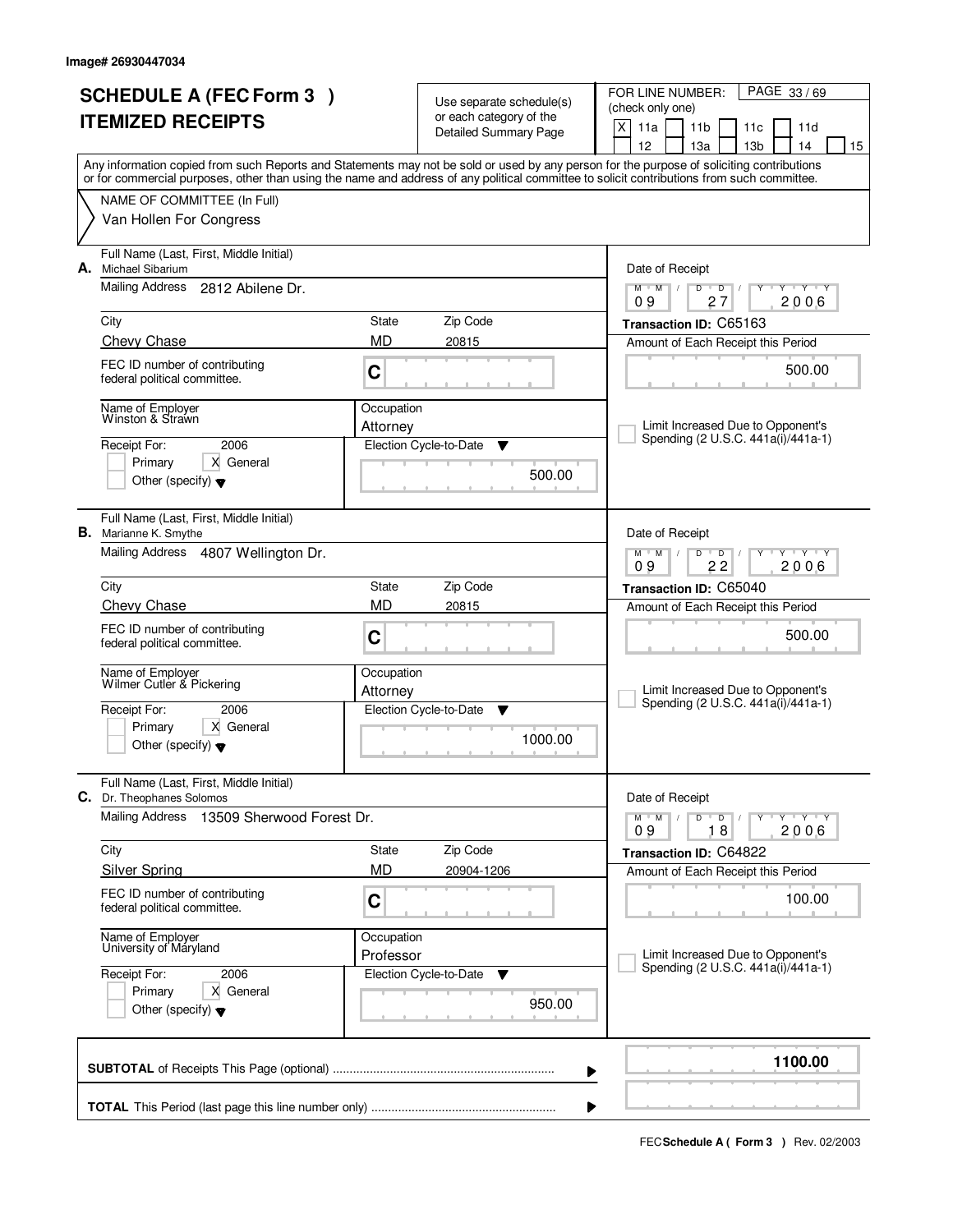Image# 26930447034

# SCHEDULE A (FEC Form 3 ) ITEMIZED RECEIPTS

Use separate schedule(s) or each category of the Detailed Summary Page

FOR LINE NUMBER: (check only one)
[X] 11a [ ] 11b [ ] 11c [ ] 11d [ ] 12 [ ] 13a [ ] 13b [ ] 14 [ ] 15

PAGE 33 / 69

Any information copied from such Reports and Statements may not be sold or used by any person for the purpose of soliciting contributions or for commercial purposes, other than using the name and address of any political committee to solicit contributions from such committee.

NAME OF COMMITTEE (In Full)
Van Hollen For Congress

---

**A.** Full Name (Last, First, Middle Initial): Michael Sibarium
Mailing Address: 2812 Abilene Dr.
City: Chevy Chase | State: MD | Zip Code: 20815
FEC ID number of contributing federal political committee: C
Name of Employer: Winston & Strawn
Occupation: Attorney
Receipt For: 2006 [ ] Primary [X] General [ ] Other (specify)
Election Cycle-to-Date: 500.00
Date of Receipt: 09 / 27 / 2006
Transaction ID: C65163
Amount of Each Receipt this Period: 500.00
[ ] Limit Increased Due to Opponent's Spending (2 U.S.C. 441a(i)/441a-1)

---

**B.** Full Name (Last, First, Middle Initial): Marianne K. Smythe
Mailing Address: 4807 Wellington Dr.
City: Chevy Chase | State: MD | Zip Code: 20815
FEC ID number of contributing federal political committee: C
Name of Employer: Wilmer Cutler & Pickering
Occupation: Attorney
Receipt For: 2006 [ ] Primary [X] General [ ] Other (specify)
Election Cycle-to-Date: 1000.00
Date of Receipt: 09 / 22 / 2006
Transaction ID: C65040
Amount of Each Receipt this Period: 500.00
[ ] Limit Increased Due to Opponent's Spending (2 U.S.C. 441a(i)/441a-1)

---

**C.** Full Name (Last, First, Middle Initial): Dr. Theophanes Solomos
Mailing Address: 13509 Sherwood Forest Dr.
City: Silver Spring | State: MD | Zip Code: 20904-1206
FEC ID number of contributing federal political committee: C
Name of Employer: University of Maryland
Occupation: Professor
Receipt For: 2006 [ ] Primary [X] General [ ] Other (specify)
Election Cycle-to-Date: 950.00
Date of Receipt: 09 / 18 / 2006
Transaction ID: C64822
Amount of Each Receipt this Period: 100.00
[ ] Limit Increased Due to Opponent's Spending (2 U.S.C. 441a(i)/441a-1)

---

**SUBTOTAL** of Receipts This Page (optional) ........ **1100.00**

**TOTAL** This Period (last page this line number only) ........

FEC **Schedule A ( Form 3 )** Rev. 02/2003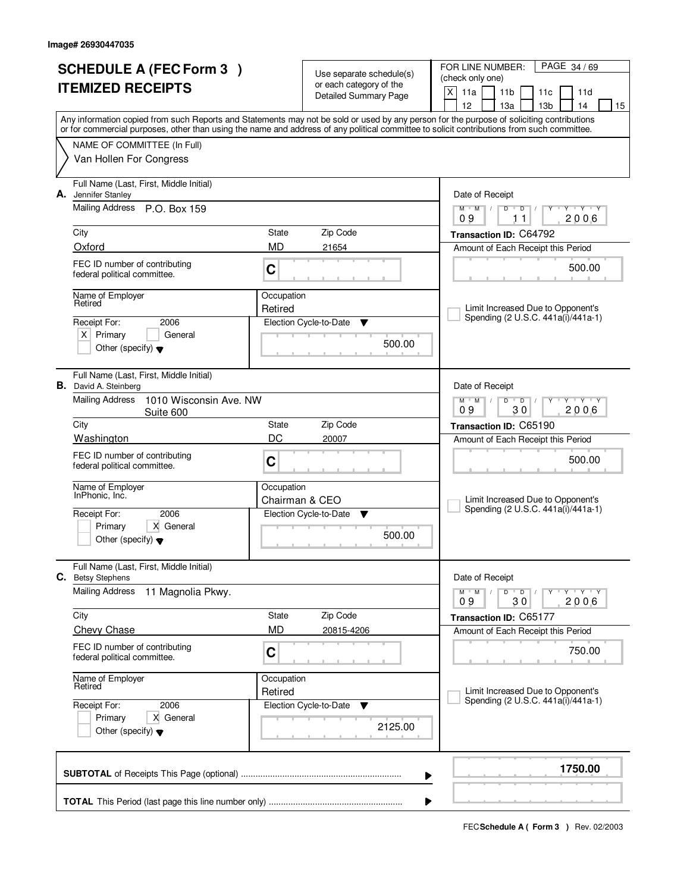Image# 26930447035

# SCHEDULE A (FEC Form 3 )
# ITEMIZED RECEIPTS

Use separate schedule(s) or each category of the Detailed Summary Page

FOR LINE NUMBER: (check only one)
[X] 11a [ ] 11b [ ] 11c [ ] 11d [ ] 12 [ ] 13a [ ] 13b [ ] 14 [ ] 15

PAGE 34 / 69

Any information copied from such Reports and Statements may not be sold or used by any person for the purpose of soliciting contributions or for commercial purposes, other than using the name and address of any political committee to solicit contributions from such committee.

NAME OF COMMITTEE (In Full)
Van Hollen For Congress

---

**A.** Full Name (Last, First, Middle Initial): Jennifer Stanley

Mailing Address: P.O. Box 159

City: Oxford | State: MD | Zip Code: 21654

FEC ID number of contributing federal political committee: C

Name of Employer: Retired

Occupation: Retired

Receipt For: 2006 — [X] Primary [ ] General [ ] Other (specify)

Election Cycle-to-Date: 500.00

Date of Receipt: 09 / 11 / 2006

Transaction ID: C64792

Amount of Each Receipt this Period: 500.00

[ ] Limit Increased Due to Opponent's Spending (2 U.S.C. 441a(i)/441a-1)

---

**B.** Full Name (Last, First, Middle Initial): David A. Steinberg

Mailing Address: 1010 Wisconsin Ave. NW Suite 600

City: Washington | State: DC | Zip Code: 20007

FEC ID number of contributing federal political committee: C

Name of Employer: InPhonic, Inc.

Occupation: Chairman & CEO

Receipt For: 2006 — [ ] Primary [X] General [ ] Other (specify)

Election Cycle-to-Date: 500.00

Date of Receipt: 09 / 30 / 2006

Transaction ID: C65190

Amount of Each Receipt this Period: 500.00

[ ] Limit Increased Due to Opponent's Spending (2 U.S.C. 441a(i)/441a-1)

---

**C.** Full Name (Last, First, Middle Initial): Betsy Stephens

Mailing Address: 11 Magnolia Pkwy.

City: Chevy Chase | State: MD | Zip Code: 20815-4206

FEC ID number of contributing federal political committee: C

Name of Employer: Retired

Occupation: Retired

Receipt For: 2006 — [ ] Primary [X] General [ ] Other (specify)

Election Cycle-to-Date: 2125.00

Date of Receipt: 09 / 30 / 2006

Transaction ID: C65177

Amount of Each Receipt this Period: 750.00

[ ] Limit Increased Due to Opponent's Spending (2 U.S.C. 441a(i)/441a-1)

---

**SUBTOTAL** of Receipts This Page (optional): **1750.00**

**TOTAL** This Period (last page this line number only):

FEC **Schedule A ( Form 3 )** Rev. 02/2003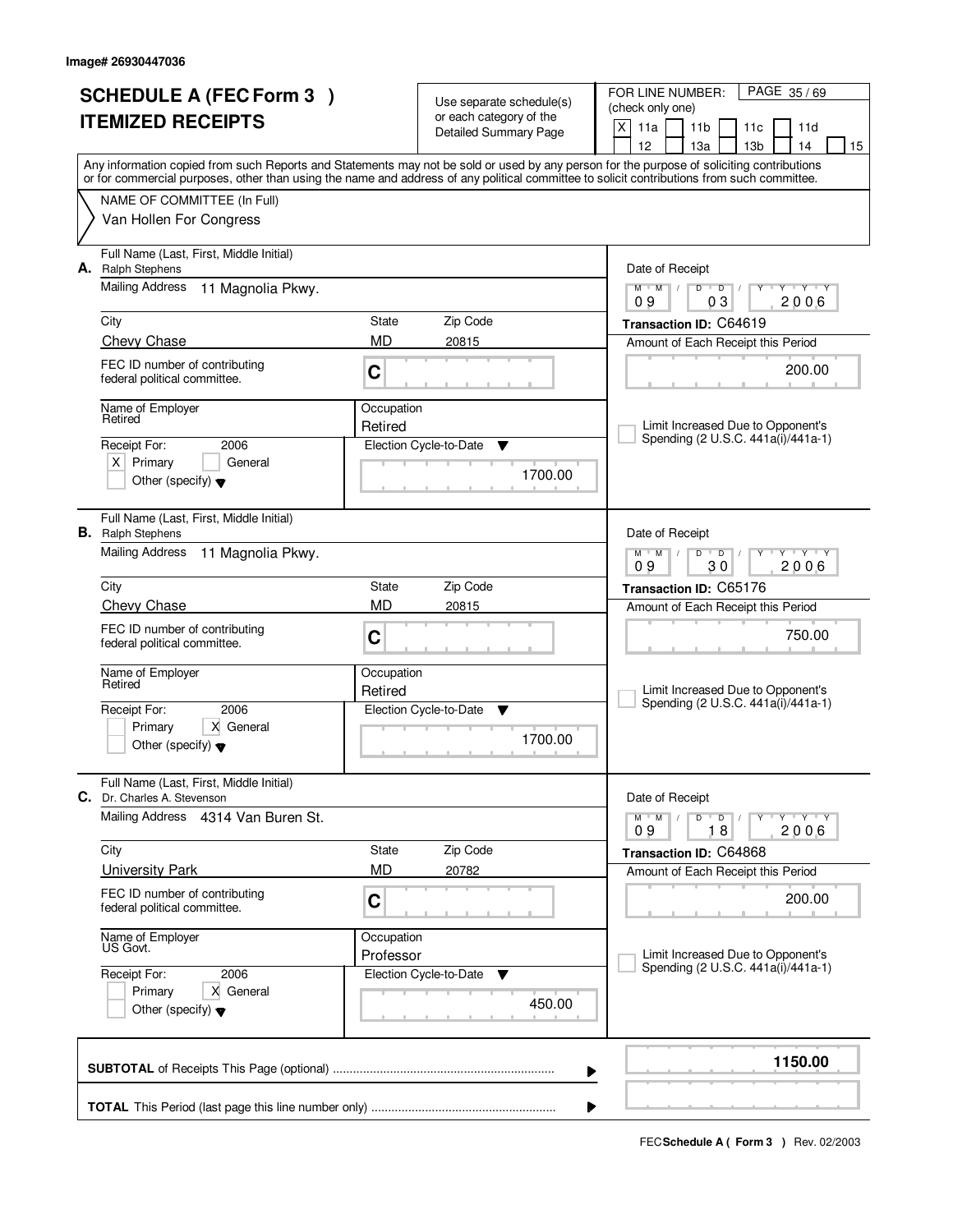Image# 26930447036

# SCHEDULE A (FEC Form 3 ) ITEMIZED RECEIPTS

Use separate schedule(s) or each category of the Detailed Summary Page

FOR LINE NUMBER: (check only one)

[X] 11a [ ] 11b [ ] 11c [ ] 11d [ ] 12 [ ] 13a [ ] 13b [ ] 14 [ ] 15

PAGE 35 / 69

Any information copied from such Reports and Statements may not be sold or used by any person for the purpose of soliciting contributions or for commercial purposes, other than using the name and address of any political committee to solicit contributions from such committee.

NAME OF COMMITTEE (In Full)
Van Hollen For Congress

---

**A.** Full Name (Last, First, Middle Initial): Ralph Stephens

Mailing Address: 11 Magnolia Pkwy.

City: Chevy Chase | State: MD | Zip Code: 20815

FEC ID number of contributing federal political committee: C

Name of Employer: Retired | Occupation: Retired

Receipt For: 2006 — [X] Primary [ ] General [ ] Other (specify)

Election Cycle-to-Date: 1700.00

Date of Receipt: 09/03/2006

Transaction ID: C64619

Amount of Each Receipt this Period: 200.00

[ ] Limit Increased Due to Opponent's Spending (2 U.S.C. 441a(i)/441a-1)

---

**B.** Full Name (Last, First, Middle Initial): Ralph Stephens

Mailing Address: 11 Magnolia Pkwy.

City: Chevy Chase | State: MD | Zip Code: 20815

FEC ID number of contributing federal political committee: C

Name of Employer: Retired | Occupation: Retired

Receipt For: 2006 — [ ] Primary [X] General [ ] Other (specify)

Election Cycle-to-Date: 1700.00

Date of Receipt: 09/30/2006

Transaction ID: C65176

Amount of Each Receipt this Period: 750.00

[ ] Limit Increased Due to Opponent's Spending (2 U.S.C. 441a(i)/441a-1)

---

**C.** Full Name (Last, First, Middle Initial): Dr. Charles A. Stevenson

Mailing Address: 4314 Van Buren St.

City: University Park | State: MD | Zip Code: 20782

FEC ID number of contributing federal political committee: C

Name of Employer: US Govt. | Occupation: Professor

Receipt For: 2006 — [ ] Primary [X] General [ ] Other (specify)

Election Cycle-to-Date: 450.00

Date of Receipt: 09/18/2006

Transaction ID: C64868

Amount of Each Receipt this Period: 200.00

[ ] Limit Increased Due to Opponent's Spending (2 U.S.C. 441a(i)/441a-1)

---

**SUBTOTAL** of Receipts This Page (optional): **1150.00**

**TOTAL** This Period (last page this line number only):

FEC **Schedule A ( Form 3 )** Rev. 02/2003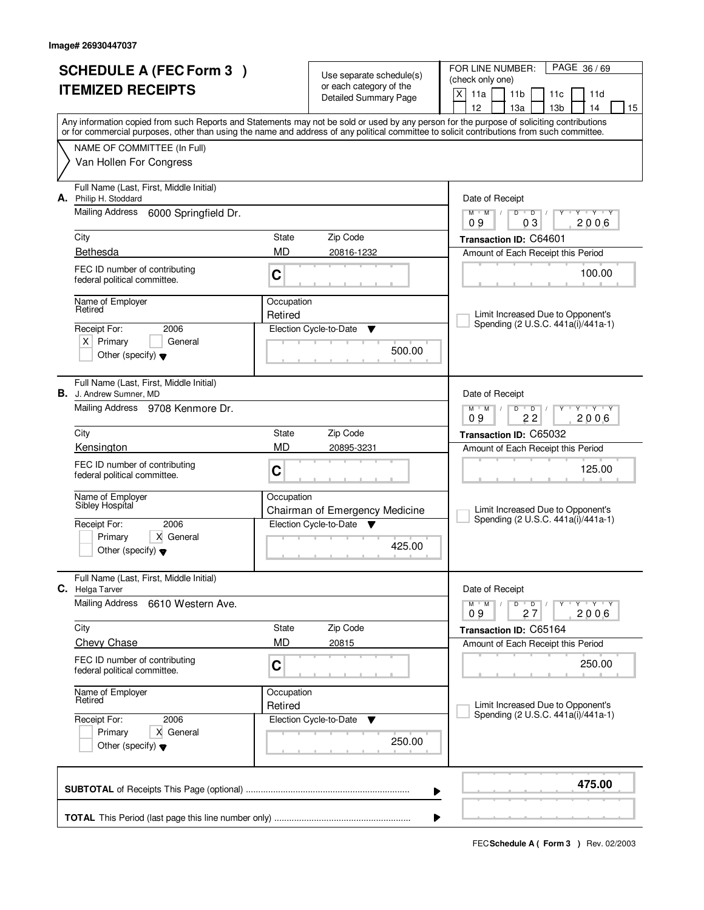Image# 26930447037

# SCHEDULE A (FEC Form 3 ) ITEMIZED RECEIPTS

Use separate schedule(s) or each category of the Detailed Summary Page

FOR LINE NUMBER: (check only one)

[X] 11a [ ] 11b [ ] 11c [ ] 11d [ ] 12 [ ] 13a [ ] 13b [ ] 14 [ ] 15

Any information copied from such Reports and Statements may not be sold or used by any person for the purpose of soliciting contributions or for commercial purposes, other than using the name and address of any political committee to solicit contributions from such committee.

NAME OF COMMITTEE (In Full)
Van Hollen For Congress

---

**A.** Full Name (Last, First, Middle Initial): Philip H. Stoddard
Mailing Address: 6000 Springfield Dr.
City: Bethesda | State: MD | Zip Code: 20816-1232
FEC ID number of contributing federal political committee: C
Name of Employer: Retired
Occupation: Retired
Receipt For: 2006 [X] Primary [ ] General [ ] Other (specify)
Election Cycle-to-Date: 500.00
Date of Receipt: 09 03 2006
Transaction ID: C64601
Amount of Each Receipt this Period: 100.00
[ ] Limit Increased Due to Opponent's Spending (2 U.S.C. 441a(i)/441a-1)

---

**B.** Full Name (Last, First, Middle Initial): J. Andrew Sumner, MD
Mailing Address: 9708 Kenmore Dr.
City: Kensington | State: MD | Zip Code: 20895-3231
FEC ID number of contributing federal political committee: C
Name of Employer: Sibley Hospital
Occupation: Chairman of Emergency Medicine
Receipt For: 2006 [ ] Primary [X] General [ ] Other (specify)
Election Cycle-to-Date: 425.00
Date of Receipt: 09 22 2006
Transaction ID: C65032
Amount of Each Receipt this Period: 125.00
[ ] Limit Increased Due to Opponent's Spending (2 U.S.C. 441a(i)/441a-1)

---

**C.** Full Name (Last, First, Middle Initial): Helga Tarver
Mailing Address: 6610 Western Ave.
City: Chevy Chase | State: MD | Zip Code: 20815
FEC ID number of contributing federal political committee: C
Name of Employer: Retired
Occupation: Retired
Receipt For: 2006 [ ] Primary [X] General [ ] Other (specify)
Election Cycle-to-Date: 250.00
Date of Receipt: 09 27 2006
Transaction ID: C65164
Amount of Each Receipt this Period: 250.00
[ ] Limit Increased Due to Opponent's Spending (2 U.S.C. 441a(i)/441a-1)

---

**SUBTOTAL** of Receipts This Page (optional): **475.00**

**TOTAL** This Period (last page this line number only):

FEC **Schedule A ( Form 3 )** Rev. 02/2003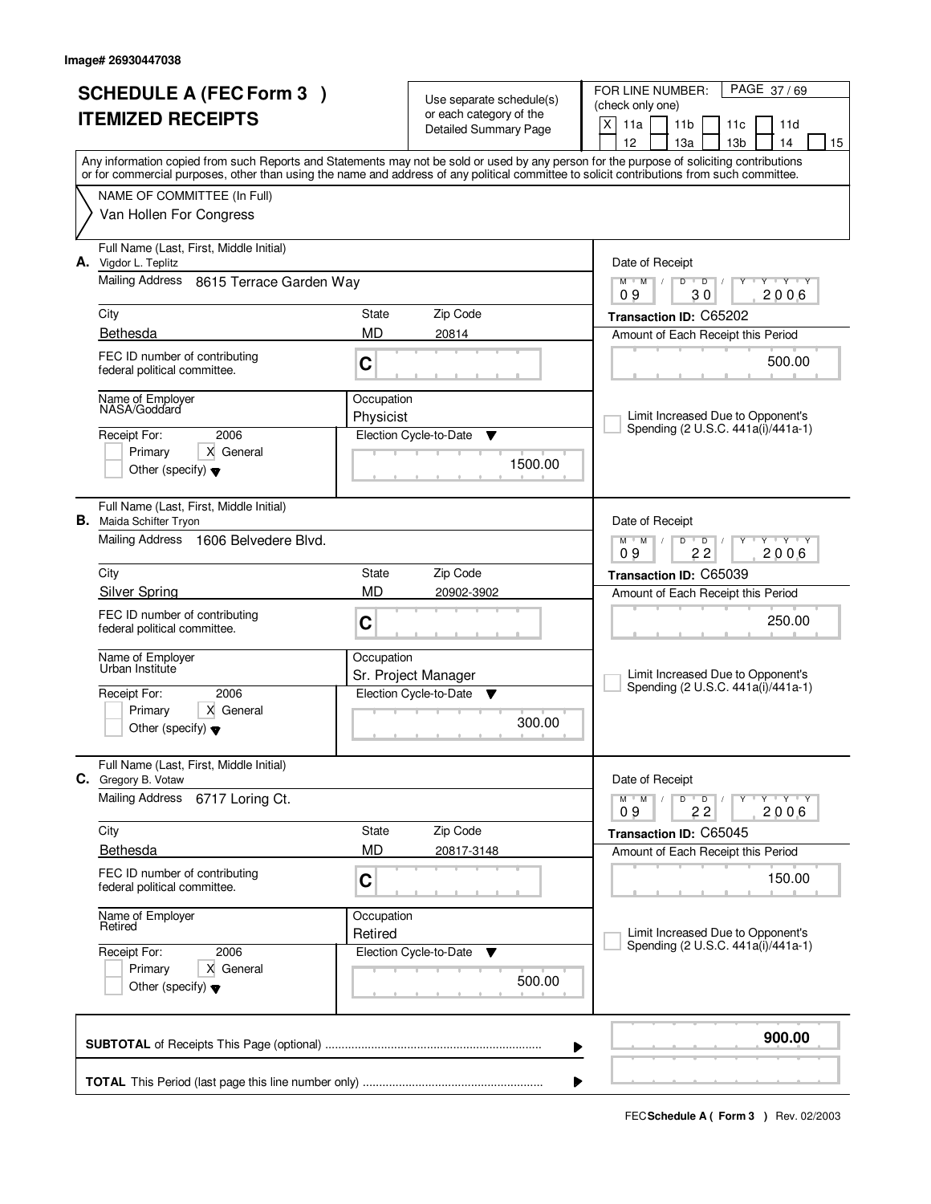Image# 26930447038

# SCHEDULE A (FEC Form 3 ) ITEMIZED RECEIPTS

Use separate schedule(s) or each category of the Detailed Summary Page

FOR LINE NUMBER: (check only one)

[X] 11a [ ] 11b [ ] 11c [ ] 11d [ ] 12 [ ] 13a [ ] 13b [ ] 14 [ ] 15

PAGE 37 / 69

Any information copied from such Reports and Statements may not be sold or used by any person for the purpose of soliciting contributions or for commercial purposes, other than using the name and address of any political committee to solicit contributions from such committee.

NAME OF COMMITTEE (In Full)
Van Hollen For Congress

---

**A.** Full Name (Last, First, Middle Initial): Vigdor L. Teplitz

Mailing Address: 8615 Terrace Garden Way

City: Bethesda | State: MD | Zip Code: 20814

FEC ID number of contributing federal political committee: C

Name of Employer: NASA/Goddard

Occupation: Physicist

Receipt For: 2006 — [ ] Primary [X] General [ ] Other (specify)

Election Cycle-to-Date: 1500.00

Date of Receipt: 09 / 30 / 2006

Transaction ID: C65202

Amount of Each Receipt this Period: 500.00

[ ] Limit Increased Due to Opponent's Spending (2 U.S.C. 441a(i)/441a-1)

---

**B.** Full Name (Last, First, Middle Initial): Maida Schifter Tryon

Mailing Address: 1606 Belvedere Blvd.

City: Silver Spring | State: MD | Zip Code: 20902-3902

FEC ID number of contributing federal political committee: C

Name of Employer: Urban Institute

Occupation: Sr. Project Manager

Receipt For: 2006 — [ ] Primary [X] General [ ] Other (specify)

Election Cycle-to-Date: 300.00

Date of Receipt: 09 / 22 / 2006

Transaction ID: C65039

Amount of Each Receipt this Period: 250.00

[ ] Limit Increased Due to Opponent's Spending (2 U.S.C. 441a(i)/441a-1)

---

**C.** Full Name (Last, First, Middle Initial): Gregory B. Votaw

Mailing Address: 6717 Loring Ct.

City: Bethesda | State: MD | Zip Code: 20817-3148

FEC ID number of contributing federal political committee: C

Name of Employer: Retired

Occupation: Retired

Receipt For: 2006 — [ ] Primary [X] General [ ] Other (specify)

Election Cycle-to-Date: 500.00

Date of Receipt: 09 / 22 / 2006

Transaction ID: C65045

Amount of Each Receipt this Period: 150.00

[ ] Limit Increased Due to Opponent's Spending (2 U.S.C. 441a(i)/441a-1)

---

**SUBTOTAL** of Receipts This Page (optional): **900.00**

**TOTAL** This Period (last page this line number only):

FEC **Schedule A ( Form 3 )** Rev. 02/2003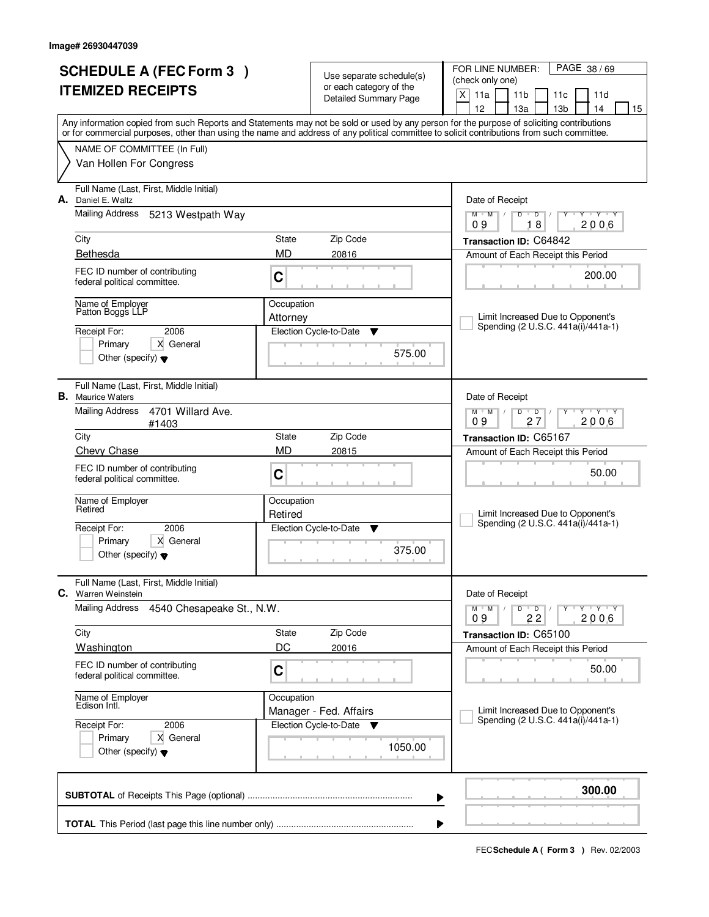Image# 26930447039

# SCHEDULE A (FEC Form 3 )
# ITEMIZED RECEIPTS

Use separate schedule(s) or each category of the Detailed Summary Page

FOR LINE NUMBER: (check only one)
[X] 11a [ ] 11b [ ] 11c [ ] 11d [ ] 12 [ ] 13a [ ] 13b [ ] 14 [ ] 15

PAGE 38 / 69

Any information copied from such Reports and Statements may not be sold or used by any person for the purpose of soliciting contributions or for commercial purposes, other than using the name and address of any political committee to solicit contributions from such committee.

NAME OF COMMITTEE (In Full)
Van Hollen For Congress

---

**A.** Full Name (Last, First, Middle Initial): Daniel E. Waltz
Mailing Address: 5213 Westpath Way
City: Bethesda | State: MD | Zip Code: 20816
FEC ID number of contributing federal political committee: C
Name of Employer: Patton Boggs LLP
Occupation: Attorney
Receipt For: 2006 [ ] Primary [X] General [ ] Other (specify)
Election Cycle-to-Date: 575.00
Date of Receipt: 09 / 18 / 2006
Transaction ID: C64842
Amount of Each Receipt this Period: 200.00
[ ] Limit Increased Due to Opponent's Spending (2 U.S.C. 441a(i)/441a-1)

---

**B.** Full Name (Last, First, Middle Initial): Maurice Waters
Mailing Address: 4701 Willard Ave. #1403
City: Chevy Chase | State: MD | Zip Code: 20815
FEC ID number of contributing federal political committee: C
Name of Employer: Retired
Occupation: Retired
Receipt For: 2006 [ ] Primary [X] General [ ] Other (specify)
Election Cycle-to-Date: 375.00
Date of Receipt: 09 / 27 / 2006
Transaction ID: C65167
Amount of Each Receipt this Period: 50.00
[ ] Limit Increased Due to Opponent's Spending (2 U.S.C. 441a(i)/441a-1)

---

**C.** Full Name (Last, First, Middle Initial): Warren Weinstein
Mailing Address: 4540 Chesapeake St., N.W.
City: Washington | State: DC | Zip Code: 20016
FEC ID number of contributing federal political committee: C
Name of Employer: Edison Intl.
Occupation: Manager - Fed. Affairs
Receipt For: 2006 [ ] Primary [X] General [ ] Other (specify)
Election Cycle-to-Date: 1050.00
Date of Receipt: 09 / 22 / 2006
Transaction ID: C65100
Amount of Each Receipt this Period: 50.00
[ ] Limit Increased Due to Opponent's Spending (2 U.S.C. 441a(i)/441a-1)

---

**SUBTOTAL** of Receipts This Page (optional): **300.00**

**TOTAL** This Period (last page this line number only):

FEC **Schedule A ( Form 3 )** Rev. 02/2003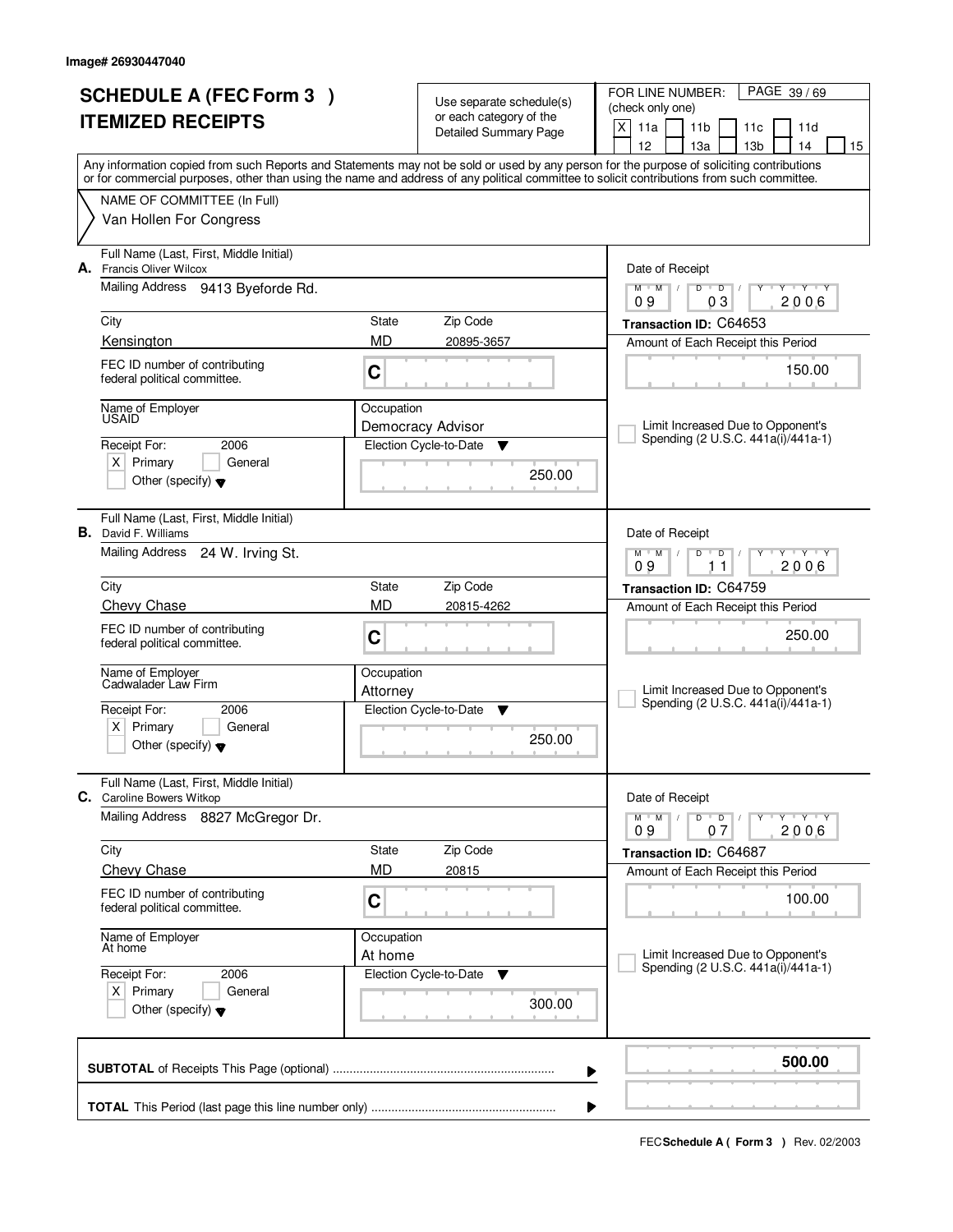Image# 26930447040

# SCHEDULE A (FEC Form 3 ) ITEMIZED RECEIPTS

Use separate schedule(s) or each category of the Detailed Summary Page

FOR LINE NUMBER: (check only one)

[X] 11a [ ] 11b [ ] 11c [ ] 11d [ ] 12 [ ] 13a [ ] 13b [ ] 14 [ ] 15

Any information copied from such Reports and Statements may not be sold or used by any person for the purpose of soliciting contributions or for commercial purposes, other than using the name and address of any political committee to solicit contributions from such committee.

NAME OF COMMITTEE (In Full)
Van Hollen For Congress

---

**A.** Full Name (Last, First, Middle Initial): Francis Oliver Wilcox

Mailing Address: 9413 Byeforde Rd.

City: Kensington | State: MD | Zip Code: 20895-3657

FEC ID number of contributing federal political committee: C

Name of Employer: USAID

Occupation: Democracy Advisor

Receipt For: 2006 [X] Primary [ ] General [ ] Other (specify)

Election Cycle-to-Date: 250.00

Date of Receipt: 09 / 03 / 2006

Transaction ID: C64653

Amount of Each Receipt this Period: 150.00

[ ] Limit Increased Due to Opponent's Spending (2 U.S.C. 441a(i)/441a-1)

---

**B.** Full Name (Last, First, Middle Initial): David F. Williams

Mailing Address: 24 W. Irving St.

City: Chevy Chase | State: MD | Zip Code: 20815-4262

FEC ID number of contributing federal political committee: C

Name of Employer: Cadwalader Law Firm

Occupation: Attorney

Receipt For: 2006 [X] Primary [ ] General [ ] Other (specify)

Election Cycle-to-Date: 250.00

Date of Receipt: 09 / 11 / 2006

Transaction ID: C64759

Amount of Each Receipt this Period: 250.00

[ ] Limit Increased Due to Opponent's Spending (2 U.S.C. 441a(i)/441a-1)

---

**C.** Full Name (Last, First, Middle Initial): Caroline Bowers Witkop

Mailing Address: 8827 McGregor Dr.

City: Chevy Chase | State: MD | Zip Code: 20815

FEC ID number of contributing federal political committee: C

Name of Employer: At home

Occupation: At home

Receipt For: 2006 [X] Primary [ ] General [ ] Other (specify)

Election Cycle-to-Date: 300.00

Date of Receipt: 09 / 07 / 2006

Transaction ID: C64687

Amount of Each Receipt this Period: 100.00

[ ] Limit Increased Due to Opponent's Spending (2 U.S.C. 441a(i)/441a-1)

---

**SUBTOTAL** of Receipts This Page (optional): **500.00**

**TOTAL** This Period (last page this line number only):

FEC **Schedule A ( Form 3 )** Rev. 02/2003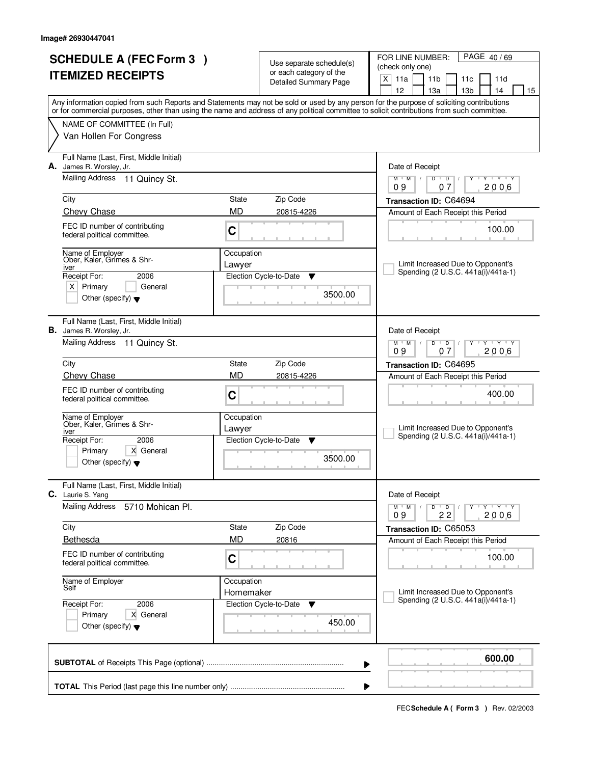Image# 26930447041

# SCHEDULE A (FEC Form 3 ) ITEMIZED RECEIPTS

Use separate schedule(s) or each category of the Detailed Summary Page

FOR LINE NUMBER: (check only one)

[X] 11a [ ] 11b [ ] 11c [ ] 11d [ ] 12 [ ] 13a [ ] 13b [ ] 14 [ ] 15

PAGE 40 / 69

Any information copied from such Reports and Statements may not be sold or used by any person for the purpose of soliciting contributions or for commercial purposes, other than using the name and address of any political committee to solicit contributions from such committee.

NAME OF COMMITTEE (In Full)
Van Hollen For Congress

---

**A.** Full Name (Last, First, Middle Initial): James R. Worsley, Jr.

Mailing Address: 11 Quincy St.

City: Chevy Chase | State: MD | Zip Code: 20815-4226

FEC ID number of contributing federal political committee: C

Name of Employer: Ober, Kaler, Grimes & Shriver

Occupation: Lawyer

Receipt For: 2006 — [X] Primary [ ] General — Other (specify)

Election Cycle-to-Date: 3500.00

Date of Receipt: 09/07/2006

Transaction ID: C64694

Amount of Each Receipt this Period: 100.00

[ ] Limit Increased Due to Opponent's Spending (2 U.S.C. 441a(i)/441a-1)

---

**B.** Full Name (Last, First, Middle Initial): James R. Worsley, Jr.

Mailing Address: 11 Quincy St.

City: Chevy Chase | State: MD | Zip Code: 20815-4226

FEC ID number of contributing federal political committee: C

Name of Employer: Ober, Kaler, Grimes & Shriver

Occupation: Lawyer

Receipt For: 2006 — [ ] Primary [X] General — Other (specify)

Election Cycle-to-Date: 3500.00

Date of Receipt: 09/07/2006

Transaction ID: C64695

Amount of Each Receipt this Period: 400.00

[ ] Limit Increased Due to Opponent's Spending (2 U.S.C. 441a(i)/441a-1)

---

**C.** Full Name (Last, First, Middle Initial): Laurie S. Yang

Mailing Address: 5710 Mohican Pl.

City: Bethesda | State: MD | Zip Code: 20816

FEC ID number of contributing federal political committee: C

Name of Employer: Self

Occupation: Homemaker

Receipt For: 2006 — [ ] Primary [X] General — Other (specify)

Election Cycle-to-Date: 450.00

Date of Receipt: 09/22/2006

Transaction ID: C65053

Amount of Each Receipt this Period: 100.00

[ ] Limit Increased Due to Opponent's Spending (2 U.S.C. 441a(i)/441a-1)

---

**SUBTOTAL** of Receipts This Page (optional): **600.00**

**TOTAL** This Period (last page this line number only):

FEC **Schedule A ( Form 3 )** Rev. 02/2003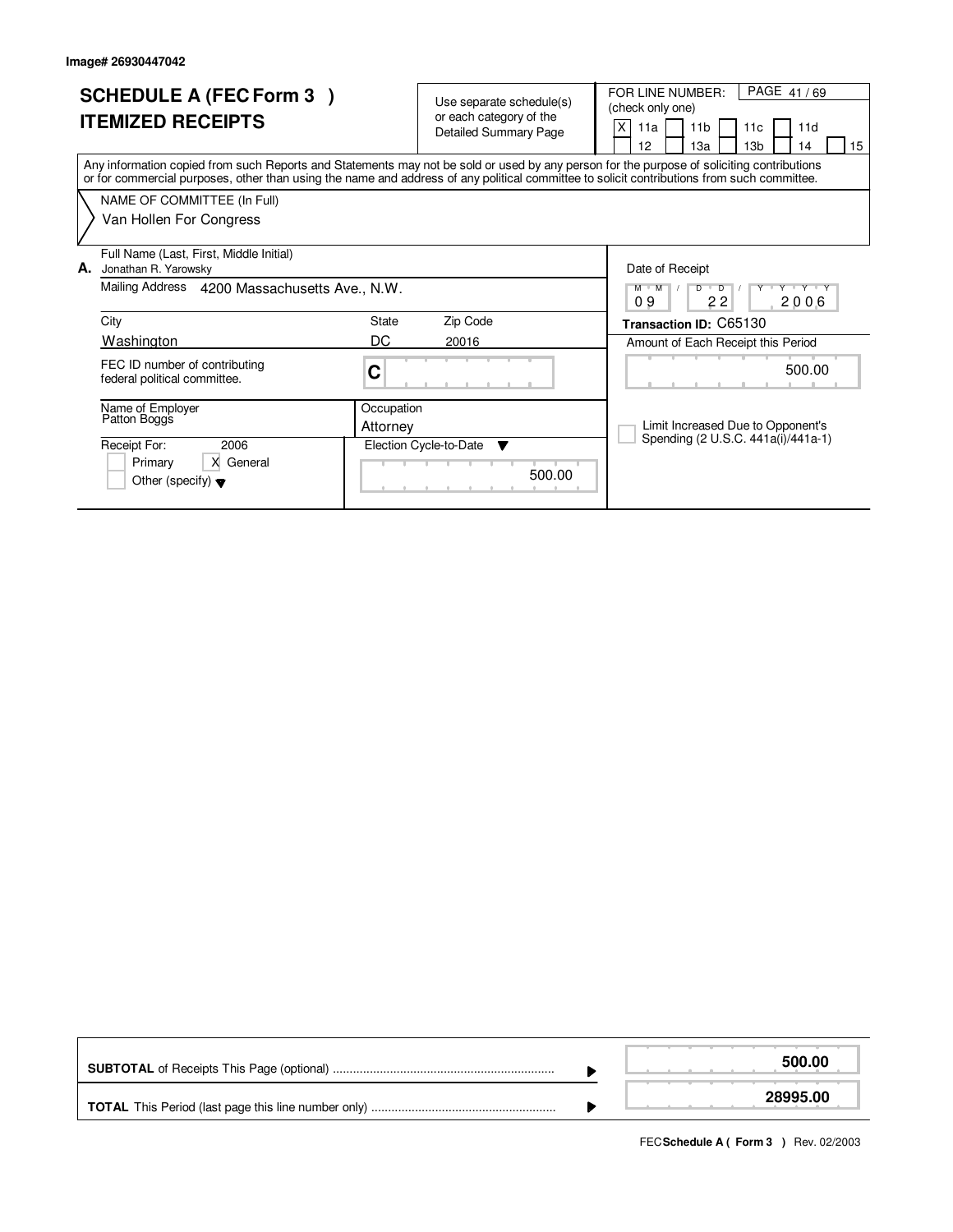Image# 26930447042

# SCHEDULE A (FEC Form 3 )
# ITEMIZED RECEIPTS

Use separate schedule(s) or each category of the Detailed Summary Page

FOR LINE NUMBER: (check only one)

| | | | | |
|---|---|---|---|---|
| X 11a | 11b | 11c | 11d | |
| 12 | 13a | 13b | 14 | 15 |

Any information copied from such Reports and Statements may not be sold or used by any person for the purpose of soliciting contributions or for commercial purposes, other than using the name and address of any political committee to solicit contributions from such committee.

NAME OF COMMITTEE (In Full)
Van Hollen For Congress

**A.** Full Name (Last, First, Middle Initial)
Jonathan R. Yarowsky

Mailing Address 4200 Massachusetts Ave., N.W.

| City | State | Zip Code |
|---|---|---|
| Washington | DC | 20016 |

FEC ID number of contributing federal political committee. C

Name of Employer: Patton Boggs

Occupation: Attorney

Receipt For: 2006
- [ ] Primary
- [x] General
- [ ] Other (specify)

Election Cycle-to-Date: 500.00

Date of Receipt: 09 / 22 / 2006

**Transaction ID:** C65130

Amount of Each Receipt this Period: 500.00

- [ ] Limit Increased Due to Opponent's Spending (2 U.S.C. 441a(i)/441a-1)

| | |
|---|---|
| **SUBTOTAL** of Receipts This Page (optional) | **500.00** |
| **TOTAL** This Period (last page this line number only) | **28995.00** |

FEC **Schedule A ( Form 3 )** Rev. 02/2003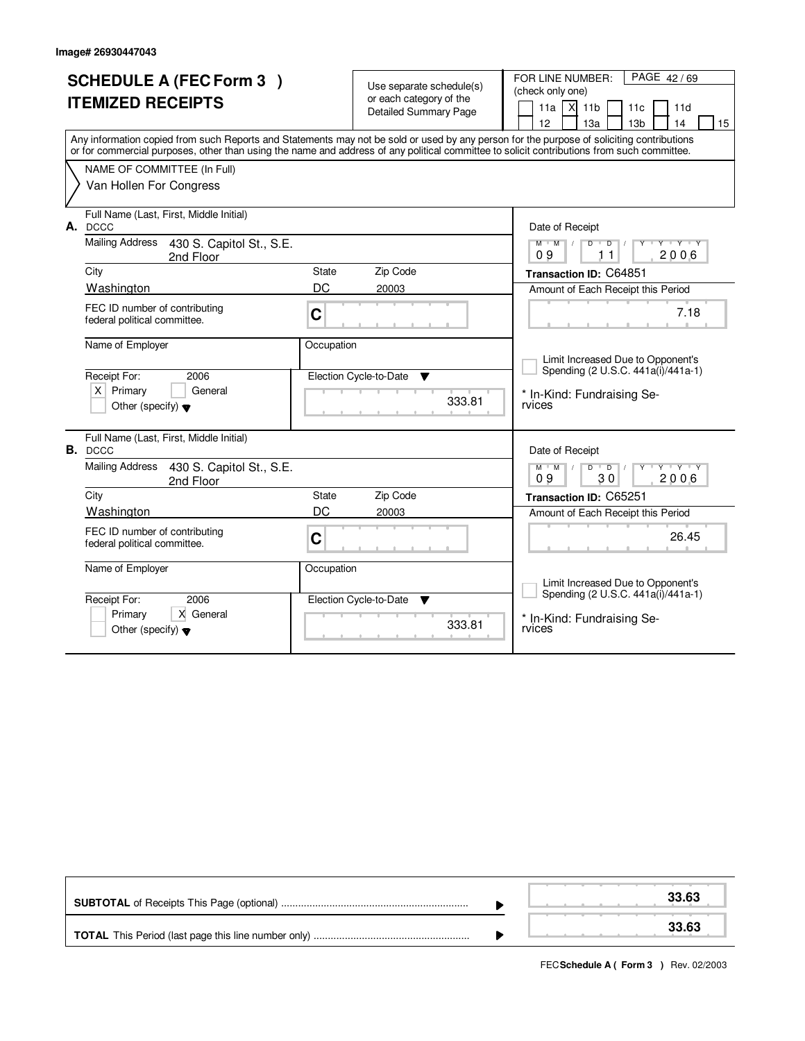Image# 26930447043

# SCHEDULE A (FEC Form 3 )
# ITEMIZED RECEIPTS

Use separate schedule(s) or each category of the Detailed Summary Page

FOR LINE NUMBER: (check only one)
11a [X] 11b 11c 11d 12 13a 13b 14 15

PAGE 42 / 69

Any information copied from such Reports and Statements may not be sold or used by any person for the purpose of soliciting contributions or for commercial purposes, other than using the name and address of any political committee to solicit contributions from such committee.

NAME OF COMMITTEE (In Full)
Van Hollen For Congress

---

**A.** Full Name (Last, First, Middle Initial): DCCC

Mailing Address: 430 S. Capitol St., S.E. 2nd Floor

City: Washington | State: DC | Zip Code: 20003

FEC ID number of contributing federal political committee: C

Name of Employer:

Occupation:

Receipt For: 2006 — [X] Primary [ ] General [ ] Other (specify)

Election Cycle-to-Date: 333.81

Date of Receipt: 09 / 11 / 2006

Transaction ID: C64851

Amount of Each Receipt this Period: 7.18

[ ] Limit Increased Due to Opponent's Spending (2 U.S.C. 441a(i)/441a-1)

* In-Kind: Fundraising Services

---

**B.** Full Name (Last, First, Middle Initial): DCCC

Mailing Address: 430 S. Capitol St., S.E. 2nd Floor

City: Washington | State: DC | Zip Code: 20003

FEC ID number of contributing federal political committee: C

Name of Employer:

Occupation:

Receipt For: 2006 — [ ] Primary [X] General [ ] Other (specify)

Election Cycle-to-Date: 333.81

Date of Receipt: 09 / 30 / 2006

Transaction ID: C65251

Amount of Each Receipt this Period: 26.45

[ ] Limit Increased Due to Opponent's Spending (2 U.S.C. 441a(i)/441a-1)

* In-Kind: Fundraising Services

---

| | |
|---|---|
| **SUBTOTAL** of Receipts This Page (optional) | **33.63** |
| **TOTAL** This Period (last page this line number only) | **33.63** |

FEC **Schedule A ( Form 3 )** Rev. 02/2003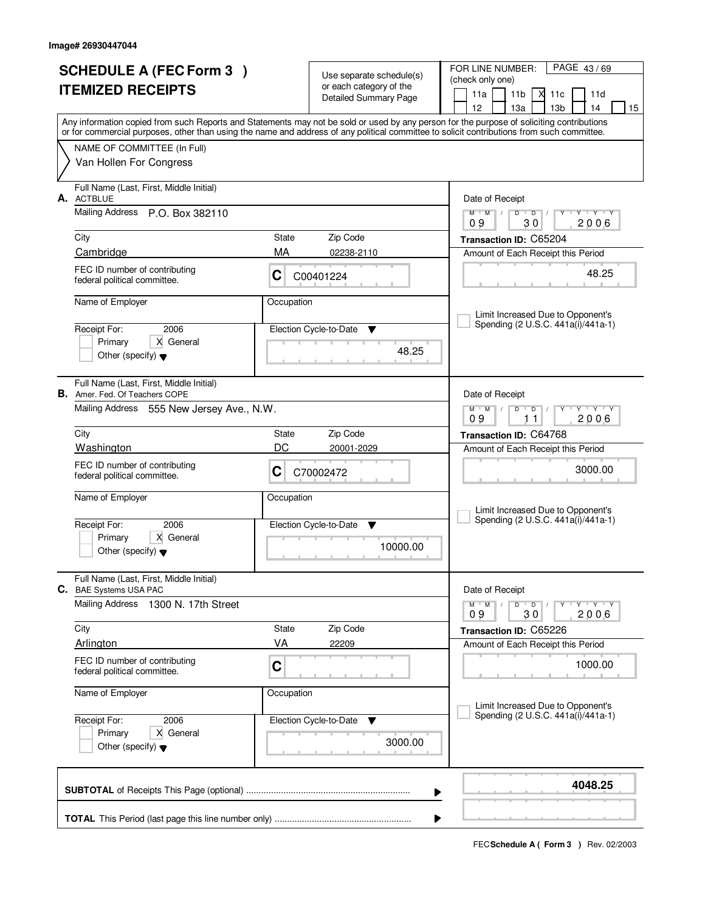Image# 26930447044

# SCHEDULE A (FEC Form 3 )
# ITEMIZED RECEIPTS

Use separate schedule(s) or each category of the Detailed Summary Page

FOR LINE NUMBER: (check only one)

PAGE 43 / 69

11a | 11b | X 11c | 11d | 12 | 13a | 13b | 14 | 15

Any information copied from such Reports and Statements may not be sold or used by any person for the purpose of soliciting contributions or for commercial purposes, other than using the name and address of any political committee to solicit contributions from such committee.

NAME OF COMMITTEE (In Full)
Van Hollen For Congress

---

**A.** Full Name (Last, First, Middle Initial): ACTBLUE

Mailing Address: P.O. Box 382110

City: Cambridge | State: MA | Zip Code: 02238-2110

FEC ID number of contributing federal political committee: C C00401224

Name of Employer: | Occupation:

Receipt For: 2006 — Primary | X General | Other (specify)

Election Cycle-to-Date: 48.25

Date of Receipt: 09 / 30 / 2006

Transaction ID: C65204

Amount of Each Receipt this Period: 48.25

Limit Increased Due to Opponent's Spending (2 U.S.C. 441a(i)/441a-1)

---

**B.** Full Name (Last, First, Middle Initial): Amer. Fed. Of Teachers COPE

Mailing Address: 555 New Jersey Ave., N.W.

City: Washington | State: DC | Zip Code: 20001-2029

FEC ID number of contributing federal political committee: C C70002472

Name of Employer: | Occupation:

Receipt For: 2006 — Primary | X General | Other (specify)

Election Cycle-to-Date: 10000.00

Date of Receipt: 09 / 11 / 2006

Transaction ID: C64768

Amount of Each Receipt this Period: 3000.00

Limit Increased Due to Opponent's Spending (2 U.S.C. 441a(i)/441a-1)

---

**C.** Full Name (Last, First, Middle Initial): BAE Systems USA PAC

Mailing Address: 1300 N. 17th Street

City: Arlington | State: VA | Zip Code: 22209

FEC ID number of contributing federal political committee: C

Name of Employer: | Occupation:

Receipt For: 2006 — Primary | X General | Other (specify)

Election Cycle-to-Date: 3000.00

Date of Receipt: 09 / 30 / 2006

Transaction ID: C65226

Amount of Each Receipt this Period: 1000.00

Limit Increased Due to Opponent's Spending (2 U.S.C. 441a(i)/441a-1)

---

**SUBTOTAL** of Receipts This Page (optional): **4048.25**

**TOTAL** This Period (last page this line number only):

FEC **Schedule A ( Form 3 )** Rev. 02/2003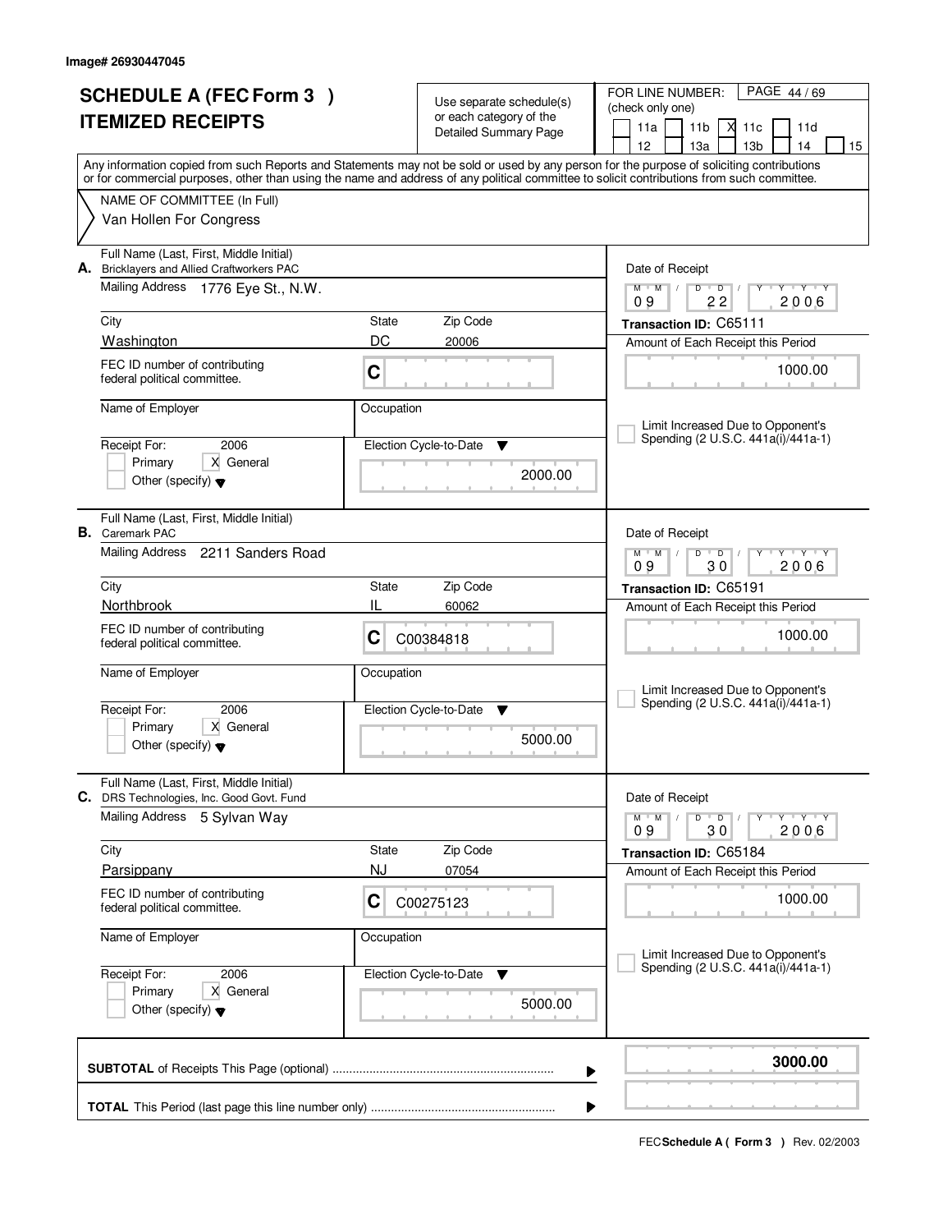Image# 26930447045

# SCHEDULE A (FEC Form 3 )
# ITEMIZED RECEIPTS

Use separate schedule(s) or each category of the Detailed Summary Page

FOR LINE NUMBER: (check only one)

PAGE 44 / 69

- [ ] 11a
- [ ] 11b
- [x] 11c
- [ ] 11d
- [ ] 12
- [ ] 13a
- [ ] 13b
- [ ] 14
- [ ] 15

Any information copied from such Reports and Statements may not be sold or used by any person for the purpose of soliciting contributions or for commercial purposes, other than using the name and address of any political committee to solicit contributions from such committee.

NAME OF COMMITTEE (In Full)
Van Hollen For Congress

---

**A.** Full Name (Last, First, Middle Initial): Bricklayers and Allied Craftworkers PAC

Mailing Address: 1776 Eye St., N.W.

| City | State | Zip Code |
|---|---|---|
| Washington | DC | 20006 |

FEC ID number of contributing federal political committee: C

Name of Employer:

Occupation:

Receipt For: 2006
- [ ] Primary
- [x] General
- [ ] Other (specify)

Election Cycle-to-Date: 2000.00

Date of Receipt: 09 / 22 / 2006

Transaction ID: C65111

Amount of Each Receipt this Period: 1000.00

- [ ] Limit Increased Due to Opponent's Spending (2 U.S.C. 441a(i)/441a-1)

---

**B.** Full Name (Last, First, Middle Initial): Caremark PAC

Mailing Address: 2211 Sanders Road

| City | State | Zip Code |
|---|---|---|
| Northbrook | IL | 60062 |

FEC ID number of contributing federal political committee: C C00384818

Name of Employer:

Occupation:

Receipt For: 2006
- [ ] Primary
- [x] General
- [ ] Other (specify)

Election Cycle-to-Date: 5000.00

Date of Receipt: 09 / 30 / 2006

Transaction ID: C65191

Amount of Each Receipt this Period: 1000.00

- [ ] Limit Increased Due to Opponent's Spending (2 U.S.C. 441a(i)/441a-1)

---

**C.** Full Name (Last, First, Middle Initial): DRS Technologies, Inc. Good Govt. Fund

Mailing Address: 5 Sylvan Way

| City | State | Zip Code |
|---|---|---|
| Parsippany | NJ | 07054 |

FEC ID number of contributing federal political committee: C C00275123

Name of Employer:

Occupation:

Receipt For: 2006
- [ ] Primary
- [x] General
- [ ] Other (specify)

Election Cycle-to-Date: 5000.00

Date of Receipt: 09 / 30 / 2006

Transaction ID: C65184

Amount of Each Receipt this Period: 1000.00

- [ ] Limit Increased Due to Opponent's Spending (2 U.S.C. 441a(i)/441a-1)

---

**SUBTOTAL** of Receipts This Page (optional): **3000.00**

**TOTAL** This Period (last page this line number only):

FEC **Schedule A ( Form 3 )** Rev. 02/2003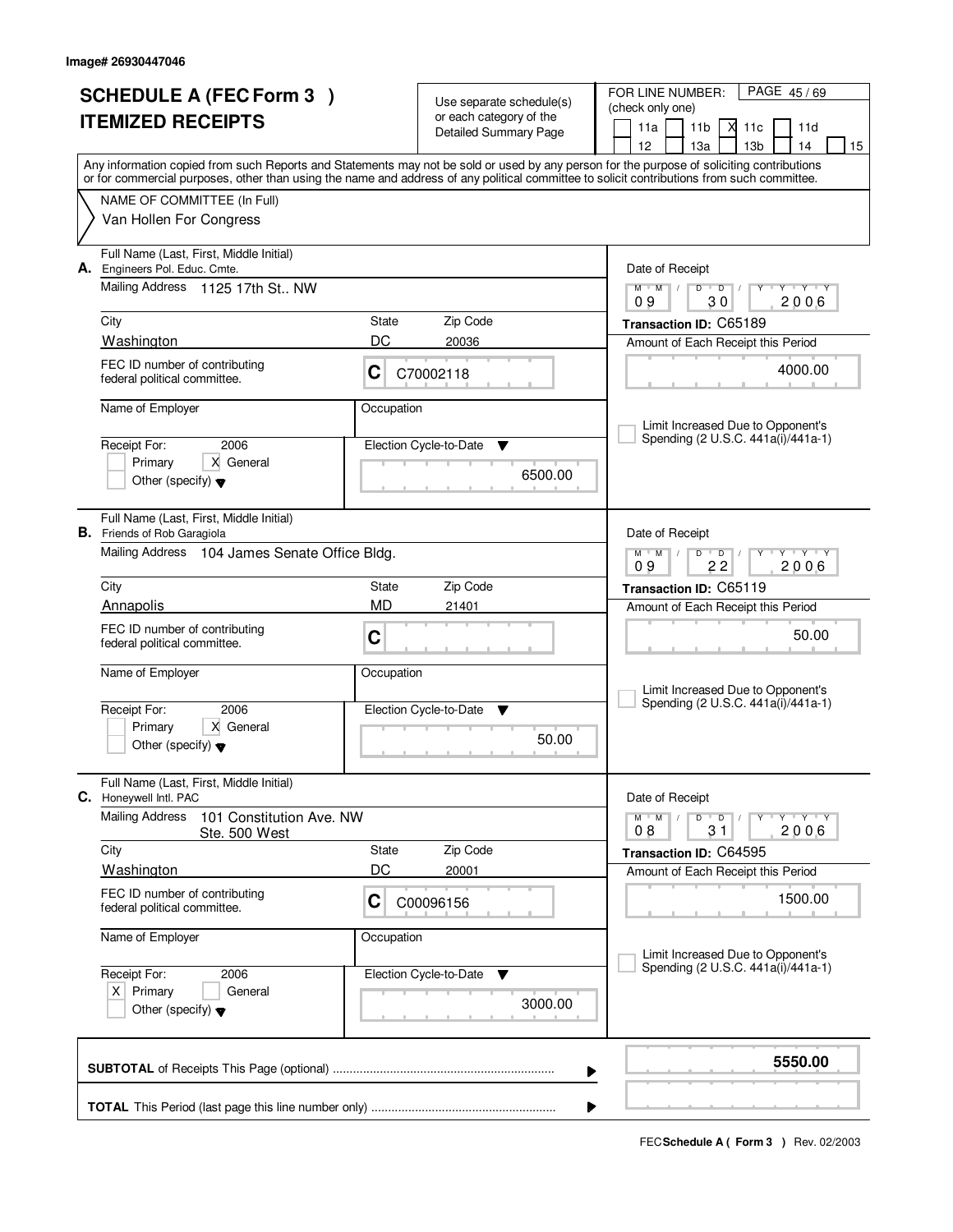Image# 26930447046

# SCHEDULE A (FEC Form 3 )
# ITEMIZED RECEIPTS

Use separate schedule(s) or each category of the Detailed Summary Page

FOR LINE NUMBER: (check only one)

11a | 11b | X 11c | 11d | 12 | 13a | 13b | 14 | 15

Any information copied from such Reports and Statements may not be sold or used by any person for the purpose of soliciting contributions or for commercial purposes, other than using the name and address of any political committee to solicit contributions from such committee.

NAME OF COMMITTEE (In Full)
Van Hollen For Congress

---

**A.** Full Name (Last, First, Middle Initial): Engineers Pol. Educ. Cmte.

Mailing Address: 1125 17th St.. NW

City: Washington | State: DC | Zip Code: 20036

FEC ID number of contributing federal political committee: C C70002118

Name of Employer: | Occupation:

Receipt For: 2006 — Primary [ ] General [X] Other (specify)

Election Cycle-to-Date: 6500.00

Date of Receipt: 09/30/2006

Transaction ID: C65189

Amount of Each Receipt this Period: 4000.00

[ ] Limit Increased Due to Opponent's Spending (2 U.S.C. 441a(i)/441a-1)

---

**B.** Full Name (Last, First, Middle Initial): Friends of Rob Garagiola

Mailing Address: 104 James Senate Office Bldg.

City: Annapolis | State: MD | Zip Code: 21401

FEC ID number of contributing federal political committee: C

Name of Employer: | Occupation:

Receipt For: 2006 — Primary [ ] General [X] Other (specify)

Election Cycle-to-Date: 50.00

Date of Receipt: 09/22/2006

Transaction ID: C65119

Amount of Each Receipt this Period: 50.00

[ ] Limit Increased Due to Opponent's Spending (2 U.S.C. 441a(i)/441a-1)

---

**C.** Full Name (Last, First, Middle Initial): Honeywell Intl. PAC

Mailing Address: 101 Constitution Ave. NW Ste. 500 West

City: Washington | State: DC | Zip Code: 20001

FEC ID number of contributing federal political committee: C C00096156

Name of Employer: | Occupation:

Receipt For: 2006 — Primary [X] General [ ] Other (specify)

Election Cycle-to-Date: 3000.00

Date of Receipt: 08/31/2006

Transaction ID: C64595

Amount of Each Receipt this Period: 1500.00

[ ] Limit Increased Due to Opponent's Spending (2 U.S.C. 441a(i)/441a-1)

---

**SUBTOTAL** of Receipts This Page (optional): **5550.00**

**TOTAL** This Period (last page this line number only):

FEC **Schedule A ( Form 3 )** Rev. 02/2003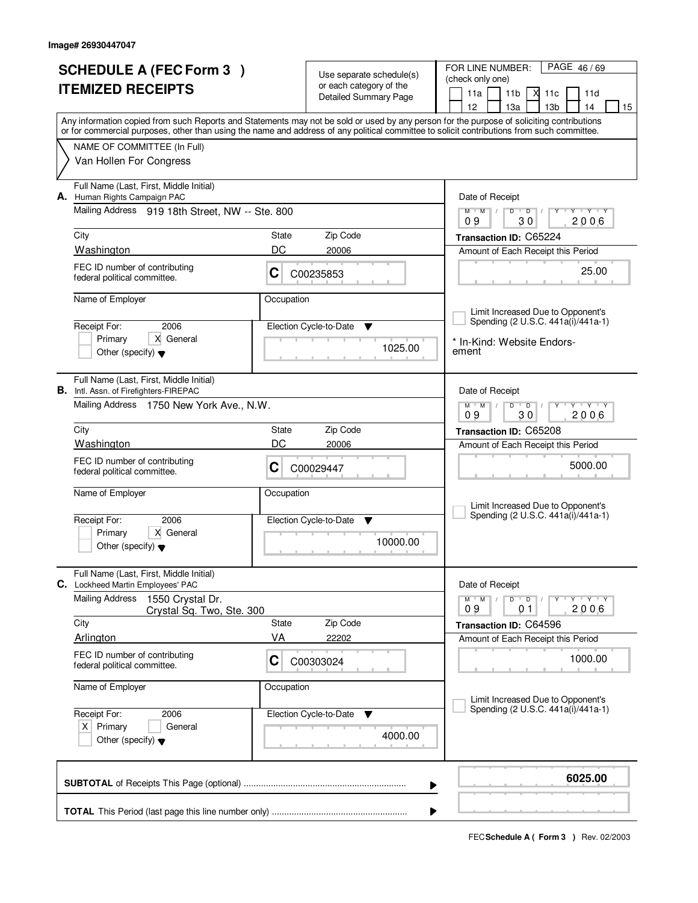Image# 26930447047

# SCHEDULE A (FEC Form 3 )
# ITEMIZED RECEIPTS

Use separate schedule(s) or each category of the Detailed Summary Page

FOR LINE NUMBER: (check only one)

11a | 11b | X 11c | 11d | 12 | 13a | 13b | 14 | 15

Any information copied from such Reports and Statements may not be sold or used by any person for the purpose of soliciting contributions or for commercial purposes, other than using the name and address of any political committee to solicit contributions from such committee.

NAME OF COMMITTEE (In Full)

Van Hollen For Congress

---

**A.** Full Name (Last, First, Middle Initial): Human Rights Campaign PAC

Mailing Address: 919 18th Street, NW -- Ste. 800

City: Washington | State: DC | Zip Code: 20006

FEC ID number of contributing federal political committee: C C00235853

Name of Employer: | Occupation:

Receipt For: 2006 — X General

Election Cycle-to-Date: 1025.00

Date of Receipt: 09 / 30 / 2006

Transaction ID: C65224

Amount of Each Receipt this Period: 25.00

Limit Increased Due to Opponent's Spending (2 U.S.C. 441a(i)/441a-1)

\* In-Kind: Website Endorsement

---

**B.** Full Name (Last, First, Middle Initial): Intl. Assn. of Firefighters-FIREPAC

Mailing Address: 1750 New York Ave., N.W.

City: Washington | State: DC | Zip Code: 20006

FEC ID number of contributing federal political committee: C C00029447

Name of Employer: | Occupation:

Receipt For: 2006 — X General

Election Cycle-to-Date: 10000.00

Date of Receipt: 09 / 30 / 2006

Transaction ID: C65208

Amount of Each Receipt this Period: 5000.00

Limit Increased Due to Opponent's Spending (2 U.S.C. 441a(i)/441a-1)

---

**C.** Full Name (Last, First, Middle Initial): Lockheed Martin Employees' PAC

Mailing Address: 1550 Crystal Dr. Crystal Sq. Two, Ste. 300

City: Arlington | State: VA | Zip Code: 22202

FEC ID number of contributing federal political committee: C C00303024

Name of Employer: | Occupation:

Receipt For: 2006 — X Primary

Election Cycle-to-Date: 4000.00

Date of Receipt: 09 / 01 / 2006

Transaction ID: C64596

Amount of Each Receipt this Period: 1000.00

Limit Increased Due to Opponent's Spending (2 U.S.C. 441a(i)/441a-1)

---

**SUBTOTAL** of Receipts This Page (optional): **6025.00**

**TOTAL** This Period (last page this line number only):

FEC **Schedule A ( Form 3 )** Rev. 02/2003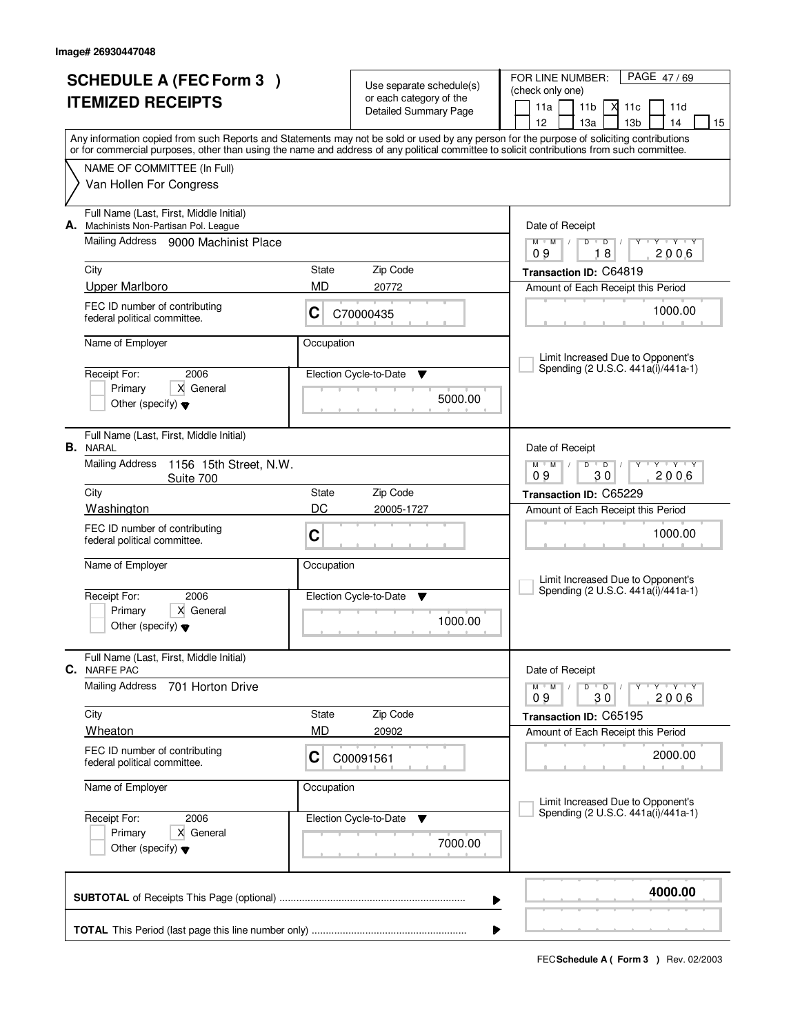Image# 26930447048

# SCHEDULE A (FEC Form 3 ) ITEMIZED RECEIPTS

Use separate schedule(s) or each category of the Detailed Summary Page

FOR LINE NUMBER: (check only one)

11a | 11b | X 11c | 11d | 12 | 13a | 13b | 14 | 15

PAGE 47 / 69

Any information copied from such Reports and Statements may not be sold or used by any person for the purpose of soliciting contributions or for commercial purposes, other than using the name and address of any political committee to solicit contributions from such committee.

NAME OF COMMITTEE (In Full)
Van Hollen For Congress

---

**A.** Full Name (Last, First, Middle Initial): Machinists Non-Partisan Pol. League

Mailing Address: 9000 Machinist Place

City: Upper Marlboro | State: MD | Zip Code: 20772

FEC ID number of contributing federal political committee: C C70000435

Name of Employer: | Occupation:

Receipt For: 2006 — Primary | X General | Other (specify)

Election Cycle-to-Date: 5000.00

Date of Receipt: 09 18 2006

Transaction ID: C64819

Amount of Each Receipt this Period: 1000.00

Limit Increased Due to Opponent's Spending (2 U.S.C. 441a(i)/441a-1)

---

**B.** Full Name (Last, First, Middle Initial): NARAL

Mailing Address: 1156 15th Street, N.W. Suite 700

City: Washington | State: DC | Zip Code: 20005-1727

FEC ID number of contributing federal political committee: C

Name of Employer: | Occupation:

Receipt For: 2006 — Primary | X General | Other (specify)

Election Cycle-to-Date: 1000.00

Date of Receipt: 09 30 2006

Transaction ID: C65229

Amount of Each Receipt this Period: 1000.00

Limit Increased Due to Opponent's Spending (2 U.S.C. 441a(i)/441a-1)

---

**C.** Full Name (Last, First, Middle Initial): NARFE PAC

Mailing Address: 701 Horton Drive

City: Wheaton | State: MD | Zip Code: 20902

FEC ID number of contributing federal political committee: C C00091561

Name of Employer: | Occupation:

Receipt For: 2006 — Primary | X General | Other (specify)

Election Cycle-to-Date: 7000.00

Date of Receipt: 09 30 2006

Transaction ID: C65195

Amount of Each Receipt this Period: 2000.00

Limit Increased Due to Opponent's Spending (2 U.S.C. 441a(i)/441a-1)

---

**SUBTOTAL** of Receipts This Page (optional): **4000.00**

**TOTAL** This Period (last page this line number only):

FEC **Schedule A ( Form 3 )** Rev. 02/2003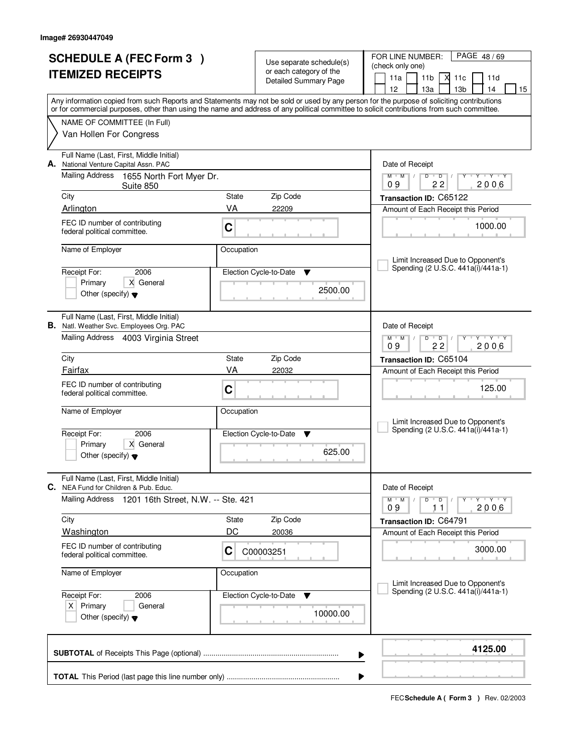Image# 26930447049

# SCHEDULE A (FEC Form 3 )
# ITEMIZED RECEIPTS

Use separate schedule(s) or each category of the Detailed Summary Page

FOR LINE NUMBER: (check only one)
PAGE 48 / 69

11a | 11b | X 11c | 11d | 12 | 13a | 13b | 14 | 15

Any information copied from such Reports and Statements may not be sold or used by any person for the purpose of soliciting contributions or for commercial purposes, other than using the name and address of any political committee to solicit contributions from such committee.

NAME OF COMMITTEE (In Full)
Van Hollen For Congress

---

**A.** Full Name (Last, First, Middle Initial)
National Venture Capital Assn. PAC

Mailing Address: 1655 North Fort Myer Dr. Suite 850

City: Arlington | State: VA | Zip Code: 22209

FEC ID number of contributing federal political committee: C

Name of Employer:
Occupation:

Receipt For: 2006 — Primary | X General | Other (specify)

Election Cycle-to-Date: 2500.00

Date of Receipt: 09 / 22 / 2006
Transaction ID: C65122
Amount of Each Receipt this Period: 1000.00

Limit Increased Due to Opponent's Spending (2 U.S.C. 441a(i)/441a-1)

---

**B.** Full Name (Last, First, Middle Initial)
Natl. Weather Svc. Employees Org. PAC

Mailing Address: 4003 Virginia Street

City: Fairfax | State: VA | Zip Code: 22032

FEC ID number of contributing federal political committee: C

Name of Employer:
Occupation:

Receipt For: 2006 — Primary | X General | Other (specify)

Election Cycle-to-Date: 625.00

Date of Receipt: 09 / 22 / 2006
Transaction ID: C65104
Amount of Each Receipt this Period: 125.00

Limit Increased Due to Opponent's Spending (2 U.S.C. 441a(i)/441a-1)

---

**C.** Full Name (Last, First, Middle Initial)
NEA Fund for Children & Pub. Educ.

Mailing Address: 1201 16th Street, N.W. -- Ste. 421

City: Washington | State: DC | Zip Code: 20036

FEC ID number of contributing federal political committee: C C00003251

Name of Employer:
Occupation:

Receipt For: 2006 — X Primary | General | Other (specify)

Election Cycle-to-Date: 10000.00

Date of Receipt: 09 / 11 / 2006
Transaction ID: C64791
Amount of Each Receipt this Period: 3000.00

Limit Increased Due to Opponent's Spending (2 U.S.C. 441a(i)/441a-1)

---

**SUBTOTAL** of Receipts This Page (optional): **4125.00**

**TOTAL** This Period (last page this line number only):

FEC **Schedule A ( Form 3 )** Rev. 02/2003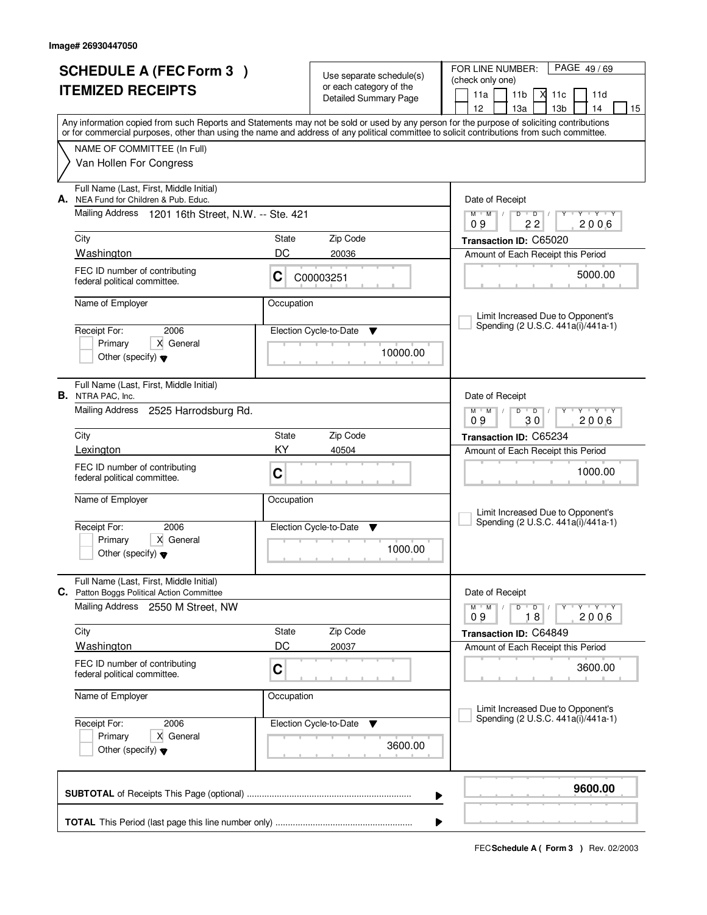Image# 26930447050

# SCHEDULE A (FEC Form 3 )
# ITEMIZED RECEIPTS

Use separate schedule(s) or each category of the Detailed Summary Page

FOR LINE NUMBER: (check only one)

11a | 11b | X 11c | 11d | 12 | 13a | 13b | 14 | 15

PAGE 49 / 69

Any information copied from such Reports and Statements may not be sold or used by any person for the purpose of soliciting contributions or for commercial purposes, other than using the name and address of any political committee to solicit contributions from such committee.

NAME OF COMMITTEE (In Full)

Van Hollen For Congress

---

**A.** Full Name (Last, First, Middle Initial): NEA Fund for Children & Pub. Educ.

Mailing Address: 1201 16th Street, N.W. -- Ste. 421

City: Washington | State: DC | Zip Code: 20036

FEC ID number of contributing federal political committee: C C00003251

Name of Employer: | Occupation:

Receipt For: 2006 — Primary [ ] General [X] Other (specify)

Election Cycle-to-Date: 10000.00

Date of Receipt: 09 / 22 / 2006

Transaction ID: C65020

Amount of Each Receipt this Period: 5000.00

[ ] Limit Increased Due to Opponent's Spending (2 U.S.C. 441a(i)/441a-1)

---

**B.** Full Name (Last, First, Middle Initial): NTRA PAC, Inc.

Mailing Address: 2525 Harrodsburg Rd.

City: Lexington | State: KY | Zip Code: 40504

FEC ID number of contributing federal political committee: C

Name of Employer: | Occupation:

Receipt For: 2006 — Primary [ ] General [X] Other (specify)

Election Cycle-to-Date: 1000.00

Date of Receipt: 09 / 30 / 2006

Transaction ID: C65234

Amount of Each Receipt this Period: 1000.00

[ ] Limit Increased Due to Opponent's Spending (2 U.S.C. 441a(i)/441a-1)

---

**C.** Full Name (Last, First, Middle Initial): Patton Boggs Political Action Committee

Mailing Address: 2550 M Street, NW

City: Washington | State: DC | Zip Code: 20037

FEC ID number of contributing federal political committee: C

Name of Employer: | Occupation:

Receipt For: 2006 — Primary [ ] General [X] Other (specify)

Election Cycle-to-Date: 3600.00

Date of Receipt: 09 / 18 / 2006

Transaction ID: C64849

Amount of Each Receipt this Period: 3600.00

[ ] Limit Increased Due to Opponent's Spending (2 U.S.C. 441a(i)/441a-1)

---

**SUBTOTAL** of Receipts This Page (optional) ........ **9600.00**

**TOTAL** This Period (last page this line number only) ........

FEC **Schedule A ( Form 3 )** Rev. 02/2003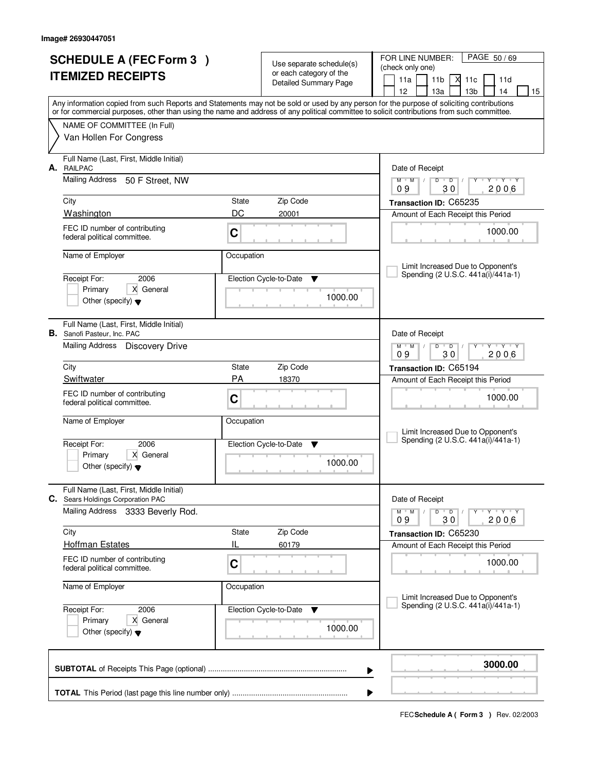Image# 26930447051

# SCHEDULE A (FEC Form 3 )
# ITEMIZED RECEIPTS

Use separate schedule(s) or each category of the Detailed Summary Page

FOR LINE NUMBER: (check only one)

11a | 11b | X 11c | 11d | 12 | 13a | 13b | 14 | 15

PAGE 50 / 69

Any information copied from such Reports and Statements may not be sold or used by any person for the purpose of soliciting contributions or for commercial purposes, other than using the name and address of any political committee to solicit contributions from such committee.

NAME OF COMMITTEE (In Full)
Van Hollen For Congress

---

**A.** Full Name (Last, First, Middle Initial): RAILPAC

Mailing Address: 50 F Street, NW

City: Washington | State: DC | Zip Code: 20001

FEC ID number of contributing federal political committee: C

Name of Employer: | Occupation:

Receipt For: 2006 — Primary [ ] General [X] Other (specify)

Election Cycle-to-Date: 1000.00

Date of Receipt: 09 / 30 / 2006

Transaction ID: C65235

Amount of Each Receipt this Period: 1000.00

Limit Increased Due to Opponent's Spending (2 U.S.C. 441a(i)/441a-1)

---

**B.** Full Name (Last, First, Middle Initial): Sanofi Pasteur, Inc. PAC

Mailing Address: Discovery Drive

City: Swiftwater | State: PA | Zip Code: 18370

FEC ID number of contributing federal political committee: C

Name of Employer: | Occupation:

Receipt For: 2006 — Primary [ ] General [X] Other (specify)

Election Cycle-to-Date: 1000.00

Date of Receipt: 09 / 30 / 2006

Transaction ID: C65194

Amount of Each Receipt this Period: 1000.00

Limit Increased Due to Opponent's Spending (2 U.S.C. 441a(i)/441a-1)

---

**C.** Full Name (Last, First, Middle Initial): Sears Holdings Corporation PAC

Mailing Address: 3333 Beverly Rod.

City: Hoffman Estates | State: IL | Zip Code: 60179

FEC ID number of contributing federal political committee: C

Name of Employer: | Occupation:

Receipt For: 2006 — Primary [ ] General [X] Other (specify)

Election Cycle-to-Date: 1000.00

Date of Receipt: 09 / 30 / 2006

Transaction ID: C65230

Amount of Each Receipt this Period: 1000.00

Limit Increased Due to Opponent's Spending (2 U.S.C. 441a(i)/441a-1)

---

**SUBTOTAL** of Receipts This Page (optional) ........ **3000.00**

**TOTAL** This Period (last page this line number only) ........

FEC **Schedule A ( Form 3 )** Rev. 02/2003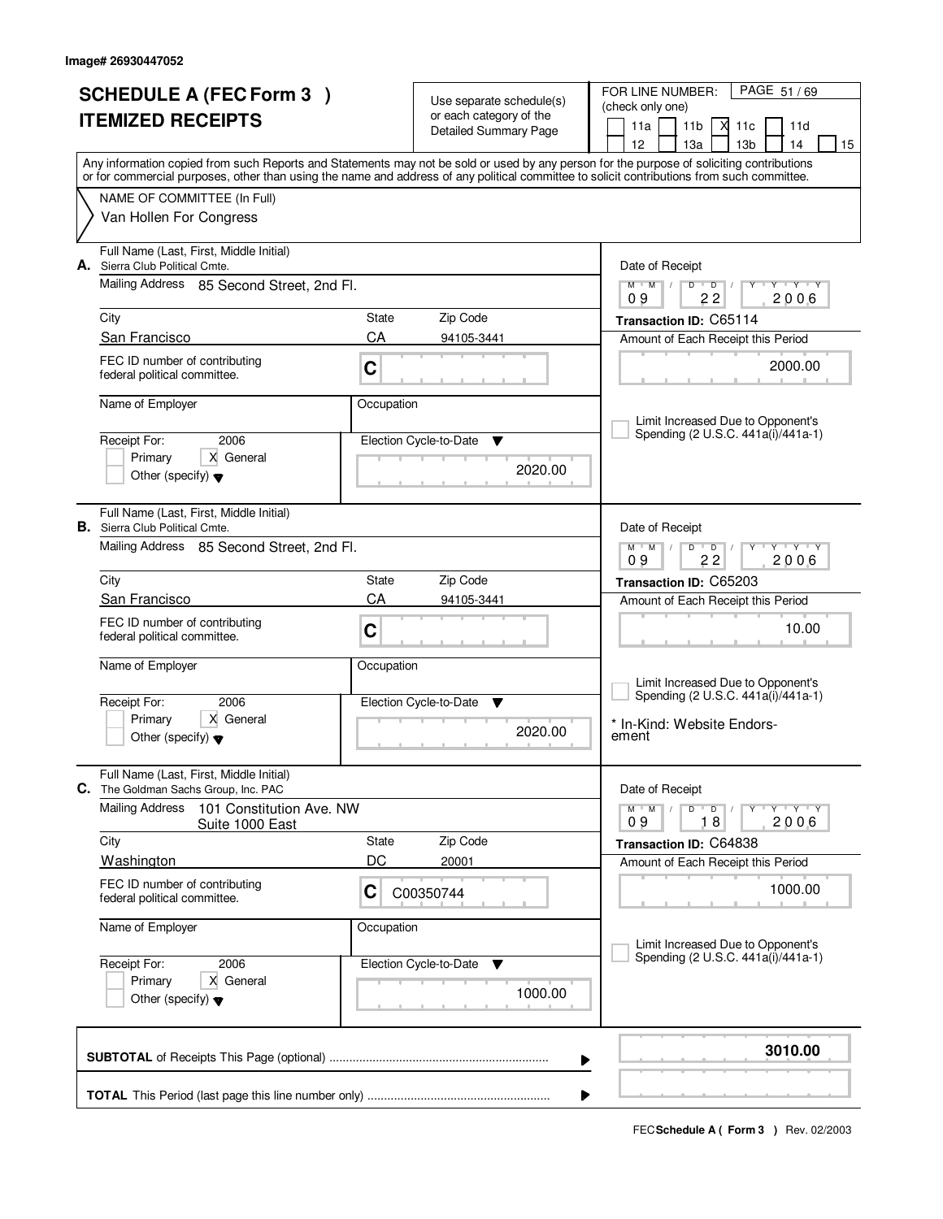Image# 26930447052

# SCHEDULE A (FEC Form 3 )
# ITEMIZED RECEIPTS

Use separate schedule(s) or each category of the Detailed Summary Page

FOR LINE NUMBER: (check only one)

11a [ ] 11b [ ] 11c [X] 11d [ ] 12 [ ] 13a [ ] 13b [ ] 14 [ ] 15 [ ]

Any information copied from such Reports and Statements may not be sold or used by any person for the purpose of soliciting contributions or for commercial purposes, other than using the name and address of any political committee to solicit contributions from such committee.

NAME OF COMMITTEE (In Full)
Van Hollen For Congress

---

**A.** Full Name (Last, First, Middle Initial): Sierra Club Political Cmte.
Mailing Address: 85 Second Street, 2nd Fl.
City: San Francisco | State: CA | Zip Code: 94105-3441
FEC ID number of contributing federal political committee: C
Name of Employer: | Occupation:
Receipt For: 2006 — [ ] Primary [X] General [ ] Other (specify)
Election Cycle-to-Date: 2020.00
Date of Receipt: 09 / 22 / 2006
Transaction ID: C65114
Amount of Each Receipt this Period: 2000.00
[ ] Limit Increased Due to Opponent's Spending (2 U.S.C. 441a(i)/441a-1)

---

**B.** Full Name (Last, First, Middle Initial): Sierra Club Political Cmte.
Mailing Address: 85 Second Street, 2nd Fl.
City: San Francisco | State: CA | Zip Code: 94105-3441
FEC ID number of contributing federal political committee: C
Name of Employer: | Occupation:
Receipt For: 2006 — [ ] Primary [X] General [ ] Other (specify)
Election Cycle-to-Date: 2020.00
Date of Receipt: 09 / 22 / 2006
Transaction ID: C65203
Amount of Each Receipt this Period: 10.00
[ ] Limit Increased Due to Opponent's Spending (2 U.S.C. 441a(i)/441a-1)
* In-Kind: Website Endorsement

---

**C.** Full Name (Last, First, Middle Initial): The Goldman Sachs Group, Inc. PAC
Mailing Address: 101 Constitution Ave. NW, Suite 1000 East
City: Washington | State: DC | Zip Code: 20001
FEC ID number of contributing federal political committee: C00350744
Name of Employer: | Occupation:
Receipt For: 2006 — [ ] Primary [X] General [ ] Other (specify)
Election Cycle-to-Date: 1000.00
Date of Receipt: 09 / 18 / 2006
Transaction ID: C64838
Amount of Each Receipt this Period: 1000.00
[ ] Limit Increased Due to Opponent's Spending (2 U.S.C. 441a(i)/441a-1)

---

**SUBTOTAL** of Receipts This Page (optional): **3010.00**

**TOTAL** This Period (last page this line number only):

FEC **Schedule A ( Form 3 )** Rev. 02/2003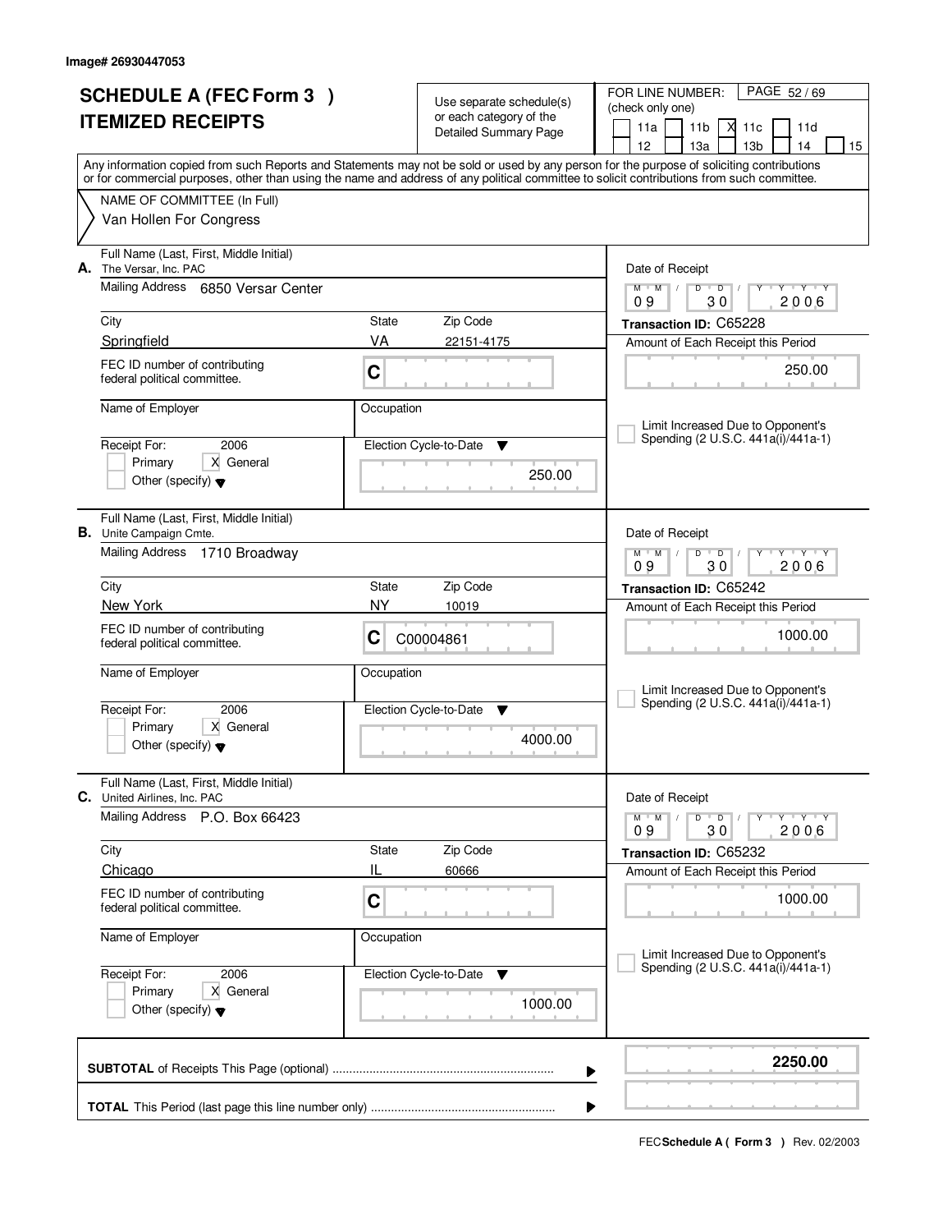Image# 26930447053

# SCHEDULE A (FEC Form 3 )
# ITEMIZED RECEIPTS

Use separate schedule(s) or each category of the Detailed Summary Page

FOR LINE NUMBER: (check only one)

11a | 11b | X 11c | 11d | 12 | 13a | 13b | 14 | 15

PAGE 52 / 69

Any information copied from such Reports and Statements may not be sold or used by any person for the purpose of soliciting contributions or for commercial purposes, other than using the name and address of any political committee to solicit contributions from such committee.

NAME OF COMMITTEE (In Full)

Van Hollen For Congress

---

**A.** Full Name (Last, First, Middle Initial): The Versar, Inc. PAC

Mailing Address: 6850 Versar Center

City: Springfield | State: VA | Zip Code: 22151-4175

FEC ID number of contributing federal political committee: C

Name of Employer:

Occupation:

Receipt For: 2006 — Primary [ ] X General — Other (specify)

Election Cycle-to-Date: 250.00

Date of Receipt: 09 / 30 / 2006

Transaction ID: C65228

Amount of Each Receipt this Period: 250.00

[ ] Limit Increased Due to Opponent's Spending (2 U.S.C. 441a(i)/441a-1)

---

**B.** Full Name (Last, First, Middle Initial): Unite Campaign Cmte.

Mailing Address: 1710 Broadway

City: New York | State: NY | Zip Code: 10019

FEC ID number of contributing federal political committee: C C00004861

Name of Employer:

Occupation:

Receipt For: 2006 — Primary [ ] X General — Other (specify)

Election Cycle-to-Date: 4000.00

Date of Receipt: 09 / 30 / 2006

Transaction ID: C65242

Amount of Each Receipt this Period: 1000.00

[ ] Limit Increased Due to Opponent's Spending (2 U.S.C. 441a(i)/441a-1)

---

**C.** Full Name (Last, First, Middle Initial): United Airlines, Inc. PAC

Mailing Address: P.O. Box 66423

City: Chicago | State: IL | Zip Code: 60666

FEC ID number of contributing federal political committee: C

Name of Employer:

Occupation:

Receipt For: 2006 — Primary [ ] X General — Other (specify)

Election Cycle-to-Date: 1000.00

Date of Receipt: 09 / 30 / 2006

Transaction ID: C65232

Amount of Each Receipt this Period: 1000.00

[ ] Limit Increased Due to Opponent's Spending (2 U.S.C. 441a(i)/441a-1)

---

**SUBTOTAL** of Receipts This Page (optional) ........ **2250.00**

**TOTAL** This Period (last page this line number only) ........

FEC **Schedule A ( Form 3 )** Rev. 02/2003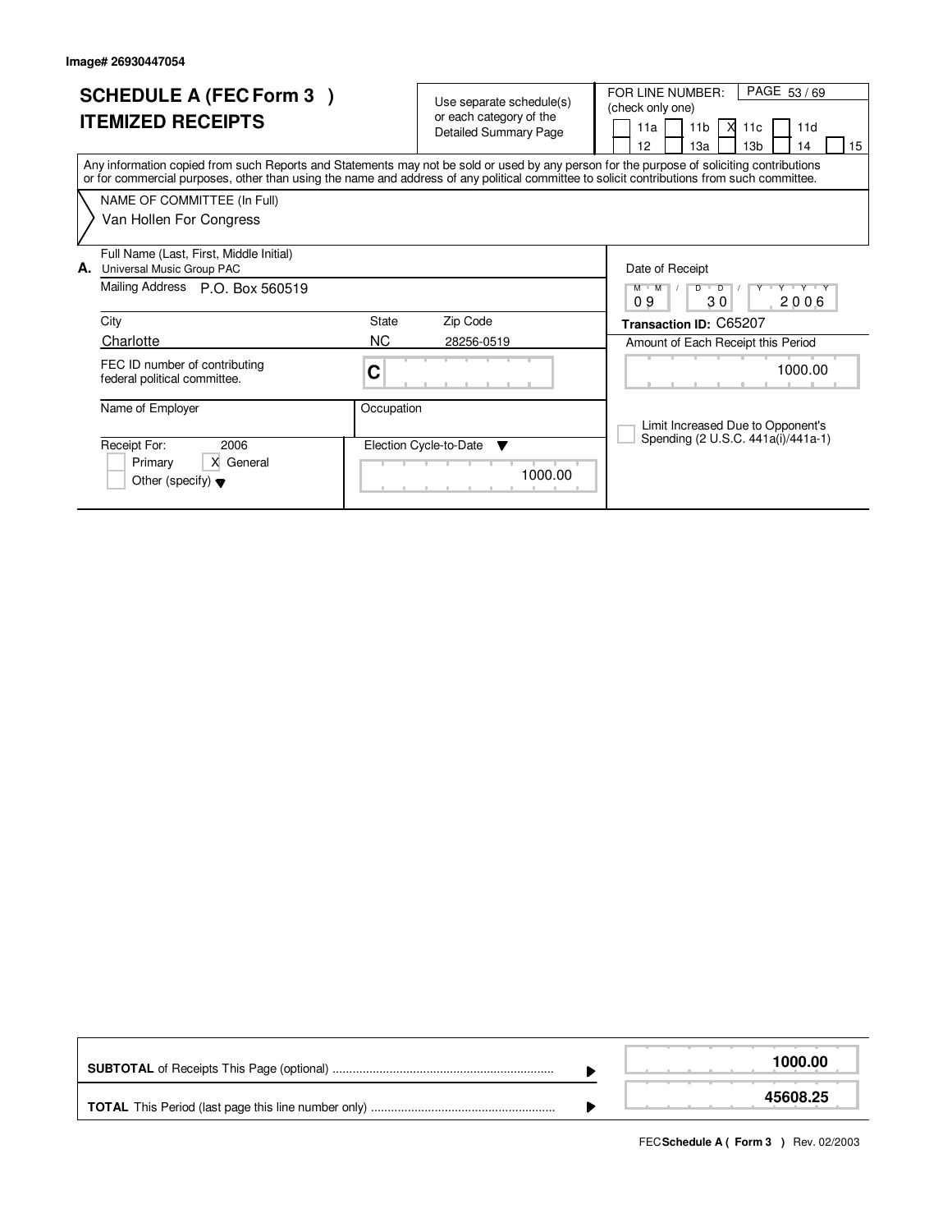Image# 26930447054

# SCHEDULE A (FEC Form 3 )
## ITEMIZED RECEIPTS

Use separate schedule(s) or each category of the Detailed Summary Page

FOR LINE NUMBER: (check only one)

- [ ] 11a
- [ ] 11b
- [X] 11c
- [ ] 11d
- [ ] 12
- [ ] 13a
- [ ] 13b
- [ ] 14
- [ ] 15

Any information copied from such Reports and Statements may not be sold or used by any person for the purpose of soliciting contributions or for commercial purposes, other than using the name and address of any political committee to solicit contributions from such committee.

NAME OF COMMITTEE (In Full)

Van Hollen For Congress

**A.** Full Name (Last, First, Middle Initial): Universal Music Group PAC

Mailing Address: P.O. Box 560519

| City | State | Zip Code |
|---|---|---|
| Charlotte | NC | 28256-0519 |

FEC ID number of contributing federal political committee: C

Name of Employer:

Occupation:

Receipt For: 2006

- [ ] Primary
- [X] General
- [ ] Other (specify)

Election Cycle-to-Date: 1000.00

Date of Receipt: 09 / 30 / 2006

**Transaction ID:** C65207

Amount of Each Receipt this Period: 1000.00

- [ ] Limit Increased Due to Opponent's Spending (2 U.S.C. 441a(i)/441a-1)

| | |
|---|---|
| **SUBTOTAL** of Receipts This Page (optional) | **1000.00** |
| **TOTAL** This Period (last page this line number only) | **45608.25** |

FEC **Schedule A ( Form 3 )** Rev. 02/2003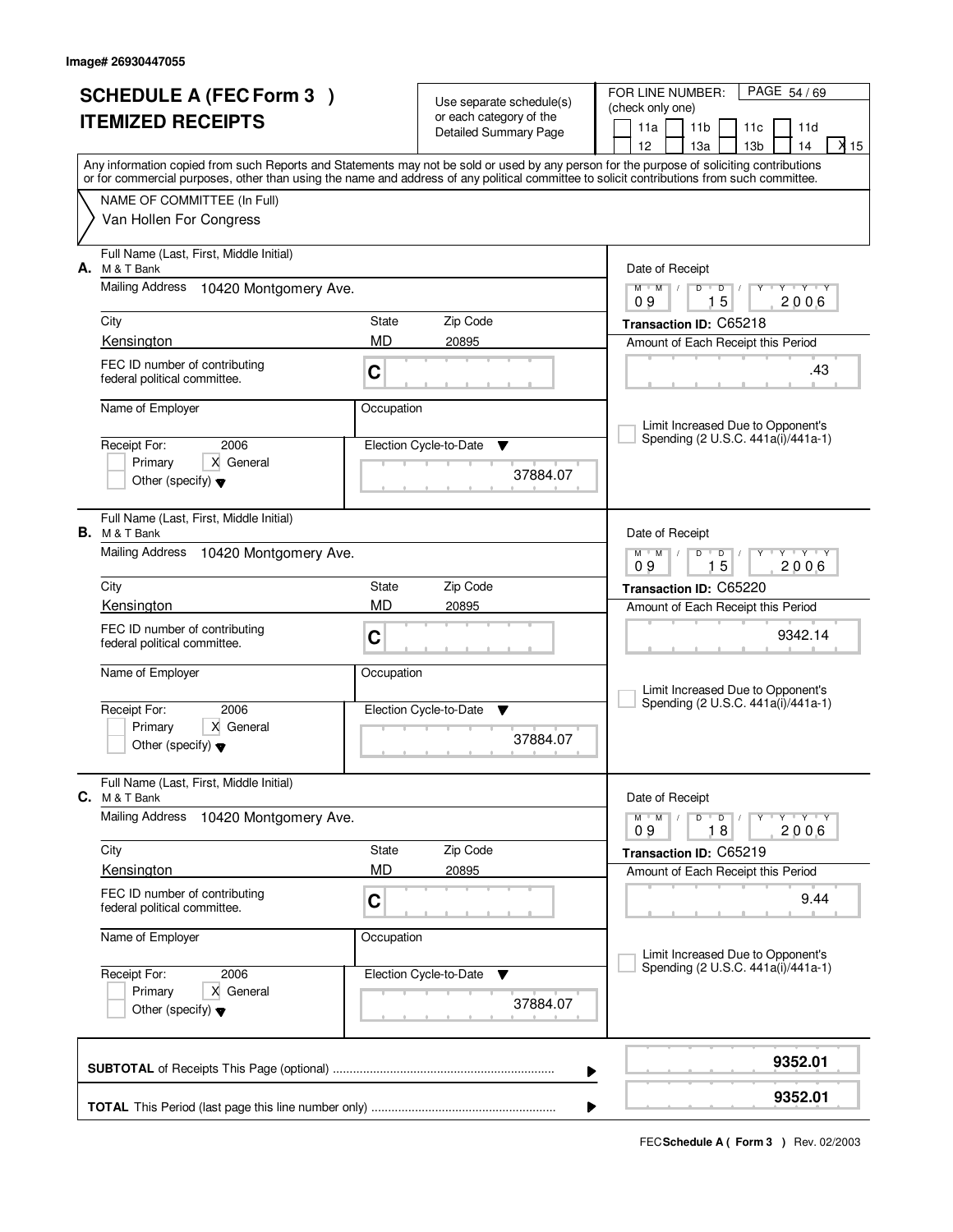Image# 26930447055

# SCHEDULE A (FEC Form 3 )
# ITEMIZED RECEIPTS

Use separate schedule(s) or each category of the Detailed Summary Page

FOR LINE NUMBER: (check only one) PAGE 54 / 69

11a | 11b | 11c | 11d | 12 | 13a | 13b | 14 | X 15

Any information copied from such Reports and Statements may not be sold or used by any person for the purpose of soliciting contributions or for commercial purposes, other than using the name and address of any political committee to solicit contributions from such committee.

NAME OF COMMITTEE (In Full)
Van Hollen For Congress

---

**A.** Full Name (Last, First, Middle Initial): M & T Bank

Mailing Address: 10420 Montgomery Ave.

City: Kensington | State: MD | Zip Code: 20895

FEC ID number of contributing federal political committee: C

Name of Employer: | Occupation:

Receipt For: 2006 — Primary [ ] General [X] Other (specify)

Election Cycle-to-Date: 37884.07

Date of Receipt: 09 / 15 / 2006

Transaction ID: C65218

Amount of Each Receipt this Period: .43

Limit Increased Due to Opponent's Spending (2 U.S.C. 441a(i)/441a-1)

---

**B.** Full Name (Last, First, Middle Initial): M & T Bank

Mailing Address: 10420 Montgomery Ave.

City: Kensington | State: MD | Zip Code: 20895

FEC ID number of contributing federal political committee: C

Name of Employer: | Occupation:

Receipt For: 2006 — Primary [ ] General [X] Other (specify)

Election Cycle-to-Date: 37884.07

Date of Receipt: 09 / 15 / 2006

Transaction ID: C65220

Amount of Each Receipt this Period: 9342.14

Limit Increased Due to Opponent's Spending (2 U.S.C. 441a(i)/441a-1)

---

**C.** Full Name (Last, First, Middle Initial): M & T Bank

Mailing Address: 10420 Montgomery Ave.

City: Kensington | State: MD | Zip Code: 20895

FEC ID number of contributing federal political committee: C

Name of Employer: | Occupation:

Receipt For: 2006 — Primary [ ] General [X] Other (specify)

Election Cycle-to-Date: 37884.07

Date of Receipt: 09 / 18 / 2006

Transaction ID: C65219

Amount of Each Receipt this Period: 9.44

Limit Increased Due to Opponent's Spending (2 U.S.C. 441a(i)/441a-1)

---

**SUBTOTAL** of Receipts This Page (optional): **9352.01**

**TOTAL** This Period (last page this line number only): **9352.01**

FEC **Schedule A ( Form 3 )** Rev. 02/2003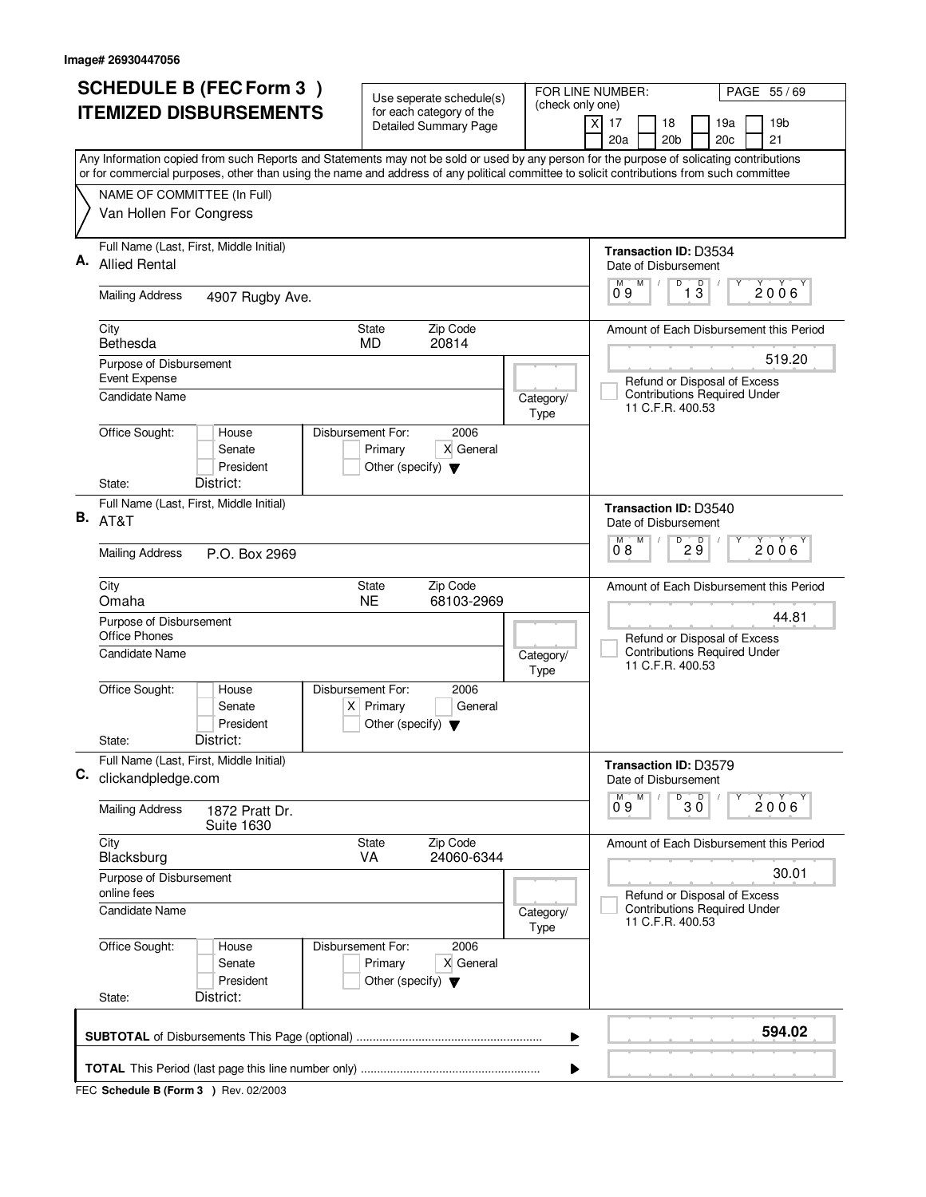Image# 26930447056

# SCHEDULE B (FEC Form 3 ) ITEMIZED DISBURSEMENTS

Use seperate schedule(s) for each category of the Detailed Summary Page

FOR LINE NUMBER: (check only one)

- [X] 17
- [ ] 18
- [ ] 19a
- [ ] 19b
- [ ] 20a
- [ ] 20b
- [ ] 20c
- [ ] 21

PAGE 55 / 69

Any Information copied from such Reports and Statements may not be sold or used by any person for the purpose of solicating contributions or for commercial purposes, other than using the name and address of any political committee to solicit contributions from such committee

NAME OF COMMITTEE (In Full)
Van Hollen For Congress

---

**A.** Full Name (Last, First, Middle Initial): Allied Rental

Mailing Address: 4907 Rugby Ave.

City: Bethesda | State: MD | Zip Code: 20814

Purpose of Disbursement: Event Expense

Candidate Name:

Category/Type:

Office Sought: [ ] House [ ] Senate [ ] President

State: District:

Disbursement For: 2006 [ ] Primary [X] General [ ] Other (specify)

Transaction ID: D3534

Date of Disbursement: 09 / 13 / 2006

Amount of Each Disbursement this Period: 519.20

[ ] Refund or Disposal of Excess Contributions Required Under 11 C.F.R. 400.53

---

**B.** Full Name (Last, First, Middle Initial): AT&T

Mailing Address: P.O. Box 2969

City: Omaha | State: NE | Zip Code: 68103-2969

Purpose of Disbursement: Office Phones

Candidate Name:

Category/Type:

Office Sought: [ ] House [ ] Senate [ ] President

State: District:

Disbursement For: 2006 [X] Primary [ ] General [ ] Other (specify)

Transaction ID: D3540

Date of Disbursement: 08 / 29 / 2006

Amount of Each Disbursement this Period: 44.81

[ ] Refund or Disposal of Excess Contributions Required Under 11 C.F.R. 400.53

---

**C.** Full Name (Last, First, Middle Initial): clickandpledge.com

Mailing Address: 1872 Pratt Dr. Suite 1630

City: Blacksburg | State: VA | Zip Code: 24060-6344

Purpose of Disbursement: online fees

Candidate Name:

Category/Type:

Office Sought: [ ] House [ ] Senate [ ] President

State: District:

Disbursement For: 2006 [ ] Primary [X] General [ ] Other (specify)

Transaction ID: D3579

Date of Disbursement: 09 / 30 / 2006

Amount of Each Disbursement this Period: 30.01

[ ] Refund or Disposal of Excess Contributions Required Under 11 C.F.R. 400.53

---

**SUBTOTAL** of Disbursements This Page (optional) ........ **594.02**

**TOTAL** This Period (last page this line number only) ........

FEC **Schedule B (Form 3 )** Rev. 02/2003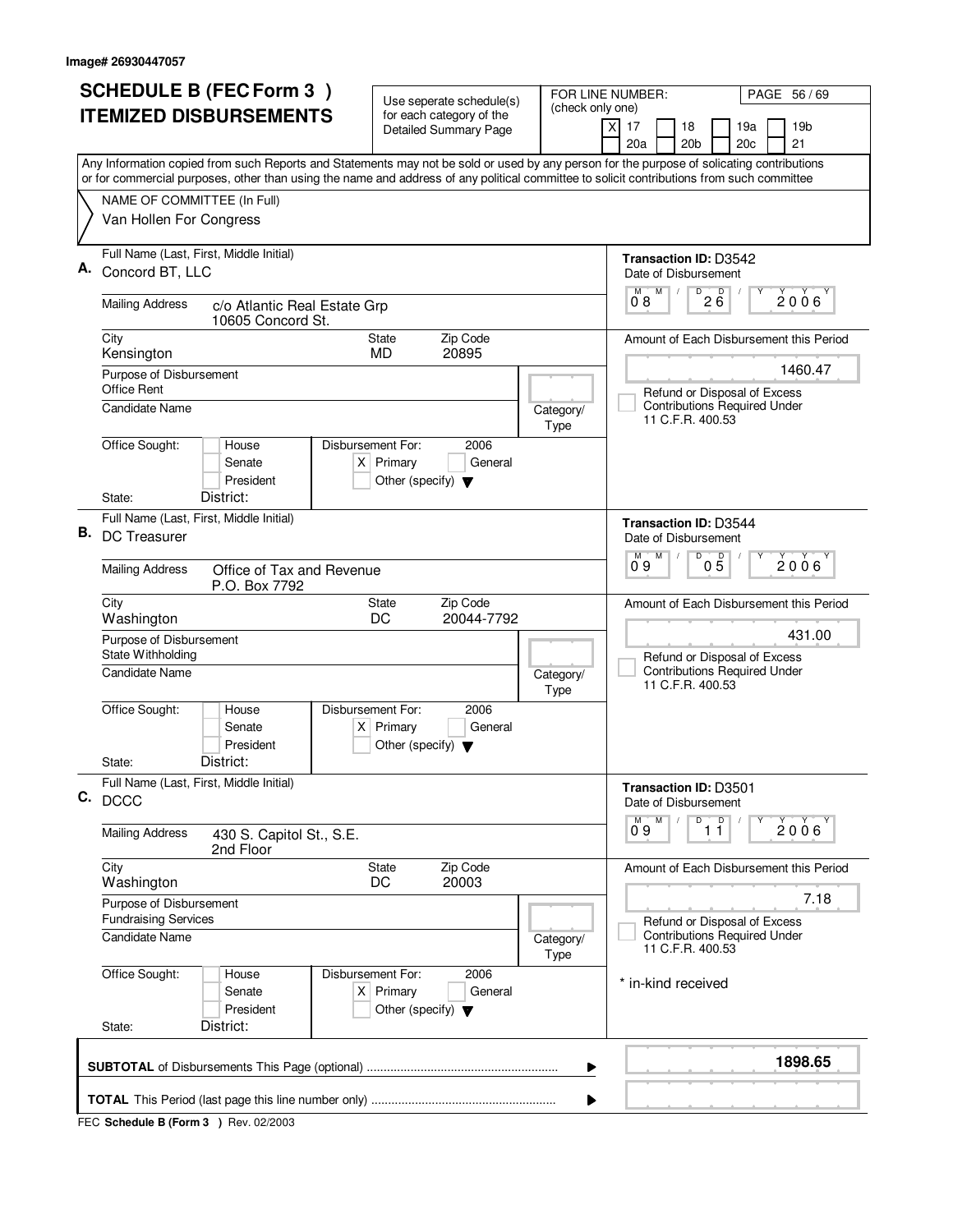Image# 26930447057

# SCHEDULE B (FEC Form 3 ) ITEMIZED DISBURSEMENTS

Use seperate schedule(s) for each category of the Detailed Summary Page

FOR LINE NUMBER: (check only one)

[X] 17 [ ] 18 [ ] 19a [ ] 19b [ ] 20a [ ] 20b [ ] 20c [ ] 21

Any Information copied from such Reports and Statements may not be sold or used by any person for the purpose of solicating contributions or for commercial purposes, other than using the name and address of any political committee to solicit contributions from such committee

NAME OF COMMITTEE (In Full)
Van Hollen For Congress

---

**A.** Full Name (Last, First, Middle Initial): Concord BT, LLC

Transaction ID: D3542

Date of Disbursement: 08/26/2006

Mailing Address: c/o Atlantic Real Estate Grp, 10605 Concord St.

City: Kensington State: MD Zip Code: 20895

Amount of Each Disbursement this Period: 1460.47

Purpose of Disbursement: Office Rent

Refund or Disposal of Excess Contributions Required Under 11 C.F.R. 400.53

Candidate Name:

Category/Type:

Office Sought: [ ] House [ ] Senate [ ] President

Disbursement For: 2006 [X] Primary [ ] General [ ] Other (specify)

State: District:

---

**B.** Full Name (Last, First, Middle Initial): DC Treasurer

Transaction ID: D3544

Date of Disbursement: 09/05/2006

Mailing Address: Office of Tax and Revenue, P.O. Box 7792

City: Washington State: DC Zip Code: 20044-7792

Amount of Each Disbursement this Period: 431.00

Purpose of Disbursement: State Withholding

Refund or Disposal of Excess Contributions Required Under 11 C.F.R. 400.53

Candidate Name:

Category/Type:

Office Sought: [ ] House [ ] Senate [ ] President

Disbursement For: 2006 [X] Primary [ ] General [ ] Other (specify)

State: District:

---

**C.** Full Name (Last, First, Middle Initial): DCCC

Transaction ID: D3501

Date of Disbursement: 09/11/2006

Mailing Address: 430 S. Capitol St., S.E., 2nd Floor

City: Washington State: DC Zip Code: 20003

Amount of Each Disbursement this Period: 7.18

Purpose of Disbursement: Fundraising Services

Refund or Disposal of Excess Contributions Required Under 11 C.F.R. 400.53

Candidate Name:

Category/Type:

Office Sought: [ ] House [ ] Senate [ ] President

Disbursement For: 2006 [X] Primary [ ] General [ ] Other (specify)

\* in-kind received

State: District:

---

**SUBTOTAL** of Disbursements This Page (optional): **1898.65**

**TOTAL** This Period (last page this line number only):

FEC **Schedule B (Form 3 )** Rev. 02/2003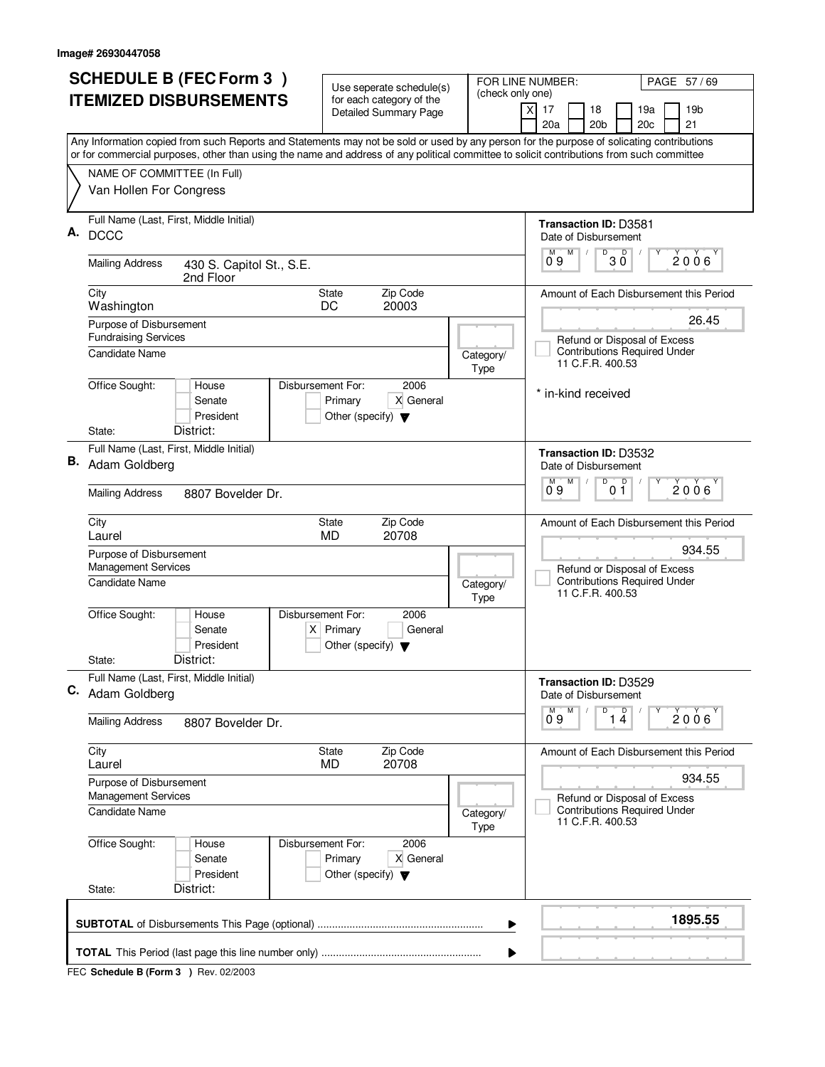Image# 26930447058

# SCHEDULE B (FEC Form 3) ITEMIZED DISBURSEMENTS

Use seperate schedule(s) for each category of the Detailed Summary Page

FOR LINE NUMBER: (check only one)

[X] 17 [ ] 18 [ ] 19a [ ] 19b [ ] 20a [ ] 20b [ ] 20c [ ] 21

PAGE 57 / 69

Any Information copied from such Reports and Statements may not be sold or used by any person for the purpose of solicating contributions or for commercial purposes, other than using the name and address of any political committee to solicit contributions from such committee

NAME OF COMMITTEE (In Full)
Van Hollen For Congress

---

**A.** Full Name (Last, First, Middle Initial): DCCC

Mailing Address: 430 S. Capitol St., S.E., 2nd Floor

City: Washington | State: DC | Zip Code: 20003

Purpose of Disbursement: Fundraising Services

Candidate Name:

Category/Type:

Office Sought: [ ] House [ ] Senate [ ] President

State: | District:

Disbursement For: 2006 [ ] Primary [X] General [ ] Other (specify)

Transaction ID: D3581

Date of Disbursement: 09/30/2006

Amount of Each Disbursement this Period: 26.45

[ ] Refund or Disposal of Excess Contributions Required Under 11 C.F.R. 400.53

* in-kind received

---

**B.** Full Name (Last, First, Middle Initial): Adam Goldberg

Mailing Address: 8807 Bovelder Dr.

City: Laurel | State: MD | Zip Code: 20708

Purpose of Disbursement: Management Services

Candidate Name:

Category/Type:

Office Sought: [ ] House [ ] Senate [ ] President

State: | District:

Disbursement For: 2006 [X] Primary [ ] General [ ] Other (specify)

Transaction ID: D3532

Date of Disbursement: 09/01/2006

Amount of Each Disbursement this Period: 934.55

[ ] Refund or Disposal of Excess Contributions Required Under 11 C.F.R. 400.53

---

**C.** Full Name (Last, First, Middle Initial): Adam Goldberg

Mailing Address: 8807 Bovelder Dr.

City: Laurel | State: MD | Zip Code: 20708

Purpose of Disbursement: Management Services

Candidate Name:

Category/Type:

Office Sought: [ ] House [ ] Senate [ ] President

State: | District:

Disbursement For: 2006 [ ] Primary [X] General [ ] Other (specify)

Transaction ID: D3529

Date of Disbursement: 09/14/2006

Amount of Each Disbursement this Period: 934.55

[ ] Refund or Disposal of Excess Contributions Required Under 11 C.F.R. 400.53

---

**SUBTOTAL** of Disbursements This Page (optional): **1895.55**

**TOTAL** This Period (last page this line number only):

FEC **Schedule B (Form 3)** Rev. 02/2003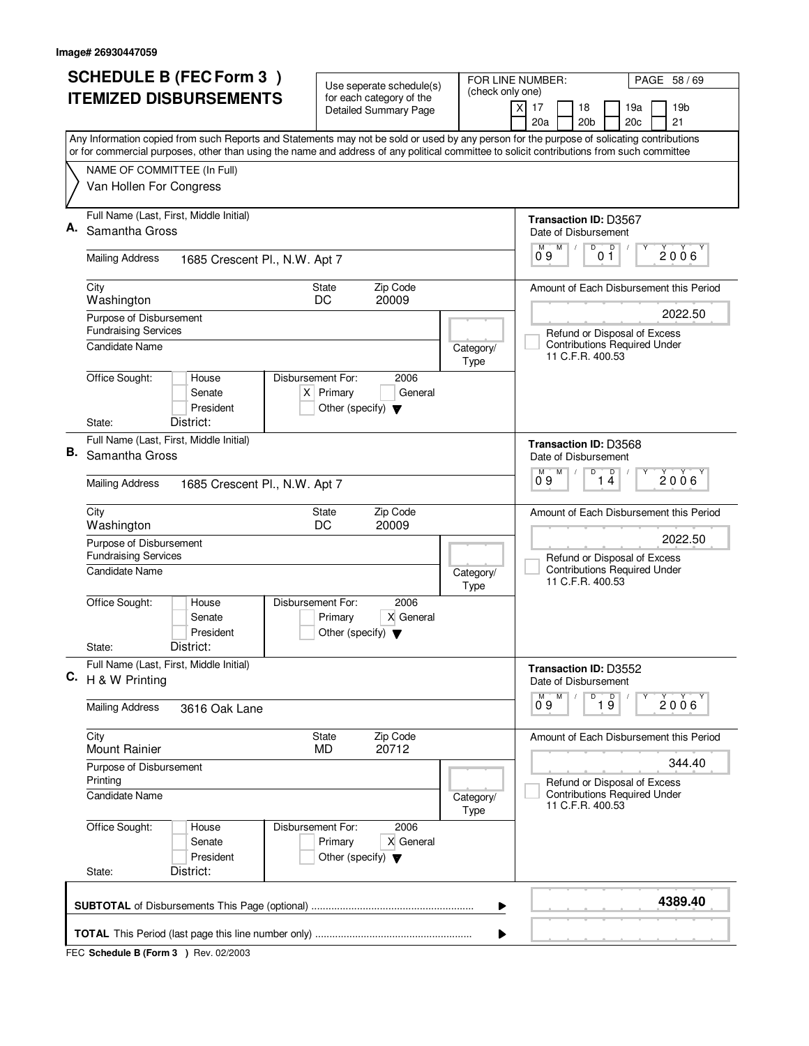Image# 26930447059

# SCHEDULE B (FEC Form 3 ) ITEMIZED DISBURSEMENTS

Use seperate schedule(s) for each category of the Detailed Summary Page

FOR LINE NUMBER: (check only one)

- [X] 17
- [ ] 18
- [ ] 19a
- [ ] 19b
- [ ] 20a
- [ ] 20b
- [ ] 20c
- [ ] 21

PAGE 58 / 69

Any Information copied from such Reports and Statements may not be sold or used by any person for the purpose of solicating contributions or for commercial purposes, other than using the name and address of any political committee to solicit contributions from such committee

NAME OF COMMITTEE (In Full)
Van Hollen For Congress

---

**A.** Full Name (Last, First, Middle Initial): Samantha Gross

Mailing Address: 1685 Crescent Pl., N.W. Apt 7

City: Washington | State: DC | Zip Code: 20009

Purpose of Disbursement: Fundraising Services

Candidate Name:

Category/Type:

Office Sought: [ ] House [ ] Senate [ ] President
State: District:

Disbursement For: 2006 [X] Primary [ ] General [ ] Other (specify)

Transaction ID: D3567
Date of Disbursement: 09/01/2006

Amount of Each Disbursement this Period: 2022.50

[ ] Refund or Disposal of Excess Contributions Required Under 11 C.F.R. 400.53

---

**B.** Full Name (Last, First, Middle Initial): Samantha Gross

Mailing Address: 1685 Crescent Pl., N.W. Apt 7

City: Washington | State: DC | Zip Code: 20009

Purpose of Disbursement: Fundraising Services

Candidate Name:

Category/Type:

Office Sought: [ ] House [ ] Senate [ ] President
State: District:

Disbursement For: 2006 [ ] Primary [X] General [ ] Other (specify)

Transaction ID: D3568
Date of Disbursement: 09/14/2006

Amount of Each Disbursement this Period: 2022.50

[ ] Refund or Disposal of Excess Contributions Required Under 11 C.F.R. 400.53

---

**C.** Full Name (Last, First, Middle Initial): H & W Printing

Mailing Address: 3616 Oak Lane

City: Mount Rainier | State: MD | Zip Code: 20712

Purpose of Disbursement: Printing

Candidate Name:

Category/Type:

Office Sought: [ ] House [ ] Senate [ ] President
State: District:

Disbursement For: 2006 [ ] Primary [X] General [ ] Other (specify)

Transaction ID: D3552
Date of Disbursement: 09/19/2006

Amount of Each Disbursement this Period: 344.40

[ ] Refund or Disposal of Excess Contributions Required Under 11 C.F.R. 400.53

---

**SUBTOTAL** of Disbursements This Page (optional): **4389.40**

**TOTAL** This Period (last page this line number only):

FEC **Schedule B (Form 3 )** Rev. 02/2003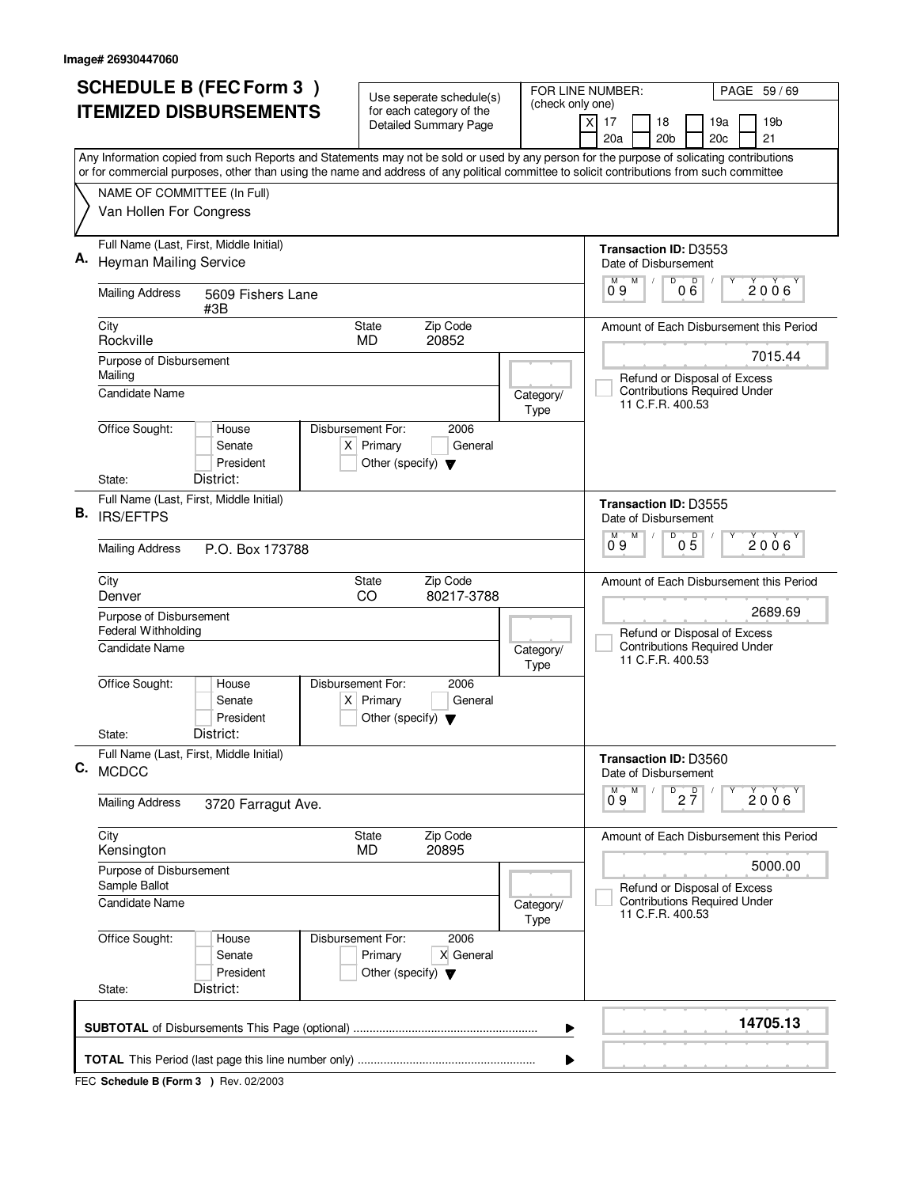Image# 26930447060

# SCHEDULE B (FEC Form 3 ) ITEMIZED DISBURSEMENTS

Use seperate schedule(s) for each category of the Detailed Summary Page

FOR LINE NUMBER: (check only one)

[X] 17 [ ] 18 [ ] 19a [ ] 19b [ ] 20a [ ] 20b [ ] 20c [ ] 21

Any Information copied from such Reports and Statements may not be sold or used by any person for the purpose of solicating contributions or for commercial purposes, other than using the name and address of any political committee to solicit contributions from such committee

NAME OF COMMITTEE (In Full)
Van Hollen For Congress

---

**A.** Full Name (Last, First, Middle Initial): Heyman Mailing Service

Mailing Address: 5609 Fishers Lane #3B

City: Rockville | State: MD | Zip Code: 20852

Purpose of Disbursement: Mailing

Candidate Name:

Category/Type:

Office Sought: [ ] House [ ] Senate [ ] President

State: District:

Disbursement For: 2006 [X] Primary [ ] General [ ] Other (specify)

Transaction ID: D3553

Date of Disbursement: 09/06/2006

Amount of Each Disbursement this Period: 7015.44

[ ] Refund or Disposal of Excess Contributions Required Under 11 C.F.R. 400.53

---

**B.** Full Name (Last, First, Middle Initial): IRS/EFTPS

Mailing Address: P.O. Box 173788

City: Denver | State: CO | Zip Code: 80217-3788

Purpose of Disbursement: Federal Withholding

Candidate Name:

Category/Type:

Office Sought: [ ] House [ ] Senate [ ] President

State: District:

Disbursement For: 2006 [X] Primary [ ] General [ ] Other (specify)

Transaction ID: D3555

Date of Disbursement: 09/05/2006

Amount of Each Disbursement this Period: 2689.69

[ ] Refund or Disposal of Excess Contributions Required Under 11 C.F.R. 400.53

---

**C.** Full Name (Last, First, Middle Initial): MCDCC

Mailing Address: 3720 Farragut Ave.

City: Kensington | State: MD | Zip Code: 20895

Purpose of Disbursement: Sample Ballot

Candidate Name:

Category/Type:

Office Sought: [ ] House [ ] Senate [ ] President

State: District:

Disbursement For: 2006 [ ] Primary [X] General [ ] Other (specify)

Transaction ID: D3560

Date of Disbursement: 09/27/2006

Amount of Each Disbursement this Period: 5000.00

[ ] Refund or Disposal of Excess Contributions Required Under 11 C.F.R. 400.53

---

**SUBTOTAL** of Disbursements This Page (optional): 14705.13

**TOTAL** This Period (last page this line number only):

FEC **Schedule B (Form 3 )** Rev. 02/2003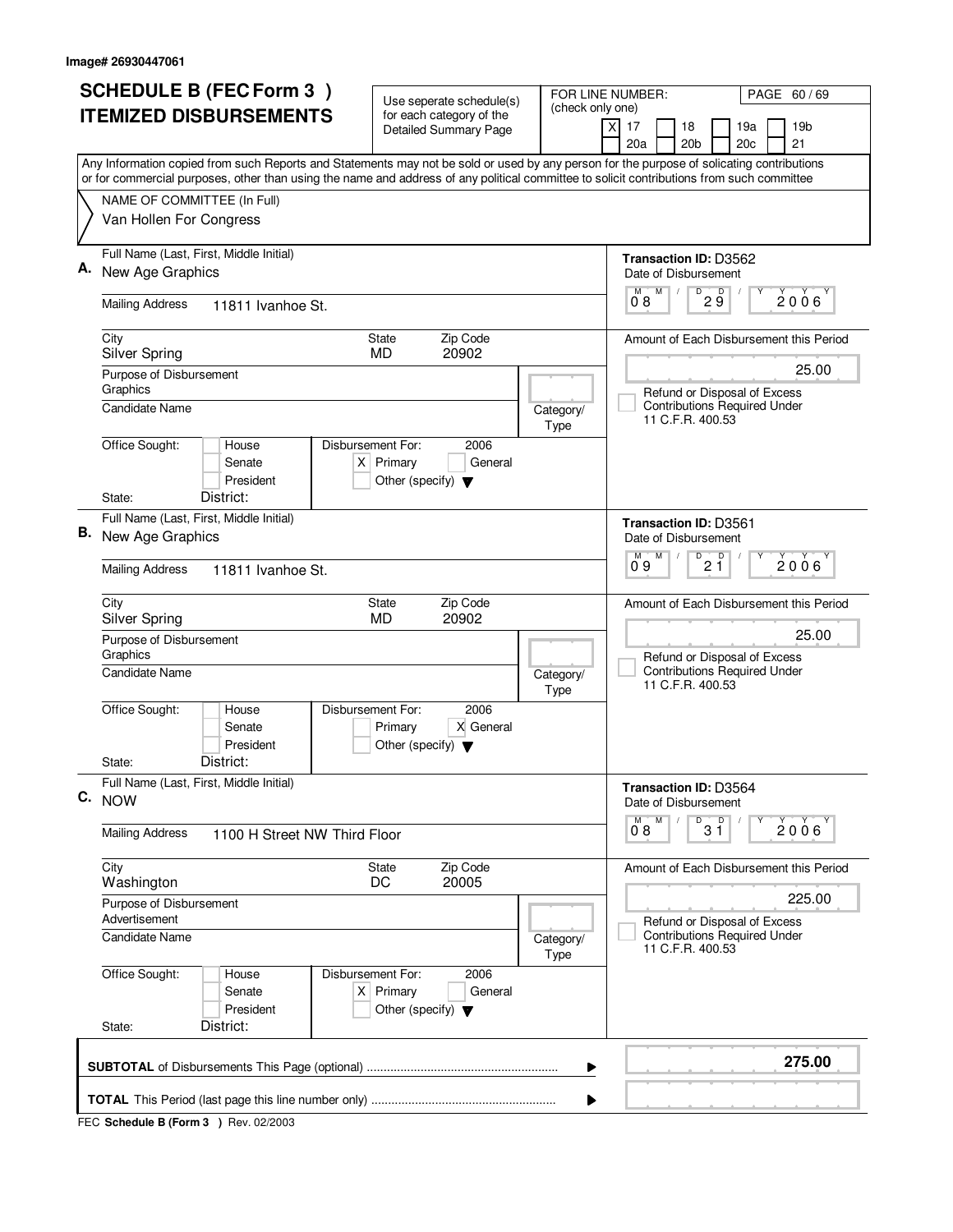Image# 26930447061

# SCHEDULE B (FEC Form 3 ) ITEMIZED DISBURSEMENTS

Use seperate schedule(s) for each category of the Detailed Summary Page

FOR LINE NUMBER: (check only one)
[X] 17 [ ] 18 [ ] 19a [ ] 19b [ ] 20a [ ] 20b [ ] 20c [ ] 21

Any Information copied from such Reports and Statements may not be sold or used by any person for the purpose of solicating contributions or for commercial purposes, other than using the name and address of any political committee to solicit contributions from such committee

NAME OF COMMITTEE (In Full)
Van Hollen For Congress

**A.** Full Name (Last, First, Middle Initial): New Age Graphics
Mailing Address: 11811 Ivanhoe St.
City: Silver Spring | State: MD | Zip Code: 20902
Purpose of Disbursement: Graphics
Candidate Name:
Category/Type:
Office Sought: [ ] House [ ] Senate [ ] President
State: District:
Disbursement For: 2006 [X] Primary [ ] General [ ] Other (specify)
Transaction ID: D3562
Date of Disbursement: 08/29/2006
Amount of Each Disbursement this Period: 25.00
[ ] Refund or Disposal of Excess Contributions Required Under 11 C.F.R. 400.53

**B.** Full Name (Last, First, Middle Initial): New Age Graphics
Mailing Address: 11811 Ivanhoe St.
City: Silver Spring | State: MD | Zip Code: 20902
Purpose of Disbursement: Graphics
Candidate Name:
Category/Type:
Office Sought: [ ] House [ ] Senate [ ] President
State: District:
Disbursement For: 2006 [ ] Primary [X] General [ ] Other (specify)
Transaction ID: D3561
Date of Disbursement: 09/21/2006
Amount of Each Disbursement this Period: 25.00
[ ] Refund or Disposal of Excess Contributions Required Under 11 C.F.R. 400.53

**C.** Full Name (Last, First, Middle Initial): NOW
Mailing Address: 1100 H Street NW Third Floor
City: Washington | State: DC | Zip Code: 20005
Purpose of Disbursement: Advertisement
Candidate Name:
Category/Type:
Office Sought: [ ] House [ ] Senate [ ] President
State: District:
Disbursement For: 2006 [X] Primary [ ] General [ ] Other (specify)
Transaction ID: D3564
Date of Disbursement: 08/31/2006
Amount of Each Disbursement this Period: 225.00
[ ] Refund or Disposal of Excess Contributions Required Under 11 C.F.R. 400.53

**SUBTOTAL** of Disbursements This Page (optional): **275.00**

**TOTAL** This Period (last page this line number only):

FEC **Schedule B (Form 3 )** Rev. 02/2003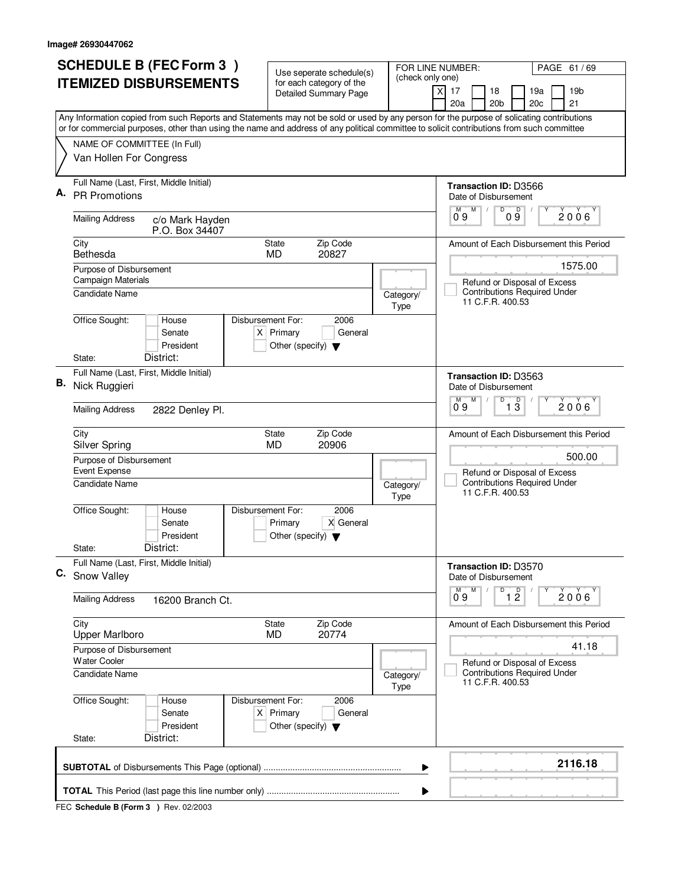Image# 26930447062

# SCHEDULE B (FEC Form 3 ) ITEMIZED DISBURSEMENTS

Use seperate schedule(s) for each category of the Detailed Summary Page

FOR LINE NUMBER: (check only one)

[X] 17 [ ] 18 [ ] 19a [ ] 19b [ ] 20a [ ] 20b [ ] 20c [ ] 21

PAGE 61 / 69

Any Information copied from such Reports and Statements may not be sold or used by any person for the purpose of solicating contributions or for commercial purposes, other than using the name and address of any political committee to solicit contributions from such committee

NAME OF COMMITTEE (In Full)
Van Hollen For Congress

---

**A.** Full Name (Last, First, Middle Initial): PR Promotions

Mailing Address: c/o Mark Hayden, P.O. Box 34407

City: Bethesda | State: MD | Zip Code: 20827

Purpose of Disbursement: Campaign Materials

Candidate Name:

Category/Type:

Office Sought: [ ] House [ ] Senate [ ] President

State: District:

Disbursement For: 2006 [X] Primary [ ] General [ ] Other (specify)

Transaction ID: D3566

Date of Disbursement: 09/09/2006

Amount of Each Disbursement this Period: 1575.00

[ ] Refund or Disposal of Excess Contributions Required Under 11 C.F.R. 400.53

---

**B.** Full Name (Last, First, Middle Initial): Nick Ruggieri

Mailing Address: 2822 Denley Pl.

City: Silver Spring | State: MD | Zip Code: 20906

Purpose of Disbursement: Event Expense

Candidate Name:

Category/Type:

Office Sought: [ ] House [ ] Senate [ ] President

State: District:

Disbursement For: 2006 [ ] Primary [X] General [ ] Other (specify)

Transaction ID: D3563

Date of Disbursement: 09/13/2006

Amount of Each Disbursement this Period: 500.00

[ ] Refund or Disposal of Excess Contributions Required Under 11 C.F.R. 400.53

---

**C.** Full Name (Last, First, Middle Initial): Snow Valley

Mailing Address: 16200 Branch Ct.

City: Upper Marlboro | State: MD | Zip Code: 20774

Purpose of Disbursement: Water Cooler

Candidate Name:

Category/Type:

Office Sought: [ ] House [ ] Senate [ ] President

State: District:

Disbursement For: 2006 [X] Primary [ ] General [ ] Other (specify)

Transaction ID: D3570

Date of Disbursement: 09/12/2006

Amount of Each Disbursement this Period: 41.18

[ ] Refund or Disposal of Excess Contributions Required Under 11 C.F.R. 400.53

---

**SUBTOTAL** of Disbursements This Page (optional): **2116.18**

**TOTAL** This Period (last page this line number only):

FEC **Schedule B (Form 3 )** Rev. 02/2003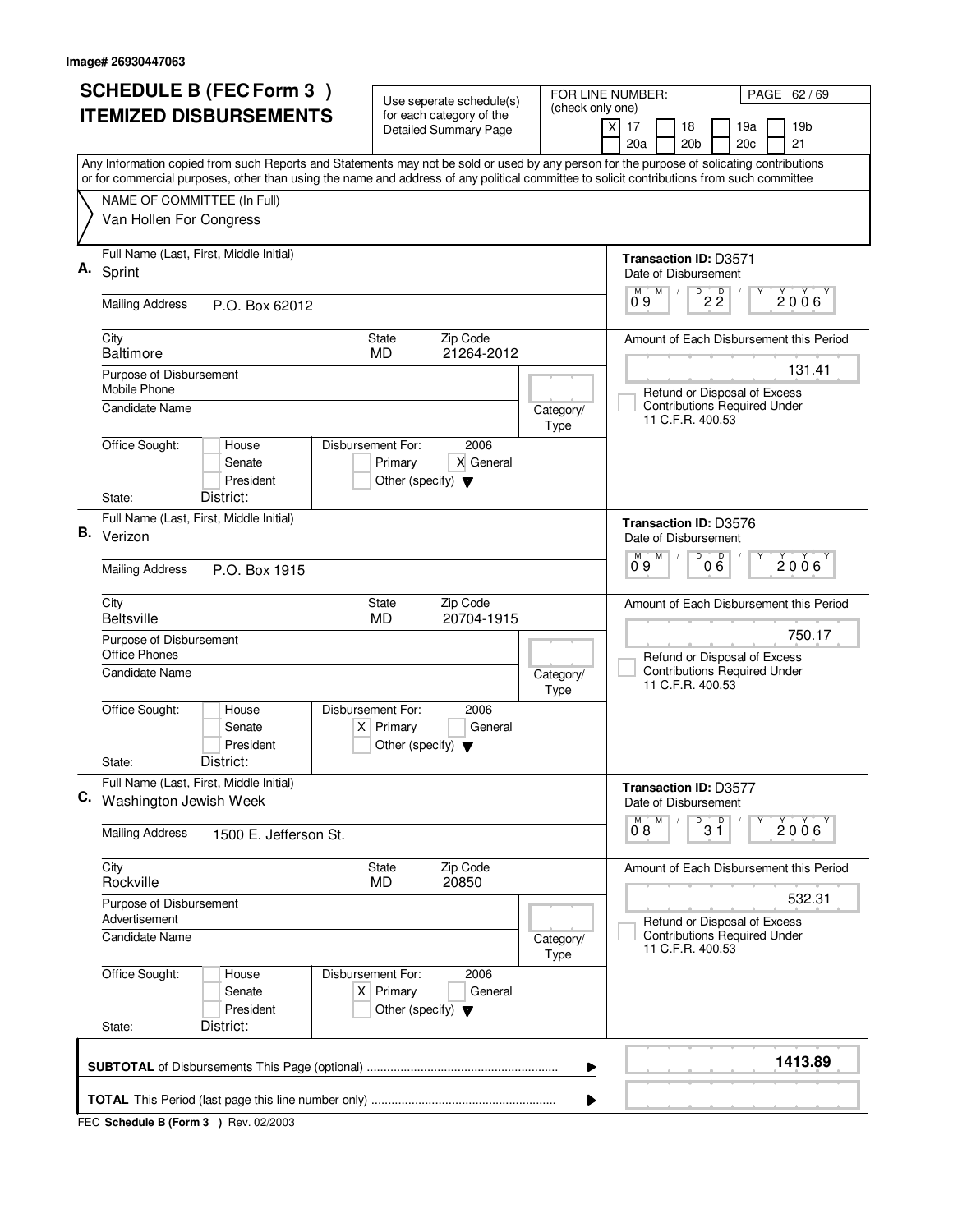Image# 26930447063

# SCHEDULE B (FEC Form 3 ) ITEMIZED DISBURSEMENTS

Use seperate schedule(s) for each category of the Detailed Summary Page

FOR LINE NUMBER: (check only one)

[X] 17 [ ] 18 [ ] 19a [ ] 19b [ ] 20a [ ] 20b [ ] 20c [ ] 21

Any Information copied from such Reports and Statements may not be sold or used by any person for the purpose of solicating contributions or for commercial purposes, other than using the name and address of any political committee to solicit contributions from such committee

NAME OF COMMITTEE (In Full)

Van Hollen For Congress

---

**A.** Full Name (Last, First, Middle Initial): Sprint

Mailing Address: P.O. Box 62012

City: Baltimore | State: MD | Zip Code: 21264-2012

Purpose of Disbursement: Mobile Phone

Candidate Name:

Category/Type:

Office Sought: [ ] House [ ] Senate [ ] President

State: District:

Disbursement For: 2006 [ ] Primary [X] General [ ] Other (specify)

Transaction ID: D3571

Date of Disbursement: 09/22/2006

Amount of Each Disbursement this Period: 131.41

[ ] Refund or Disposal of Excess Contributions Required Under 11 C.F.R. 400.53

---

**B.** Full Name (Last, First, Middle Initial): Verizon

Mailing Address: P.O. Box 1915

City: Beltsville | State: MD | Zip Code: 20704-1915

Purpose of Disbursement: Office Phones

Candidate Name:

Category/Type:

Office Sought: [ ] House [ ] Senate [ ] President

State: District:

Disbursement For: 2006 [X] Primary [ ] General [ ] Other (specify)

Transaction ID: D3576

Date of Disbursement: 09/06/2006

Amount of Each Disbursement this Period: 750.17

[ ] Refund or Disposal of Excess Contributions Required Under 11 C.F.R. 400.53

---

**C.** Full Name (Last, First, Middle Initial): Washington Jewish Week

Mailing Address: 1500 E. Jefferson St.

City: Rockville | State: MD | Zip Code: 20850

Purpose of Disbursement: Advertisement

Candidate Name:

Category/Type:

Office Sought: [ ] House [ ] Senate [ ] President

State: District:

Disbursement For: 2006 [X] Primary [ ] General [ ] Other (specify)

Transaction ID: D3577

Date of Disbursement: 08/31/2006

Amount of Each Disbursement this Period: 532.31

[ ] Refund or Disposal of Excess Contributions Required Under 11 C.F.R. 400.53

---

**SUBTOTAL** of Disbursements This Page (optional): **1413.89**

**TOTAL** This Period (last page this line number only):

FEC **Schedule B (Form 3 )** Rev. 02/2003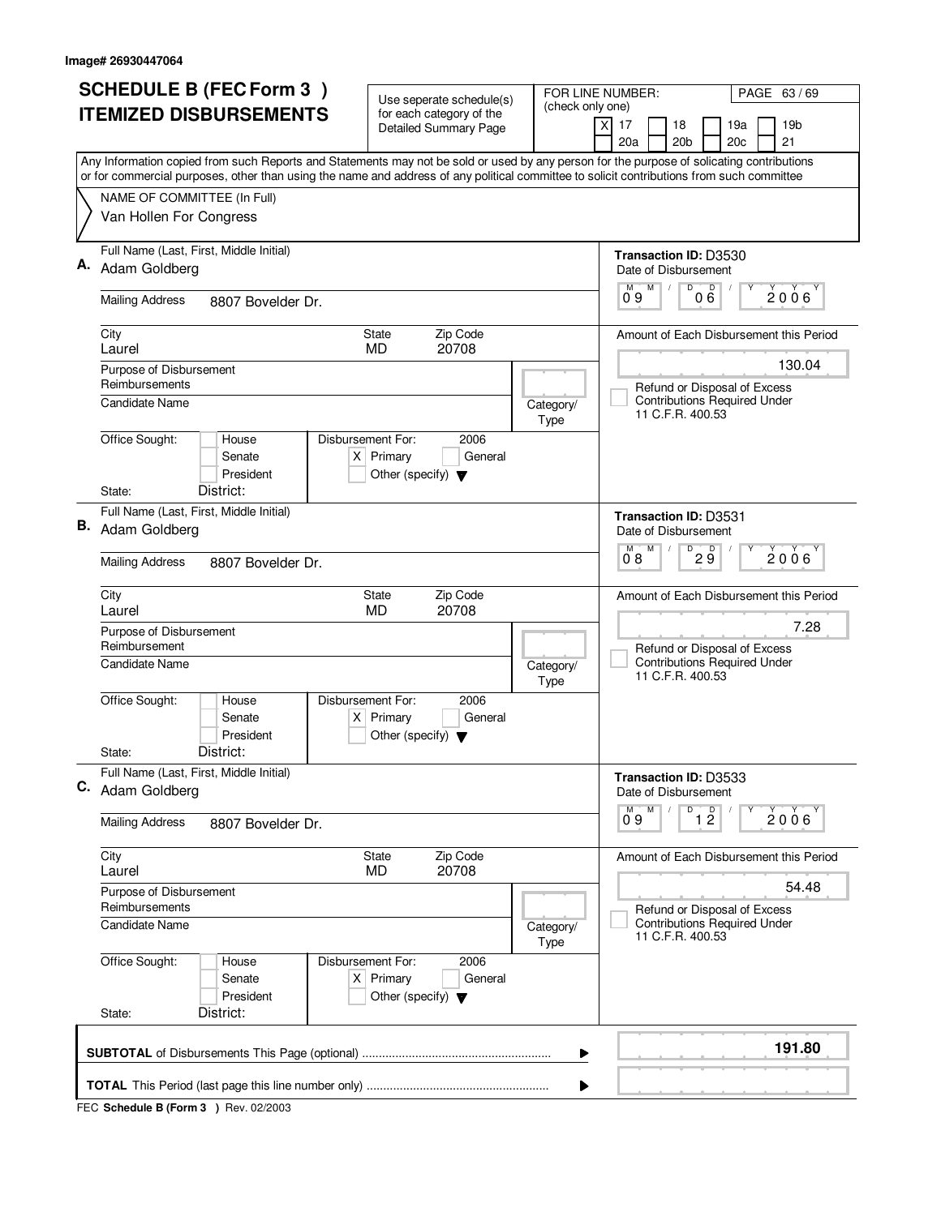Image# 26930447064

# SCHEDULE B (FEC Form 3 ) ITEMIZED DISBURSEMENTS

Use seperate schedule(s) for each category of the Detailed Summary Page

FOR LINE NUMBER: (check only one)

[X] 17 [ ] 18 [ ] 19a [ ] 19b [ ] 20a [ ] 20b [ ] 20c [ ] 21

Any Information copied from such Reports and Statements may not be sold or used by any person for the purpose of solicating contributions or for commercial purposes, other than using the name and address of any political committee to solicit contributions from such committee

NAME OF COMMITTEE (In Full)

Van Hollen For Congress

---

**A.** Full Name (Last, First, Middle Initial): Adam Goldberg

Transaction ID: D3530

Date of Disbursement: 09/06/2006

Mailing Address: 8807 Bovelder Dr.

City: Laurel | State: MD | Zip Code: 20708

Amount of Each Disbursement this Period: 130.04

Purpose of Disbursement: Reimbursements

Refund or Disposal of Excess Contributions Required Under 11 C.F.R. 400.53

Candidate Name

Category/Type

Office Sought: [ ] House [ ] Senate [ ] President

Disbursement For: 2006 [X] Primary [ ] General [ ] Other (specify)

State: District:

---

**B.** Full Name (Last, First, Middle Initial): Adam Goldberg

Transaction ID: D3531

Date of Disbursement: 08/29/2006

Mailing Address: 8807 Bovelder Dr.

City: Laurel | State: MD | Zip Code: 20708

Amount of Each Disbursement this Period: 7.28

Purpose of Disbursement: Reimbursement

Refund or Disposal of Excess Contributions Required Under 11 C.F.R. 400.53

Candidate Name

Category/Type

Office Sought: [ ] House [ ] Senate [ ] President

Disbursement For: 2006 [X] Primary [ ] General [ ] Other (specify)

State: District:

---

**C.** Full Name (Last, First, Middle Initial): Adam Goldberg

Transaction ID: D3533

Date of Disbursement: 09/12/2006

Mailing Address: 8807 Bovelder Dr.

City: Laurel | State: MD | Zip Code: 20708

Amount of Each Disbursement this Period: 54.48

Purpose of Disbursement: Reimbursements

Refund or Disposal of Excess Contributions Required Under 11 C.F.R. 400.53

Candidate Name

Category/Type

Office Sought: [ ] House [ ] Senate [ ] President

Disbursement For: 2006 [X] Primary [ ] General [ ] Other (specify)

State: District:

---

**SUBTOTAL** of Disbursements This Page (optional) ........ **191.80**

**TOTAL** This Period (last page this line number only) ........

FEC **Schedule B (Form 3 )** Rev. 02/2003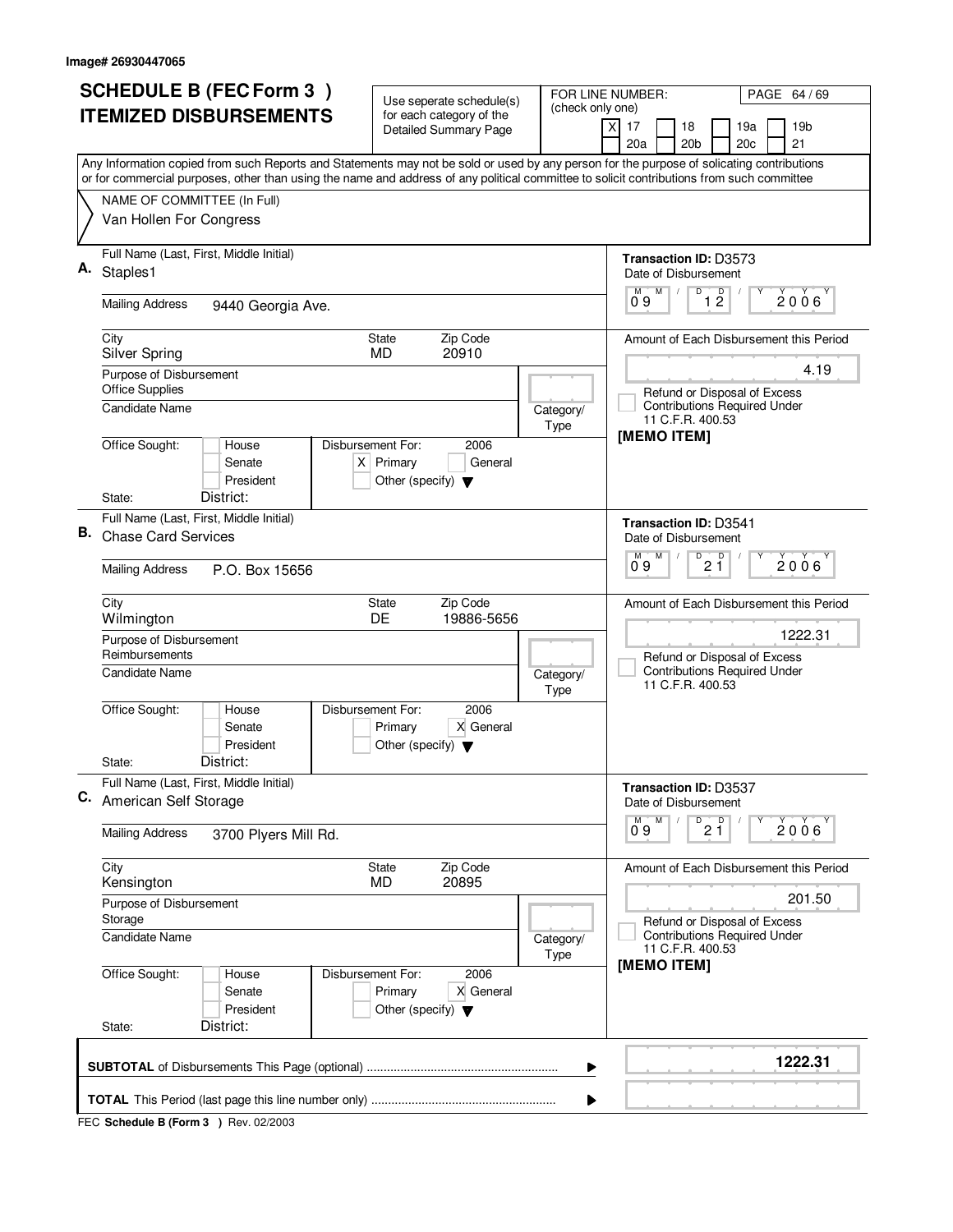Image# 26930447065

# SCHEDULE B (FEC Form 3 ) ITEMIZED DISBURSEMENTS

Use seperate schedule(s) for each category of the Detailed Summary Page

FOR LINE NUMBER: (check only one)

[X] 17 [ ] 18 [ ] 19a [ ] 19b [ ] 20a [ ] 20b [ ] 20c [ ] 21

PAGE 64 / 69

Any Information copied from such Reports and Statements may not be sold or used by any person for the purpose of solicating contributions or for commercial purposes, other than using the name and address of any political committee to solicit contributions from such committee

NAME OF COMMITTEE (In Full)
Van Hollen For Congress

---

**A.** Full Name (Last, First, Middle Initial): Staples1

Transaction ID: D3573

Date of Disbursement: 09 / 12 / 2006

Mailing Address: 9440 Georgia Ave.

City: Silver Spring | State: MD | Zip Code: 20910

Amount of Each Disbursement this Period: 4.19

Purpose of Disbursement: Office Supplies

Candidate Name:

Category/Type:

Refund or Disposal of Excess Contributions Required Under 11 C.F.R. 400.53

[MEMO ITEM]

Office Sought: [ ] House [ ] Senate [ ] President

Disbursement For: 2006 [X] Primary [ ] General [ ] Other (specify)

State: District:

---

**B.** Full Name (Last, First, Middle Initial): Chase Card Services

Transaction ID: D3541

Date of Disbursement: 09 / 21 / 2006

Mailing Address: P.O. Box 15656

City: Wilmington | State: DE | Zip Code: 19886-5656

Amount of Each Disbursement this Period: 1222.31

Purpose of Disbursement: Reimbursements

Candidate Name:

Category/Type:

Refund or Disposal of Excess Contributions Required Under 11 C.F.R. 400.53

Office Sought: [ ] House [ ] Senate [ ] President

Disbursement For: 2006 [ ] Primary [X] General [ ] Other (specify)

State: District:

---

**C.** Full Name (Last, First, Middle Initial): American Self Storage

Transaction ID: D3537

Date of Disbursement: 09 / 21 / 2006

Mailing Address: 3700 Plyers Mill Rd.

City: Kensington | State: MD | Zip Code: 20895

Amount of Each Disbursement this Period: 201.50

Purpose of Disbursement: Storage

Candidate Name:

Category/Type:

Refund or Disposal of Excess Contributions Required Under 11 C.F.R. 400.53

[MEMO ITEM]

Office Sought: [ ] House [ ] Senate [ ] President

Disbursement For: 2006 [ ] Primary [X] General [ ] Other (specify)

State: District:

---

**SUBTOTAL** of Disbursements This Page (optional) ........ **1222.31**

**TOTAL** This Period (last page this line number only) ........

FEC **Schedule B (Form 3 )** Rev. 02/2003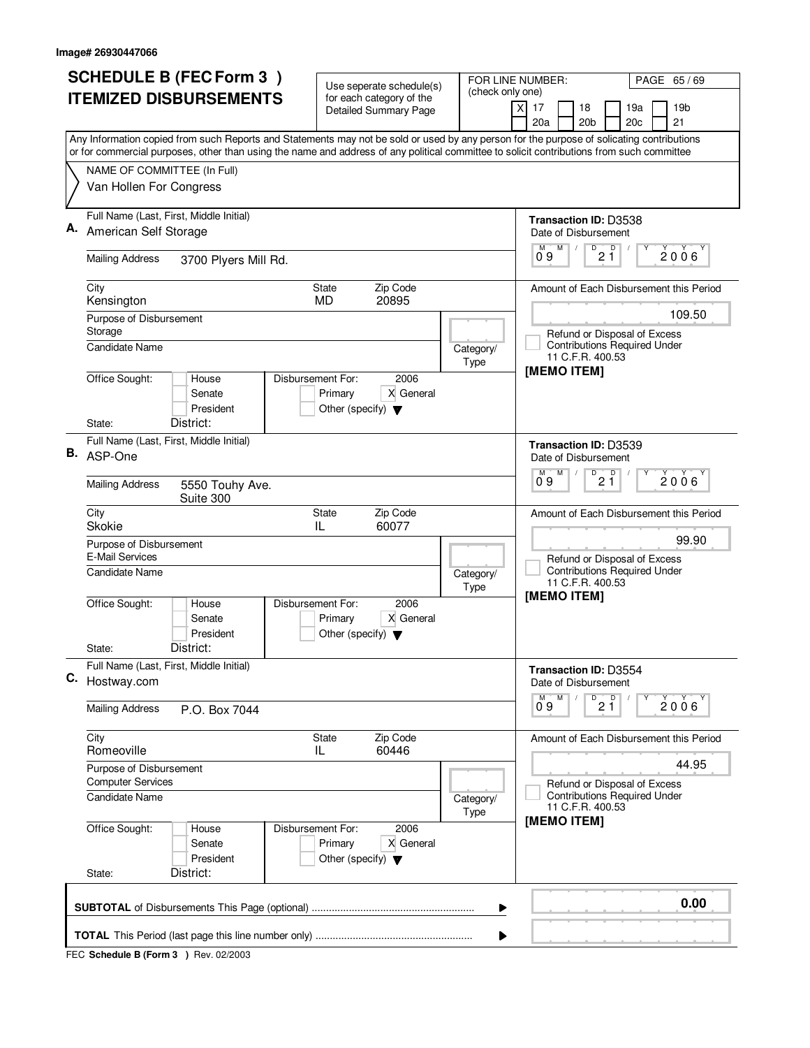Image# 26930447066

# SCHEDULE B (FEC Form 3 ) ITEMIZED DISBURSEMENTS

Use seperate schedule(s) for each category of the Detailed Summary Page

FOR LINE NUMBER: (check only one)

- [X] 17
- [ ] 18
- [ ] 19a
- [ ] 19b
- [ ] 20a
- [ ] 20b
- [ ] 20c
- [ ] 21

Any Information copied from such Reports and Statements may not be sold or used by any person for the purpose of solicating contributions or for commercial purposes, other than using the name and address of any political committee to solicit contributions from such committee

NAME OF COMMITTEE (In Full)
Van Hollen For Congress

---

**A.** Full Name (Last, First, Middle Initial): American Self Storage

Mailing Address: 3700 Plyers Mill Rd.

City: Kensington | State: MD | Zip Code: 20895

Purpose of Disbursement: Storage

Candidate Name:

Category/Type:

Office Sought: House / Senate / President — State: District:

Disbursement For: 2006 — Primary / [X] General / Other (specify)

Transaction ID: D3538

Date of Disbursement: 09 / 21 / 2006

Amount of Each Disbursement this Period: 109.50

Refund or Disposal of Excess Contributions Required Under 11 C.F.R. 400.53

[MEMO ITEM]

---

**B.** Full Name (Last, First, Middle Initial): ASP-One

Mailing Address: 5550 Touhy Ave. Suite 300

City: Skokie | State: IL | Zip Code: 60077

Purpose of Disbursement: E-Mail Services

Candidate Name:

Category/Type:

Office Sought: House / Senate / President — State: District:

Disbursement For: 2006 — Primary / [X] General / Other (specify)

Transaction ID: D3539

Date of Disbursement: 09 / 21 / 2006

Amount of Each Disbursement this Period: 99.90

Refund or Disposal of Excess Contributions Required Under 11 C.F.R. 400.53

[MEMO ITEM]

---

**C.** Full Name (Last, First, Middle Initial): Hostway.com

Mailing Address: P.O. Box 7044

City: Romeoville | State: IL | Zip Code: 60446

Purpose of Disbursement: Computer Services

Candidate Name:

Category/Type:

Office Sought: House / Senate / President — State: District:

Disbursement For: 2006 — Primary / [X] General / Other (specify)

Transaction ID: D3554

Date of Disbursement: 09 / 21 / 2006

Amount of Each Disbursement this Period: 44.95

Refund or Disposal of Excess Contributions Required Under 11 C.F.R. 400.53

[MEMO ITEM]

---

**SUBTOTAL** of Disbursements This Page (optional): 0.00

**TOTAL** This Period (last page this line number only):

FEC **Schedule B (Form 3 )** Rev. 02/2003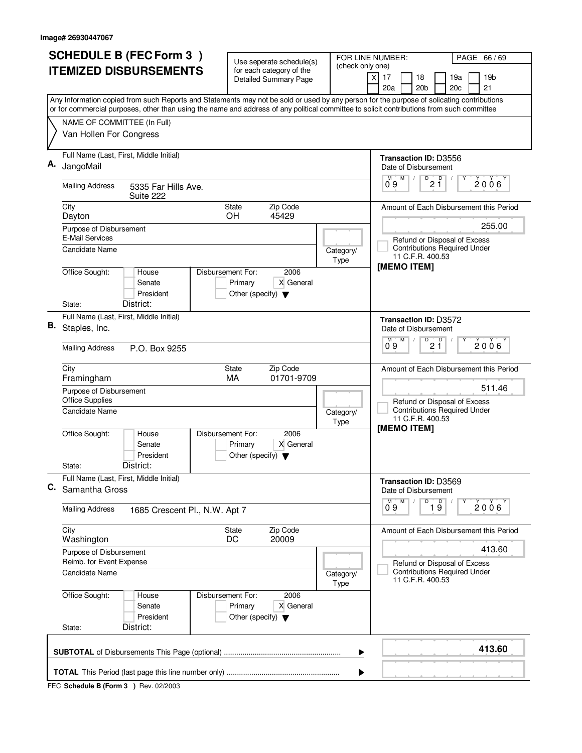Image# 26930447067

# SCHEDULE B (FEC Form 3 ) ITEMIZED DISBURSEMENTS

Use seperate schedule(s) for each category of the Detailed Summary Page

FOR LINE NUMBER: (check only one)

[X] 17 [ ] 18 [ ] 19a [ ] 19b [ ] 20a [ ] 20b [ ] 20c [ ] 21

Any Information copied from such Reports and Statements may not be sold or used by any person for the purpose of solicating contributions or for commercial purposes, other than using the name and address of any political committee to solicit contributions from such committee

NAME OF COMMITTEE (In Full)
Van Hollen For Congress

## A.

Full Name (Last, First, Middle Initial): JangoMail

Mailing Address: 5335 Far Hills Ave. Suite 222

City: Dayton | State: OH | Zip Code: 45429

Purpose of Disbursement: E-Mail Services

Candidate Name:

Category/Type:

Office Sought: [ ] House [ ] Senate [ ] President

State: District:

Disbursement For: 2006 [ ] Primary [X] General [ ] Other (specify)

Transaction ID: D3556

Date of Disbursement: 09/21/2006

Amount of Each Disbursement this Period: 255.00

[ ] Refund or Disposal of Excess Contributions Required Under 11 C.F.R. 400.53

[MEMO ITEM]

## B.

Full Name (Last, First, Middle Initial): Staples, Inc.

Mailing Address: P.O. Box 9255

City: Framingham | State: MA | Zip Code: 01701-9709

Purpose of Disbursement: Office Supplies

Candidate Name:

Category/Type:

Office Sought: [ ] House [ ] Senate [ ] President

State: District:

Disbursement For: 2006 [ ] Primary [X] General [ ] Other (specify)

Transaction ID: D3572

Date of Disbursement: 09/21/2006

Amount of Each Disbursement this Period: 511.46

[ ] Refund or Disposal of Excess Contributions Required Under 11 C.F.R. 400.53

[MEMO ITEM]

## C.

Full Name (Last, First, Middle Initial): Samantha Gross

Mailing Address: 1685 Crescent Pl., N.W. Apt 7

City: Washington | State: DC | Zip Code: 20009

Purpose of Disbursement: Reimb. for Event Expense

Candidate Name:

Category/Type:

Office Sought: [ ] House [ ] Senate [ ] President

State: District:

Disbursement For: 2006 [ ] Primary [X] General [ ] Other (specify)

Transaction ID: D3569

Date of Disbursement: 09/19/2006

Amount of Each Disbursement this Period: 413.60

[ ] Refund or Disposal of Excess Contributions Required Under 11 C.F.R. 400.53

---

**SUBTOTAL** of Disbursements This Page (optional): **413.60**

**TOTAL** This Period (last page this line number only):

FEC **Schedule B (Form 3 )** Rev. 02/2003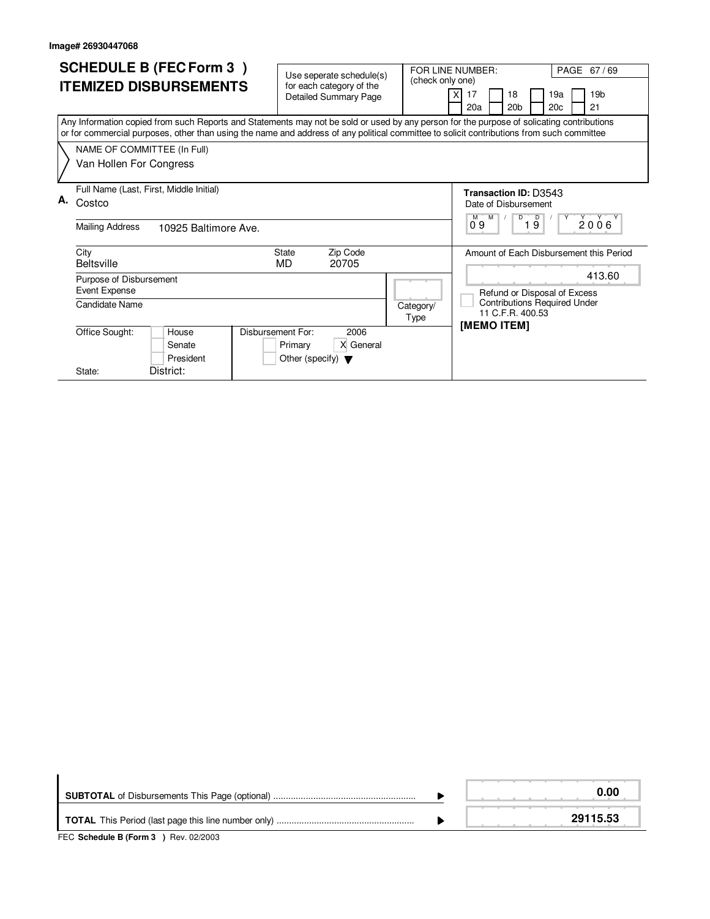Image# 26930447068

# SCHEDULE B (FEC Form 3 )
# ITEMIZED DISBURSEMENTS

Use seperate schedule(s) for each category of the Detailed Summary Page

FOR LINE NUMBER: (check only one)

[X] 17 [ ] 18 [ ] 19a [ ] 19b
[ ] 20a [ ] 20b [ ] 20c [ ] 21

Any Information copied from such Reports and Statements may not be sold or used by any person for the purpose of solicating contributions or for commercial purposes, other than using the name and address of any political committee to solicit contributions from such committee

NAME OF COMMITTEE (In Full)
Van Hollen For Congress

**A.** Full Name (Last, First, Middle Initial)
Costco

Mailing Address: 10925 Baltimore Ave.

| City | State | Zip Code |
|---|---|---|
| Beltsville | MD | 20705 |

Purpose of Disbursement: Event Expense

Candidate Name:

Category/Type:

Office Sought: [ ] House [ ] Senate [ ] President

State: District:

Disbursement For: 2006 [ ] Primary [X] General [ ] Other (specify)

**Transaction ID:** D3543

Date of Disbursement: 09 / 19 / 2006

Amount of Each Disbursement this Period: 413.60

[ ] Refund or Disposal of Excess Contributions Required Under 11 C.F.R. 400.53

**[MEMO ITEM]**

| | |
|---|---|
| **SUBTOTAL** of Disbursements This Page (optional) | **0.00** |
| **TOTAL** This Period (last page this line number only) | **29115.53** |

FEC **Schedule B (Form 3 )** Rev. 02/2003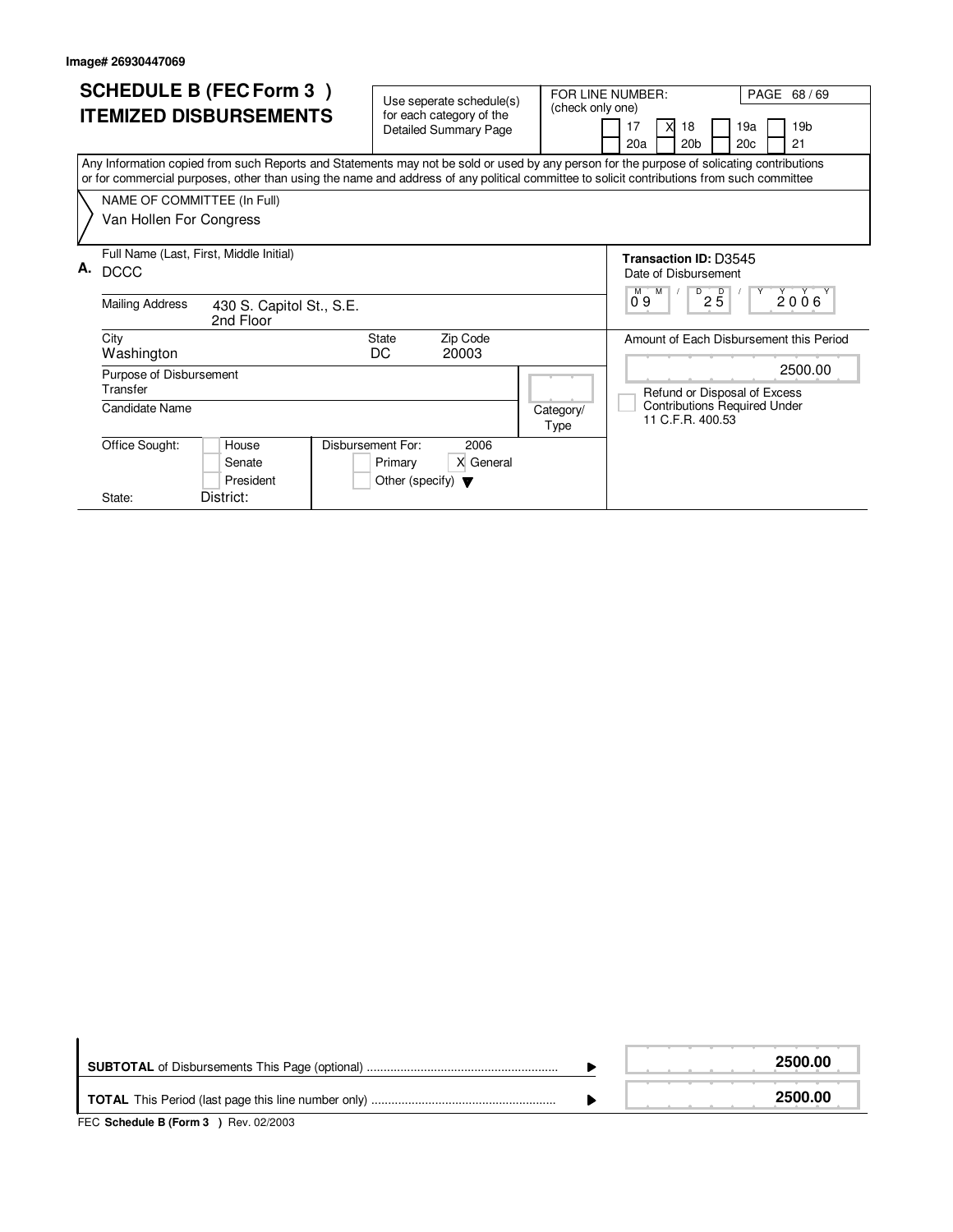Image# 26930447069

# SCHEDULE B (FEC Form 3 )
# ITEMIZED DISBURSEMENTS

Use seperate schedule(s) for each category of the Detailed Summary Page

FOR LINE NUMBER: (check only one)

| | | | |
|---|---|---|---|
| 17 | X 18 | 19a | 19b |
| 20a | 20b | 20c | 21 |

Any Information copied from such Reports and Statements may not be sold or used by any person for the purpose of solicating contributions or for commercial purposes, other than using the name and address of any political committee to solicit contributions from such committee

NAME OF COMMITTEE (In Full)
Van Hollen For Congress

**A.** Full Name (Last, First, Middle Initial)
DCCC

Mailing Address: 430 S. Capitol St., S.E.
2nd Floor

City: Washington | State: DC | Zip Code: 20003

Purpose of Disbursement: Transfer

Candidate Name:

Category/Type:

Office Sought: House / Senate / President

State: District:

Disbursement For: 2006 — Primary / X General / Other (specify)

**Transaction ID:** D3545

Date of Disbursement: 09 / 25 / 2006

Amount of Each Disbursement this Period: 2500.00

Refund or Disposal of Excess Contributions Required Under 11 C.F.R. 400.53

| | |
|---|---|
| **SUBTOTAL** of Disbursements This Page (optional) | **2500.00** |
| **TOTAL** This Period (last page this line number only) | **2500.00** |

FEC **Schedule B (Form 3 )** Rev. 02/2003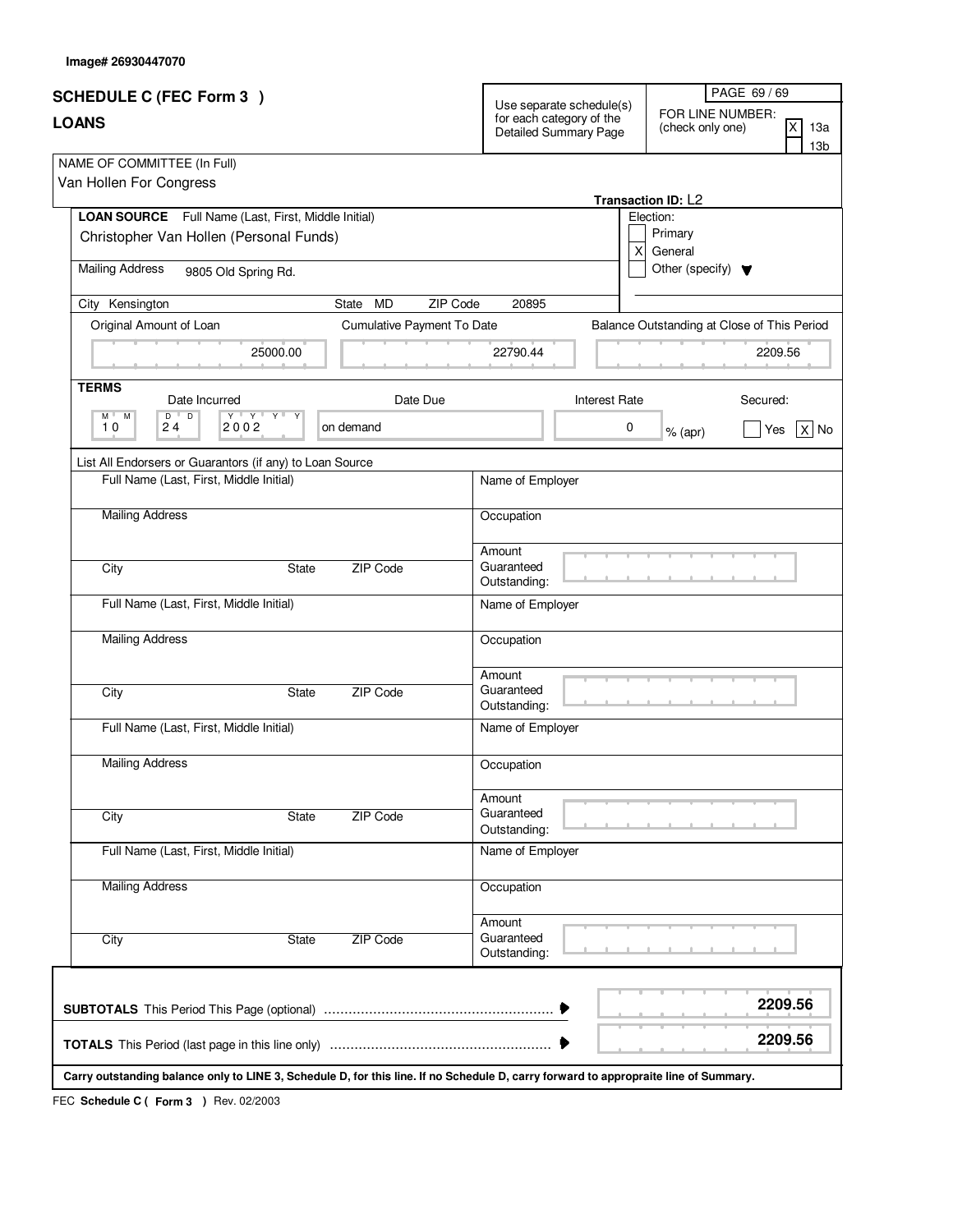Image# 26930447070

# SCHEDULE C (FEC Form 3 )

## LOANS

Use separate schedule(s) for each category of the Detailed Summary Page

FOR LINE NUMBER: (check only one)

- [X] 13a
- [ ] 13b

NAME OF COMMITTEE (In Full)
Van Hollen For Congress

Transaction ID: L2

**LOAN SOURCE** Full Name (Last, First, Middle Initial)
Christopher Van Hollen (Personal Funds)

Election:
- [ ] Primary
- [X] General
- [ ] Other (specify)

Mailing Address 9805 Old Spring Rd.

City Kensington State MD ZIP Code 20895

| Original Amount of Loan | Cumulative Payment To Date | Balance Outstanding at Close of This Period |
|---|---|---|
| 25000.00 | 22790.44 | 2209.56 |

**TERMS**

| Date Incurred | Date Due | Interest Rate | Secured |
|---|---|---|---|
| 10 24 2002 | on demand | 0 % (apr) | [ ] Yes [X] No |

List All Endorsers or Guarantors (if any) to Loan Source

| Full Name (Last, First, Middle Initial) | Name of Employer |
|---|---|
| Mailing Address | Occupation |
| City / State / ZIP Code | Amount Guaranteed Outstanding: |
| Full Name (Last, First, Middle Initial) | Name of Employer |
| Mailing Address | Occupation |
| City / State / ZIP Code | Amount Guaranteed Outstanding: |
| Full Name (Last, First, Middle Initial) | Name of Employer |
| Mailing Address | Occupation |
| City / State / ZIP Code | Amount Guaranteed Outstanding: |
| Full Name (Last, First, Middle Initial) | Name of Employer |
| Mailing Address | Occupation |
| City / State / ZIP Code | Amount Guaranteed Outstanding: |

**SUBTOTALS** This Period This Page (optional) ........................................................ **2209.56**

**TOTALS** This Period (last page in this line only) ..................................................... **2209.56**

**Carry outstanding balance only to LINE 3, Schedule D, for this line. If no Schedule D, carry forward to appropraite line of Summary.**

FEC **Schedule C ( Form 3 )** Rev. 02/2003